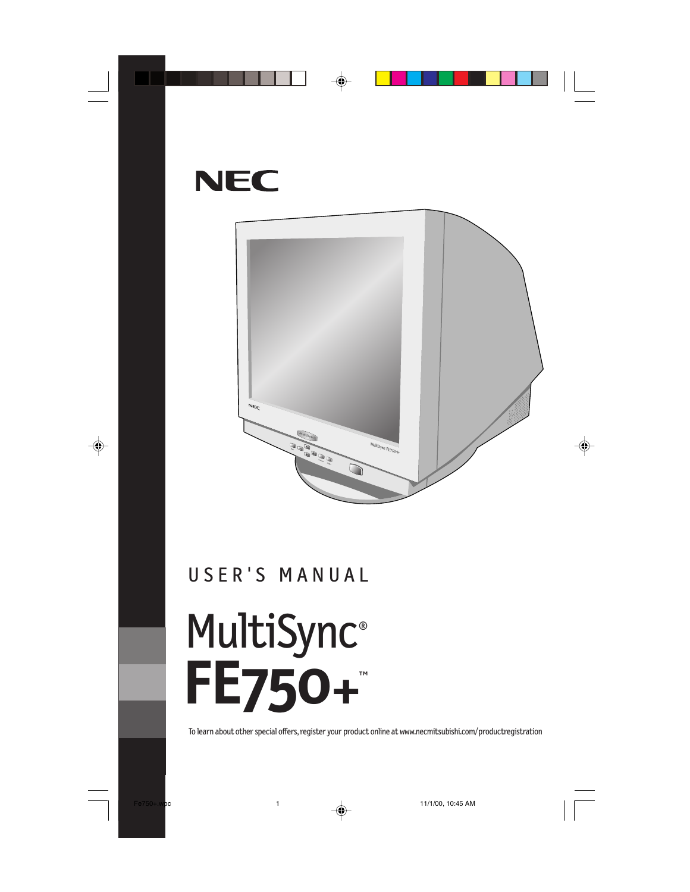NEC

USER'S MANUAL

# MultiSync®
# FE750+™

To learn about other special offers, register your product online at www.necmitsubishi.com/productregistration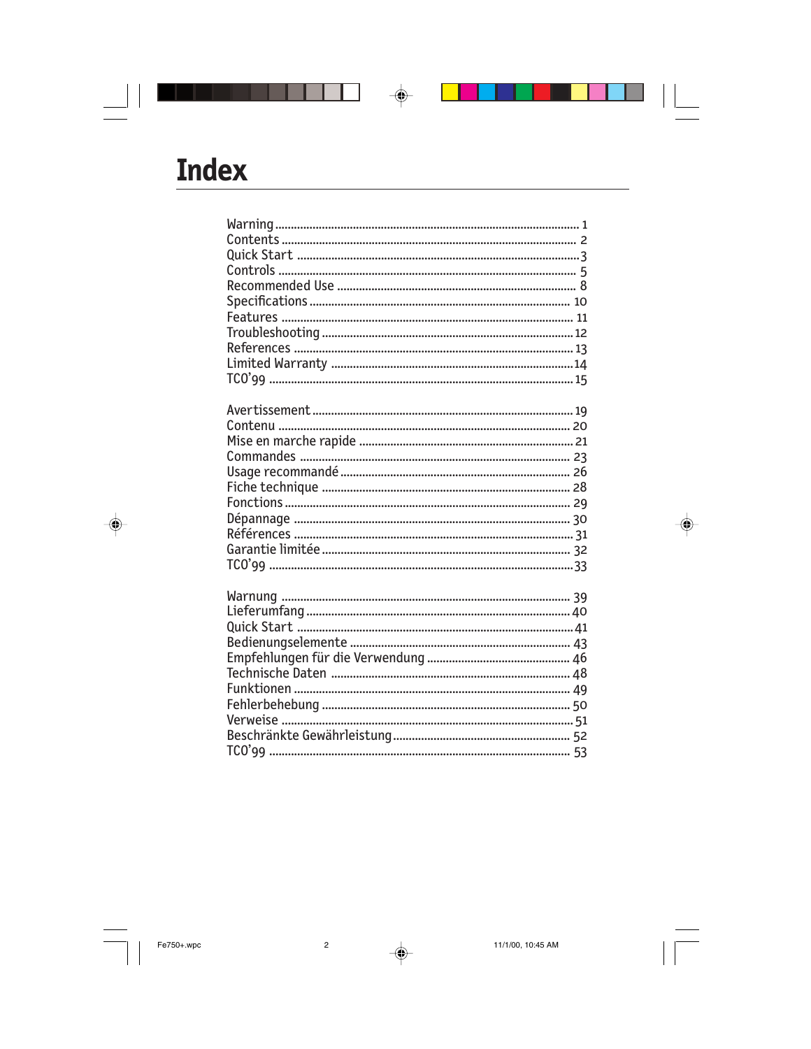# Index

| | |
|---|---|
| Warning | 1 |
| Contents | 2 |
| Quick Start | 3 |
| Controls | 5 |
| Recommended Use | 8 |
| Specifications | 10 |
| Features | 11 |
| Troubleshooting | 12 |
| References | 13 |
| Limited Warranty | 14 |
| TCO'99 | 15 |

| | |
|---|---|
| Avertissement | 19 |
| Contenu | 20 |
| Mise en marche rapide | 21 |
| Commandes | 23 |
| Usage recommandé | 26 |
| Fiche technique | 28 |
| Fonctions | 29 |
| Dépannage | 30 |
| Références | 31 |
| Garantie limitée | 32 |
| TCO'99 | 33 |

| | |
|---|---|
| Warnung | 39 |
| Lieferumfang | 40 |
| Quick Start | 41 |
| Bedienungselemente | 43 |
| Empfehlungen für die Verwendung | 46 |
| Technische Daten | 48 |
| Funktionen | 49 |
| Fehlerbehebung | 50 |
| Verweise | 51 |
| Beschränkte Gewährleistung | 52 |
| TCO'99 | 53 |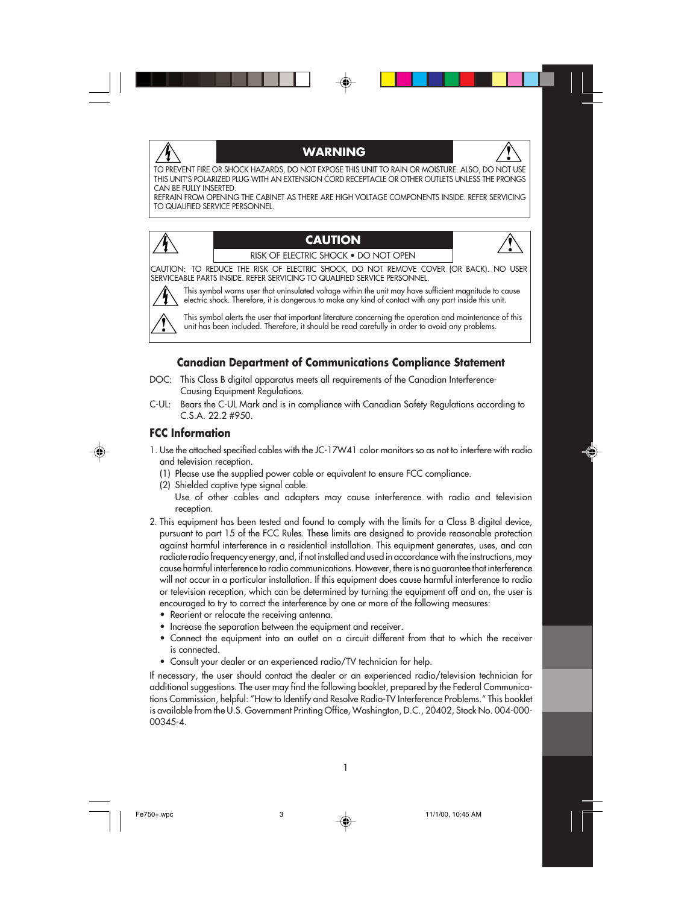## WARNING

TO PREVENT FIRE OR SHOCK HAZARDS, DO NOT EXPOSE THIS UNIT TO RAIN OR MOISTURE. ALSO, DO NOT USE THIS UNIT'S POLARIZED PLUG WITH AN EXTENSION CORD RECEPTACLE OR OTHER OUTLETS UNLESS THE PRONGS CAN BE FULLY INSERTED.

REFRAIN FROM OPENING THE CABINET AS THERE ARE HIGH VOLTAGE COMPONENTS INSIDE. REFER SERVICING TO QUALIFIED SERVICE PERSONNEL.

## CAUTION

RISK OF ELECTRIC SHOCK • DO NOT OPEN

CAUTION: TO REDUCE THE RISK OF ELECTRIC SHOCK, DO NOT REMOVE COVER (OR BACK). NO USER SERVICEABLE PARTS INSIDE. REFER SERVICING TO QUALIFIED SERVICE PERSONNEL.

This symbol warns user that uninsulated voltage within the unit may have sufficient magnitude to cause electric shock. Therefore, it is dangerous to make any kind of contact with any part inside this unit.

This symbol alerts the user that important literature concerning the operation and maintenance of this unit has been included. Therefore, it should be read carefully in order to avoid any problems.

## Canadian Department of Communications Compliance Statement

DOC: This Class B digital apparatus meets all requirements of the Canadian Interference-Causing Equipment Regulations.

C-UL: Bears the C-UL Mark and is in compliance with Canadian Safety Regulations according to C.S.A. 22.2 #950.

## FCC Information

1. Use the attached specified cables with the JC-17W41 color monitors so as not to interfere with radio and television reception.
   (1) Please use the supplied power cable or equivalent to ensure FCC compliance.
   (2) Shielded captive type signal cable.
   Use of other cables and adapters may cause interference with radio and television reception.
2. This equipment has been tested and found to comply with the limits for a Class B digital device, pursuant to part 15 of the FCC Rules. These limits are designed to provide reasonable protection against harmful interference in a residential installation. This equipment generates, uses, and can radiate radio frequency energy, and, if not installed and used in accordance with the instructions, may cause harmful interference to radio communications. However, there is no guarantee that interference will not occur in a particular installation. If this equipment does cause harmful interference to radio or television reception, which can be determined by turning the equipment off and on, the user is encouraged to try to correct the interference by one or more of the following measures:
   - Reorient or relocate the receiving antenna.
   - Increase the separation between the equipment and receiver.
   - Connect the equipment into an outlet on a circuit different from that to which the receiver is connected.
   - Consult your dealer or an experienced radio/TV technician for help.

If necessary, the user should contact the dealer or an experienced radio/television technician for additional suggestions. The user may find the following booklet, prepared by the Federal Communications Commission, helpful: "How to Identify and Resolve Radio-TV Interference Problems." This booklet is available from the U.S. Government Printing Office, Washington, D.C., 20402, Stock No. 004-000-00345-4.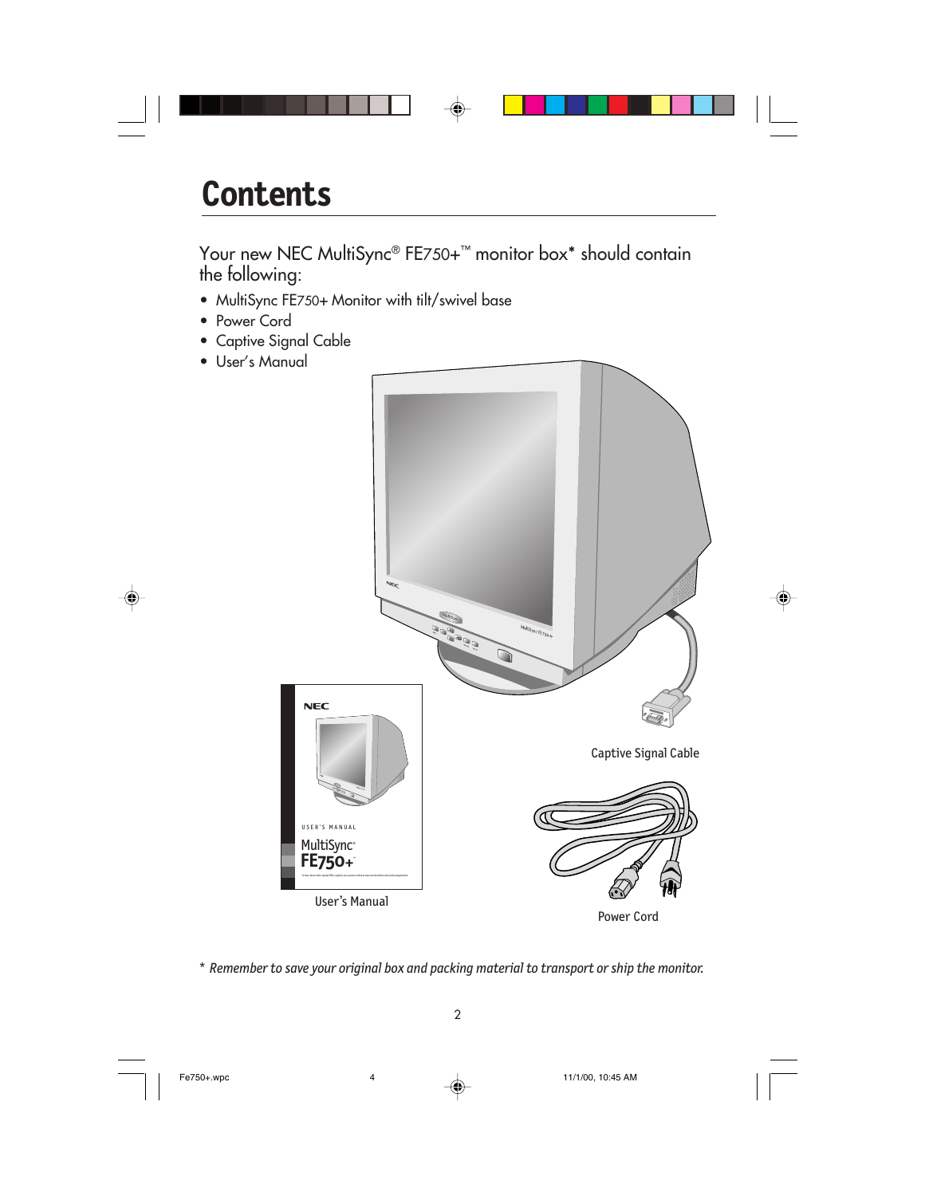# Contents

Your new NEC MultiSync® FE750+™ monitor box* should contain the following:

- MultiSync FE750+ Monitor with tilt/swivel base
- Power Cord
- Captive Signal Cable
- User's Manual

Captive Signal Cable

User's Manual

Power Cord

*\* Remember to save your original box and packing material to transport or ship the monitor.*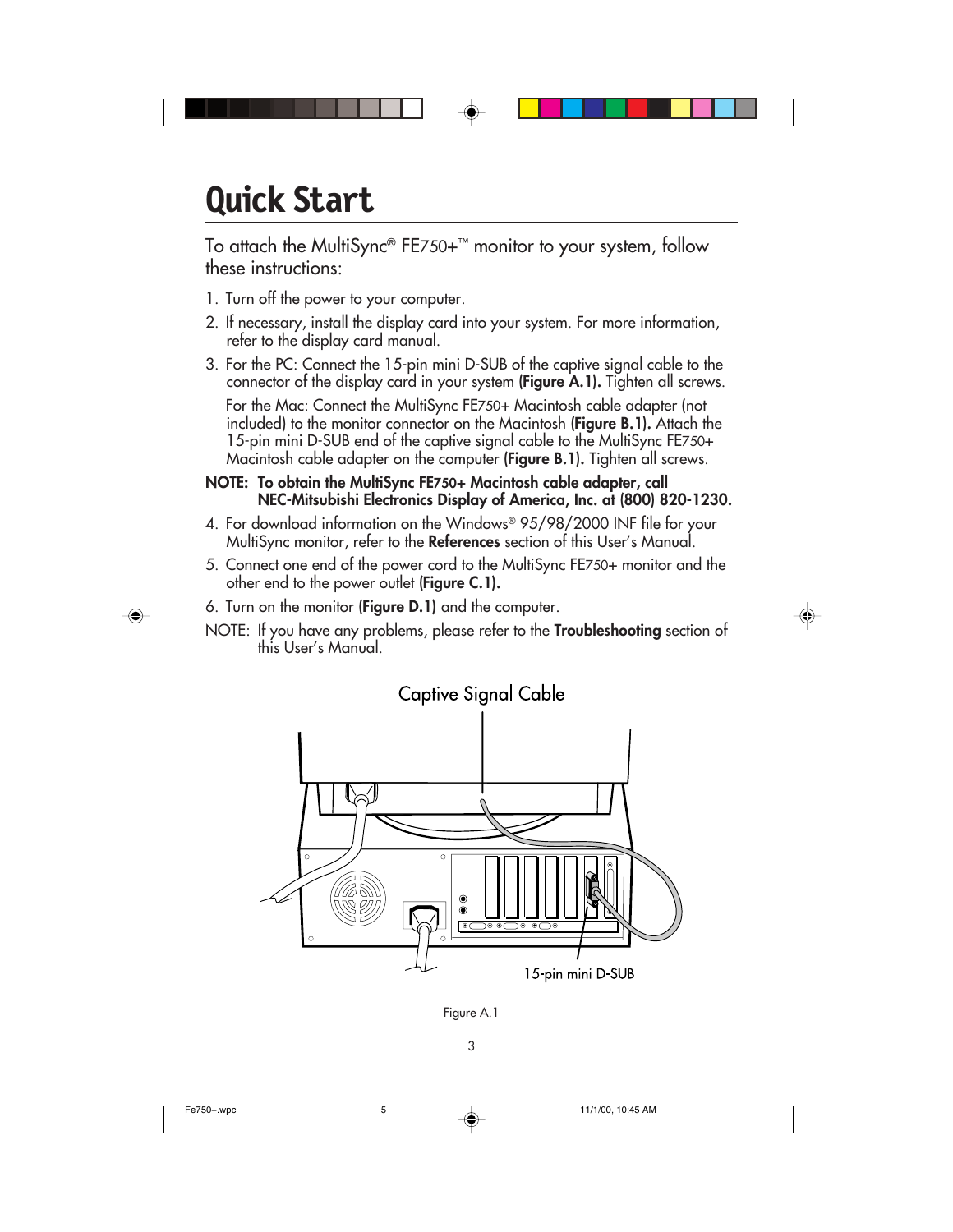# Quick Start

To attach the MultiSync® FE750+™ monitor to your system, follow these instructions:

1. Turn off the power to your computer.
2. If necessary, install the display card into your system. For more information, refer to the display card manual.
3. For the PC: Connect the 15-pin mini D-SUB of the captive signal cable to the connector of the display card in your system **(Figure A.1).** Tighten all screws.

   For the Mac: Connect the MultiSync FE750+ Macintosh cable adapter (not included) to the monitor connector on the Macintosh **(Figure B.1).** Attach the 15-pin mini D-SUB end of the captive signal cable to the MultiSync FE750+ Macintosh cable adapter on the computer **(Figure B.1).** Tighten all screws.

**NOTE: To obtain the MultiSync FE750+ Macintosh cable adapter, call NEC-Mitsubishi Electronics Display of America, Inc. at (800) 820-1230.**

4. For download information on the Windows® 95/98/2000 INF file for your MultiSync monitor, refer to the **References** section of this User's Manual.
5. Connect one end of the power cord to the MultiSync FE750+ monitor and the other end to the power outlet **(Figure C.1).**
6. Turn on the monitor **(Figure D.1)** and the computer.

NOTE: If you have any problems, please refer to the **Troubleshooting** section of this User's Manual.

Captive Signal Cable

15-pin mini D-SUB

Figure A.1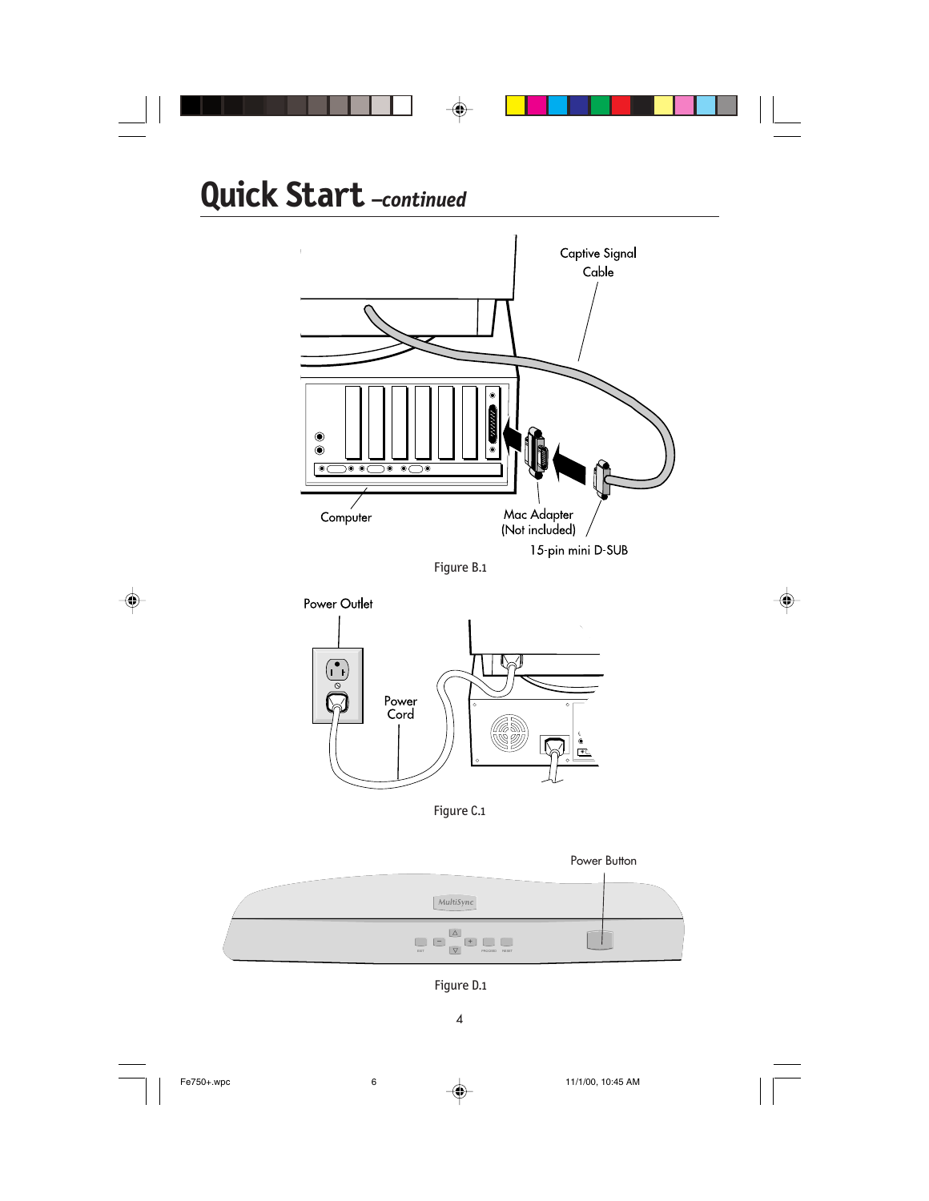# Quick Start *–continued*

Captive Signal Cable

Computer

Mac Adapter (Not included)

15-pin mini D-SUB

Figure B.1

Power Outlet

Power Cord

Figure C.1

Power Button

Figure D.1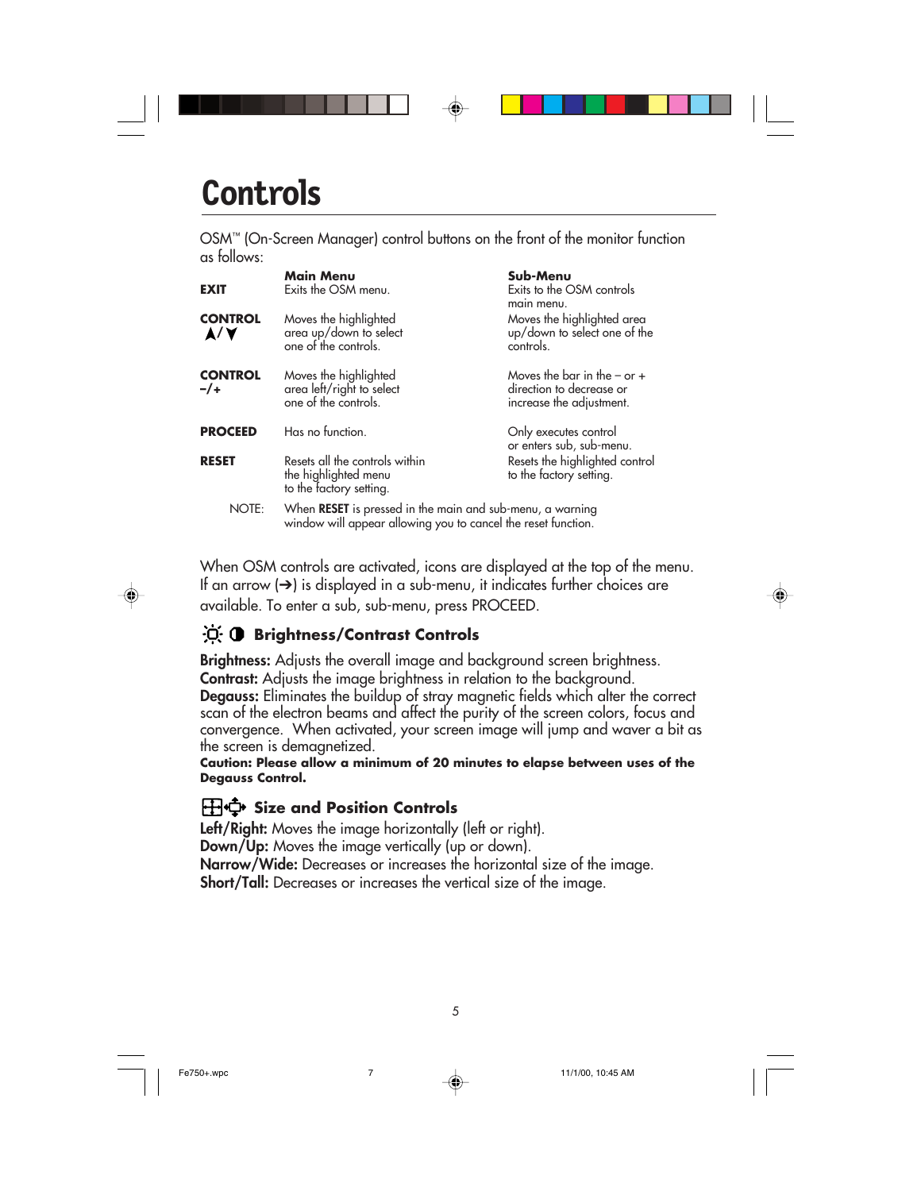# Controls

OSM™ (On-Screen Manager) control buttons on the front of the monitor function as follows:

| | Main Menu | Sub-Menu |
|---|---|---|
| **EXIT** | Exits the OSM menu. | Exits to the OSM controls main menu. |
| **CONTROL ▲/▼** | Moves the highlighted area up/down to select one of the controls. | Moves the highlighted area up/down to select one of the controls. |
| **CONTROL –/+** | Moves the highlighted area left/right to select one of the controls. | Moves the bar in the – or + direction to decrease or increase the adjustment. |
| **PROCEED** | Has no function. | Only executes control or enters sub, sub-menu. |
| **RESET** | Resets all the controls within the highlighted menu to the factory setting. | Resets the highlighted control to the factory setting. |

NOTE: When **RESET** is pressed in the main and sub-menu, a warning window will appear allowing you to cancel the reset function.

When OSM controls are activated, icons are displayed at the top of the menu. If an arrow (➔) is displayed in a sub-menu, it indicates further choices are available. To enter a sub, sub-menu, press PROCEED.

## Brightness/Contrast Controls

**Brightness:** Adjusts the overall image and background screen brightness.
**Contrast:** Adjusts the image brightness in relation to the background.
**Degauss:** Eliminates the buildup of stray magnetic fields which alter the correct scan of the electron beams and affect the purity of the screen colors, focus and convergence. When activated, your screen image will jump and waver a bit as the screen is demagnetized.
**Caution: Please allow a minimum of 20 minutes to elapse between uses of the Degauss Control.**

## Size and Position Controls

**Left/Right:** Moves the image horizontally (left or right).
**Down/Up:** Moves the image vertically (up or down).
**Narrow/Wide:** Decreases or increases the horizontal size of the image.
**Short/Tall:** Decreases or increases the vertical size of the image.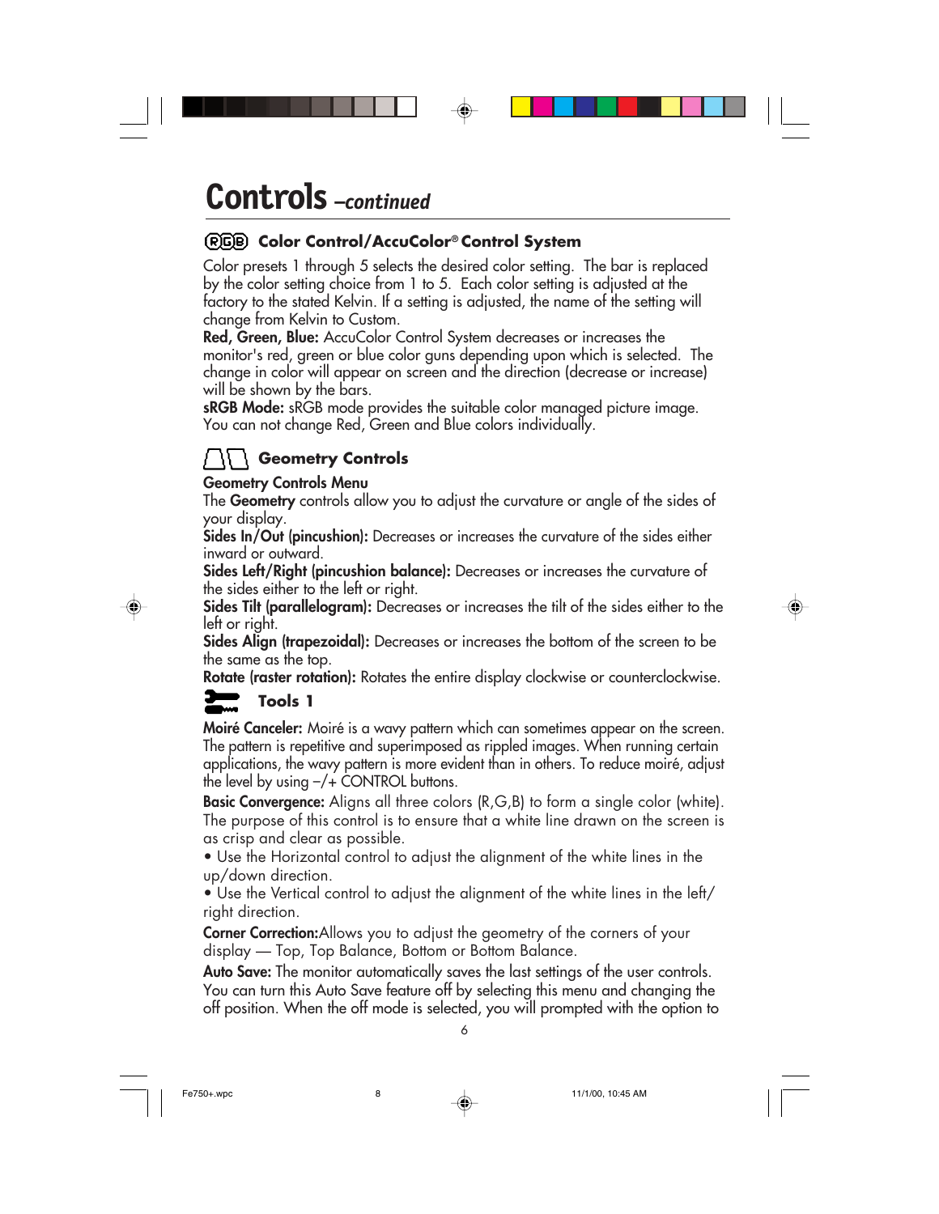# Controls *–continued*

### Color Control/AccuColor® Control System

Color presets 1 through 5 selects the desired color setting. The bar is replaced by the color setting choice from 1 to 5. Each color setting is adjusted at the factory to the stated Kelvin. If a setting is adjusted, the name of the setting will change from Kelvin to Custom.

**Red, Green, Blue:** AccuColor Control System decreases or increases the monitor's red, green or blue color guns depending upon which is selected. The change in color will appear on screen and the direction (decrease or increase) will be shown by the bars.

**sRGB Mode:** sRGB mode provides the suitable color managed picture image. You can not change Red, Green and Blue colors individually.

### Geometry Controls

**Geometry Controls Menu**

The **Geometry** controls allow you to adjust the curvature or angle of the sides of your display.

**Sides In/Out (pincushion):** Decreases or increases the curvature of the sides either inward or outward.

**Sides Left/Right (pincushion balance):** Decreases or increases the curvature of the sides either to the left or right.

**Sides Tilt (parallelogram):** Decreases or increases the tilt of the sides either to the left or right.

**Sides Align (trapezoidal):** Decreases or increases the bottom of the screen to be the same as the top.

**Rotate (raster rotation):** Rotates the entire display clockwise or counterclockwise.

### Tools 1

**Moiré Canceler:** Moiré is a wavy pattern which can sometimes appear on the screen. The pattern is repetitive and superimposed as rippled images. When running certain applications, the wavy pattern is more evident than in others. To reduce moiré, adjust the level by using –/+ CONTROL buttons.

**Basic Convergence:** Aligns all three colors (R,G,B) to form a single color (white). The purpose of this control is to ensure that a white line drawn on the screen is as crisp and clear as possible.

- Use the Horizontal control to adjust the alignment of the white lines in the up/down direction.
- Use the Vertical control to adjust the alignment of the white lines in the left/right direction.

**Corner Correction:** Allows you to adjust the geometry of the corners of your display — Top, Top Balance, Bottom or Bottom Balance.

**Auto Save:** The monitor automatically saves the last settings of the user controls. You can turn this Auto Save feature off by selecting this menu and changing the off position. When the off mode is selected, you will prompted with the option to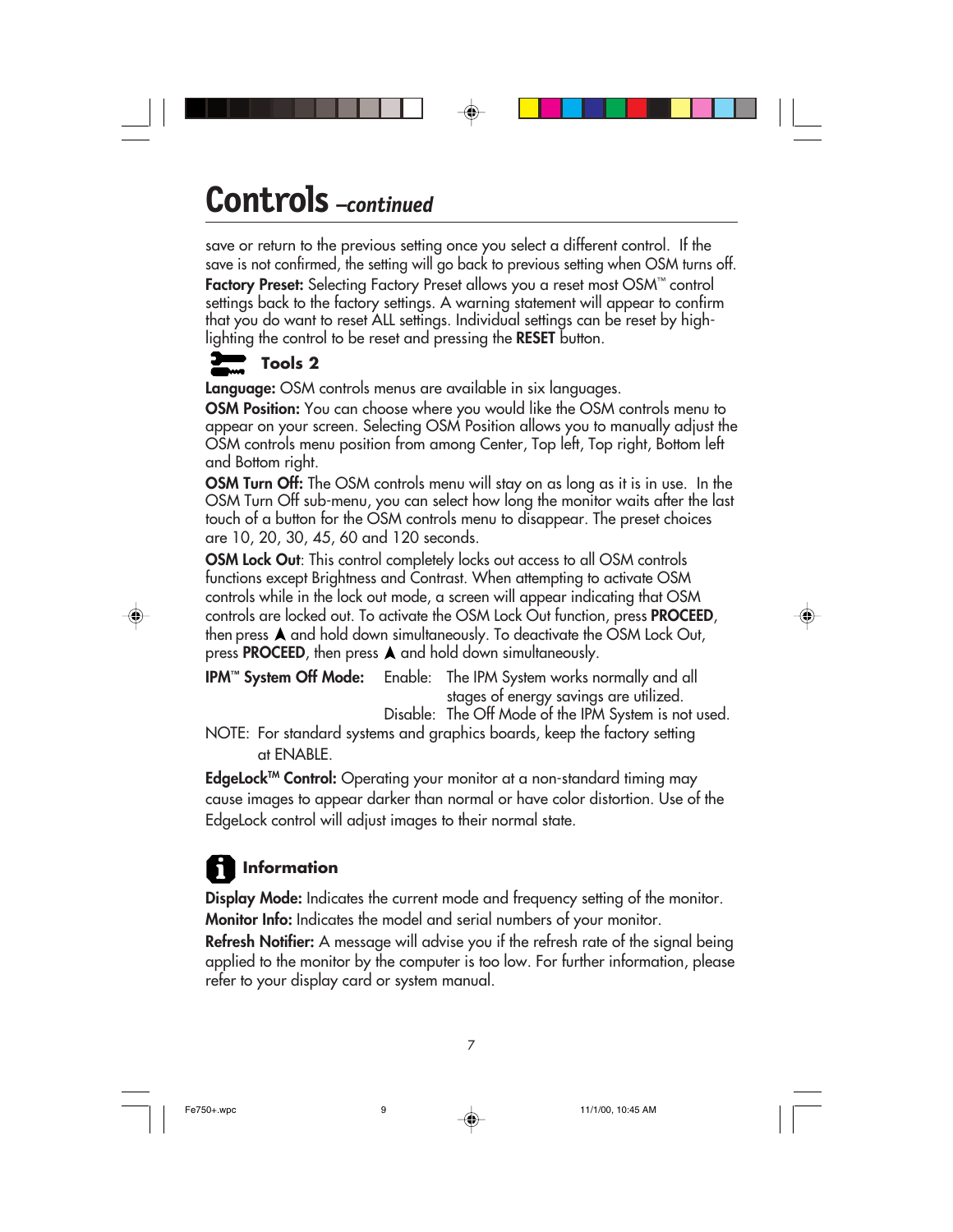# Controls *–continued*

save or return to the previous setting once you select a different control. If the save is not confirmed, the setting will go back to previous setting when OSM turns off.

**Factory Preset:** Selecting Factory Preset allows you a reset most OSM™ control settings back to the factory settings. A warning statement will appear to confirm that you do want to reset ALL settings. Individual settings can be reset by highlighting the control to be reset and pressing the **RESET** button.

## Tools 2

**Language:** OSM controls menus are available in six languages.

**OSM Position:** You can choose where you would like the OSM controls menu to appear on your screen. Selecting OSM Position allows you to manually adjust the OSM controls menu position from among Center, Top left, Top right, Bottom left and Bottom right.

**OSM Turn Off:** The OSM controls menu will stay on as long as it is in use. In the OSM Turn Off sub-menu, you can select how long the monitor waits after the last touch of a button for the OSM controls menu to disappear. The preset choices are 10, 20, 30, 45, 60 and 120 seconds.

**OSM Lock Out**: This control completely locks out access to all OSM controls functions except Brightness and Contrast. When attempting to activate OSM controls while in the lock out mode, a screen will appear indicating that OSM controls are locked out. To activate the OSM Lock Out function, press **PROCEED**, then press ▲ and hold down simultaneously. To deactivate the OSM Lock Out, press **PROCEED**, then press ▲ and hold down simultaneously.

**IPM™ System Off Mode:**
- Enable: The IPM System works normally and all stages of energy savings are utilized.
- Disable: The Off Mode of the IPM System is not used.

NOTE: For standard systems and graphics boards, keep the factory setting at ENABLE.

**EdgeLock™ Control:** Operating your monitor at a non-standard timing may cause images to appear darker than normal or have color distortion. Use of the EdgeLock control will adjust images to their normal state.

## Information

**Display Mode:** Indicates the current mode and frequency setting of the monitor.

**Monitor Info:** Indicates the model and serial numbers of your monitor.

**Refresh Notifier:** A message will advise you if the refresh rate of the signal being applied to the monitor by the computer is too low. For further information, please refer to your display card or system manual.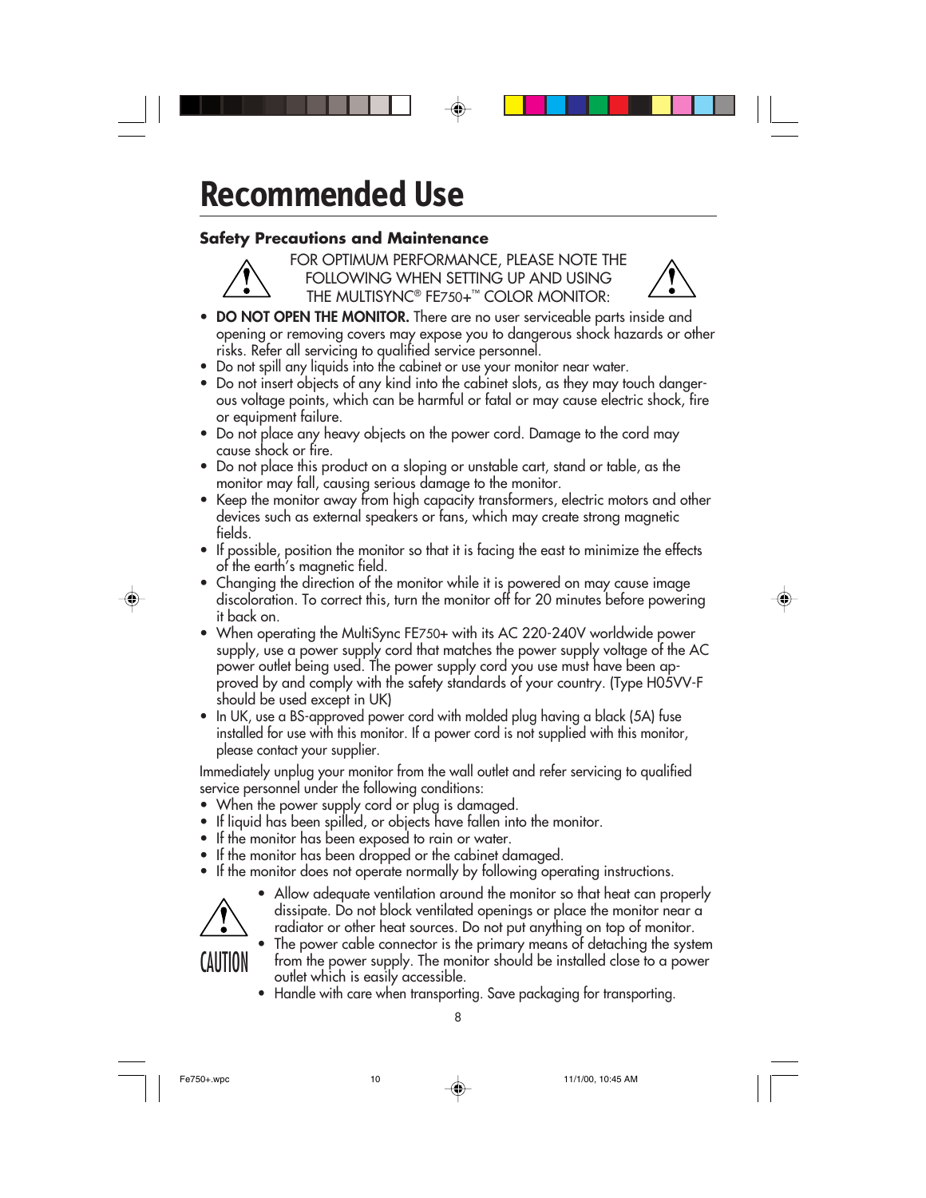# Recommended Use

### Safety Precautions and Maintenance

FOR OPTIMUM PERFORMANCE, PLEASE NOTE THE FOLLOWING WHEN SETTING UP AND USING THE MULTISYNC® FE750+™ COLOR MONITOR:

- **DO NOT OPEN THE MONITOR.** There are no user serviceable parts inside and opening or removing covers may expose you to dangerous shock hazards or other risks. Refer all servicing to qualified service personnel.
- Do not spill any liquids into the cabinet or use your monitor near water.
- Do not insert objects of any kind into the cabinet slots, as they may touch dangerous voltage points, which can be harmful or fatal or may cause electric shock, fire or equipment failure.
- Do not place any heavy objects on the power cord. Damage to the cord may cause shock or fire.
- Do not place this product on a sloping or unstable cart, stand or table, as the monitor may fall, causing serious damage to the monitor.
- Keep the monitor away from high capacity transformers, electric motors and other devices such as external speakers or fans, which may create strong magnetic fields.
- If possible, position the monitor so that it is facing the east to minimize the effects of the earth's magnetic field.
- Changing the direction of the monitor while it is powered on may cause image discoloration. To correct this, turn the monitor off for 20 minutes before powering it back on.
- When operating the MultiSync FE750+ with its AC 220-240V worldwide power supply, use a power supply cord that matches the power supply voltage of the AC power outlet being used. The power supply cord you use must have been approved by and comply with the safety standards of your country. (Type H05VV-F should be used except in UK)
- In UK, use a BS-approved power cord with molded plug having a black (5A) fuse installed for use with this monitor. If a power cord is not supplied with this monitor, please contact your supplier.

Immediately unplug your monitor from the wall outlet and refer servicing to qualified service personnel under the following conditions:

- When the power supply cord or plug is damaged.
- If liquid has been spilled, or objects have fallen into the monitor.
- If the monitor has been exposed to rain or water.
- If the monitor has been dropped or the cabinet damaged.
- If the monitor does not operate normally by following operating instructions.

**CAUTION**

- Allow adequate ventilation around the monitor so that heat can properly dissipate. Do not block ventilated openings or place the monitor near a radiator or other heat sources. Do not put anything on top of monitor.
- The power cable connector is the primary means of detaching the system from the power supply. The monitor should be installed close to a power outlet which is easily accessible.
- Handle with care when transporting. Save packaging for transporting.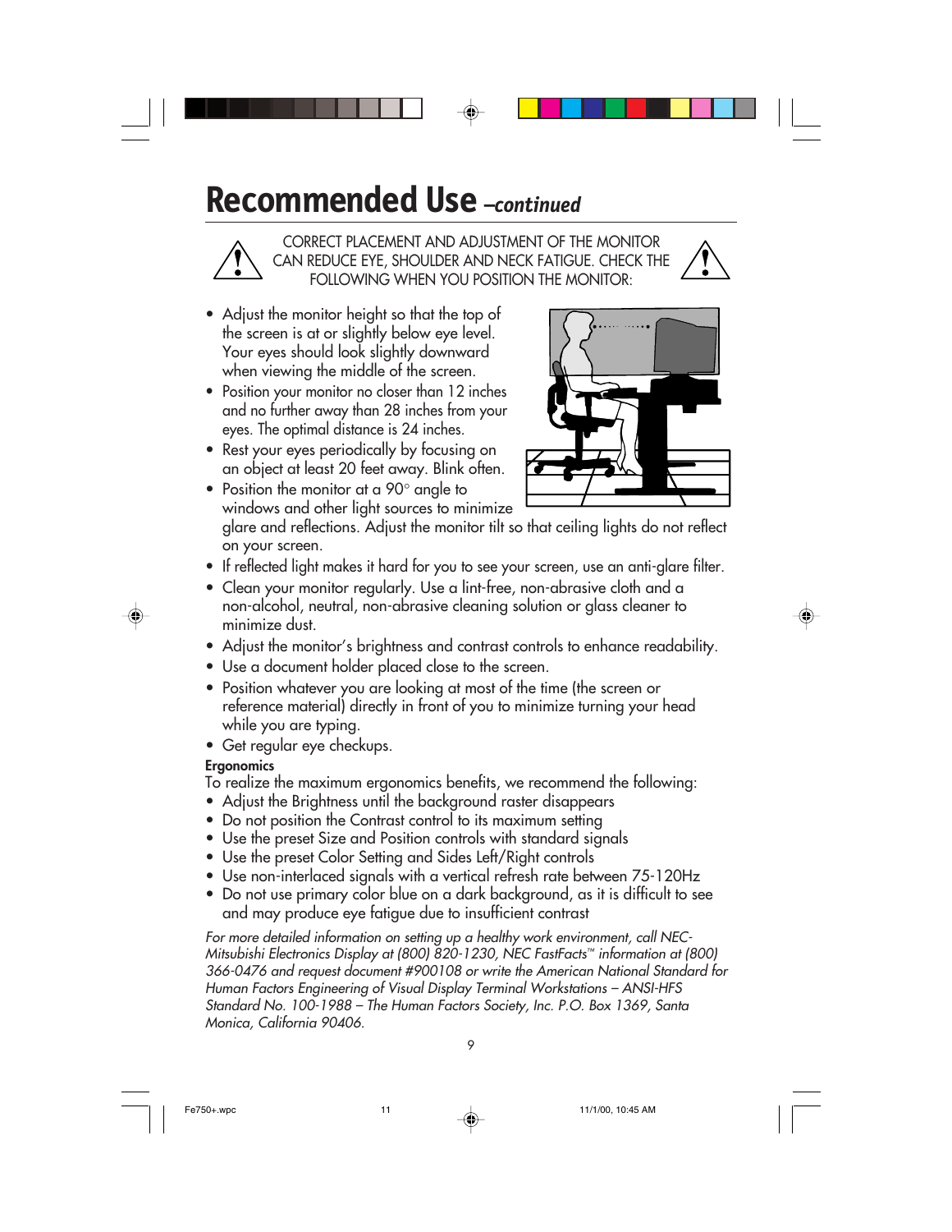# Recommended Use *–continued*

CORRECT PLACEMENT AND ADJUSTMENT OF THE MONITOR CAN REDUCE EYE, SHOULDER AND NECK FATIGUE. CHECK THE FOLLOWING WHEN YOU POSITION THE MONITOR:

- Adjust the monitor height so that the top of the screen is at or slightly below eye level. Your eyes should look slightly downward when viewing the middle of the screen.
- Position your monitor no closer than 12 inches and no further away than 28 inches from your eyes. The optimal distance is 24 inches.
- Rest your eyes periodically by focusing on an object at least 20 feet away. Blink often.
- Position the monitor at a 90° angle to windows and other light sources to minimize glare and reflections. Adjust the monitor tilt so that ceiling lights do not reflect on your screen.
- If reflected light makes it hard for you to see your screen, use an anti-glare filter.
- Clean your monitor regularly. Use a lint-free, non-abrasive cloth and a non-alcohol, neutral, non-abrasive cleaning solution or glass cleaner to minimize dust.
- Adjust the monitor's brightness and contrast controls to enhance readability.
- Use a document holder placed close to the screen.
- Position whatever you are looking at most of the time (the screen or reference material) directly in front of you to minimize turning your head while you are typing.
- Get regular eye checkups.

**Ergonomics**

To realize the maximum ergonomics benefits, we recommend the following:

- Adjust the Brightness until the background raster disappears
- Do not position the Contrast control to its maximum setting
- Use the preset Size and Position controls with standard signals
- Use the preset Color Setting and Sides Left/Right controls
- Use non-interlaced signals with a vertical refresh rate between 75-120Hz
- Do not use primary color blue on a dark background, as it is difficult to see and may produce eye fatigue due to insufficient contrast

*For more detailed information on setting up a healthy work environment, call NEC-Mitsubishi Electronics Display at (800) 820-1230, NEC FastFacts™ information at (800) 366-0476 and request document #900108 or write the American National Standard for Human Factors Engineering of Visual Display Terminal Workstations – ANSI-HFS Standard No. 100-1988 – The Human Factors Society, Inc. P.O. Box 1369, Santa Monica, California 90406.*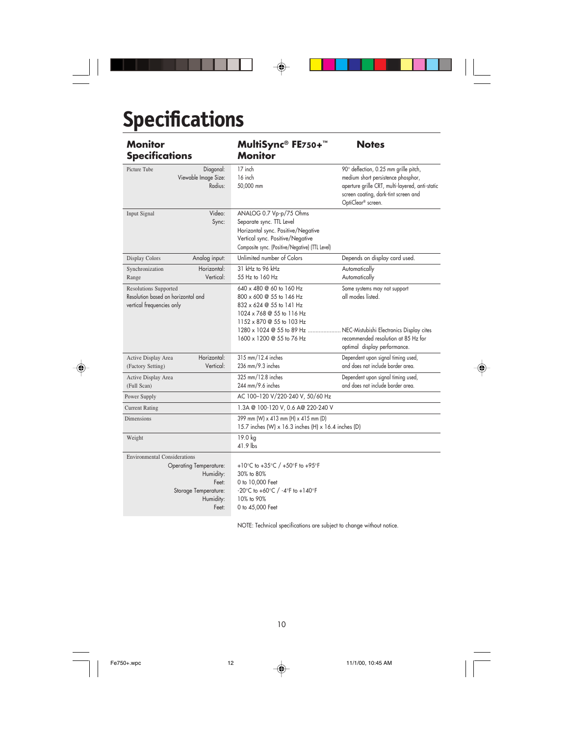# Specifications

| Monitor Specifications | | MultiSync® FE750+™ Monitor | Notes |
|---|---|---|---|
| Picture Tube | Diagonal:<br>Viewable Image Size:<br>Radius: | 17 inch<br>16 inch<br>50,000 mm | 90° deflection, 0.25 mm grille pitch, medium short persistence phosphor, aperture grille CRT, multi-layered, anti-static screen coating, dark-tint screen and OptiClear® screen. |
| Input Signal | Video:<br>Sync: | ANALOG 0.7 Vp-p/75 Ohms<br>Separate sync. TTL Level<br>Horizontal sync. Positive/Negative<br>Vertical sync. Positive/Negative<br>Composite sync. (Positive/Negative) (TTL Level) | |
| Display Colors | Analog input: | Unlimited number of Colors | Depends on display card used. |
| Synchronization Range | Horizontal:<br>Vertical: | 31 kHz to 96 kHz<br>55 Hz to 160 Hz | Automatically<br>Automatically |
| Resolutions Supported<br>Resolution based on horizontal and vertical frequencies only | | 640 x 480 @ 60 to 160 Hz<br>800 x 600 @ 55 to 146 Hz<br>832 x 624 @ 55 to 141 Hz<br>1024 x 768 @ 55 to 116 Hz<br>1152 x 870 @ 55 to 103 Hz<br>1280 x 1024 @ 55 to 89 Hz ......................<br>1600 x 1200 @ 55 to 76 Hz | Some systems may not support all modes listed.<br><br>NEC-Mistubishi Electronics Display cites recommended resolution at 85 Hz for optimal display performance. |
| Active Display Area (Factory Setting) | Horizontal:<br>Vertical: | 315 mm/12.4 inches<br>236 mm/9.3 inches | Dependent upon signal timing used, and does not include border area. |
| Active Display Area (Full Scan) | | 325 mm/12.8 inches<br>244 mm/9.6 inches | Dependent upon signal timing used, and does not include border area. |
| Power Supply | | AC 100–120 V/220-240 V, 50/60 Hz | |
| Current Rating | | 1.3A @ 100-120 V, 0.6 A@ 220-240 V | |
| Dimensions | | 399 mm (W) x 413 mm (H) x 415 mm (D)<br>15.7 inches (W) x 16.3 inches (H) x 16.4 inches (D) | |
| Weight | | 19.0 kg<br>41.9 lbs | |
| Environmental Considerations | Operating Temperature:<br>Humidity:<br>Feet:<br>Storage Temperature:<br>Humidity:<br>Feet: | +10°C to +35°C / +50°F to +95°F<br>30% to 80%<br>0 to 10,000 Feet<br>-20°C to +60°C / -4°F to +140°F<br>10% to 90%<br>0 to 45,000 Feet | |

NOTE: Technical specifications are subject to change without notice.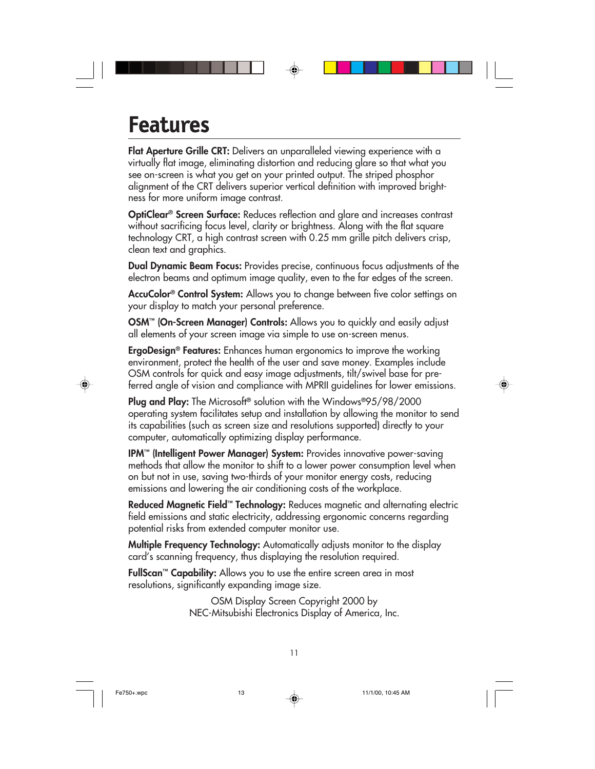# Features

**Flat Aperture Grille CRT:** Delivers an unparalleled viewing experience with a virtually flat image, eliminating distortion and reducing glare so that what you see on-screen is what you get on your printed output. The striped phosphor alignment of the CRT delivers superior vertical definition with improved brightness for more uniform image contrast.

**OptiClear® Screen Surface:** Reduces reflection and glare and increases contrast without sacrificing focus level, clarity or brightness. Along with the flat square technology CRT, a high contrast screen with 0.25 mm grille pitch delivers crisp, clean text and graphics.

**Dual Dynamic Beam Focus:** Provides precise, continuous focus adjustments of the electron beams and optimum image quality, even to the far edges of the screen.

**AccuColor® Control System:** Allows you to change between five color settings on your display to match your personal preference.

**OSM™ (On-Screen Manager) Controls:** Allows you to quickly and easily adjust all elements of your screen image via simple to use on-screen menus.

**ErgoDesign® Features:** Enhances human ergonomics to improve the working environment, protect the health of the user and save money. Examples include OSM controls for quick and easy image adjustments, tilt/swivel base for preferred angle of vision and compliance with MPRII guidelines for lower emissions.

**Plug and Play:** The Microsoft® solution with the Windows®95/98/2000 operating system facilitates setup and installation by allowing the monitor to send its capabilities (such as screen size and resolutions supported) directly to your computer, automatically optimizing display performance.

**IPM™ (Intelligent Power Manager) System:** Provides innovative power-saving methods that allow the monitor to shift to a lower power consumption level when on but not in use, saving two-thirds of your monitor energy costs, reducing emissions and lowering the air conditioning costs of the workplace.

**Reduced Magnetic Field™ Technology:** Reduces magnetic and alternating electric field emissions and static electricity, addressing ergonomic concerns regarding potential risks from extended computer monitor use.

**Multiple Frequency Technology:** Automatically adjusts monitor to the display card's scanning frequency, thus displaying the resolution required.

**FullScan™ Capability:** Allows you to use the entire screen area in most resolutions, significantly expanding image size.

OSM Display Screen Copyright 2000 by NEC-Mitsubishi Electronics Display of America, Inc.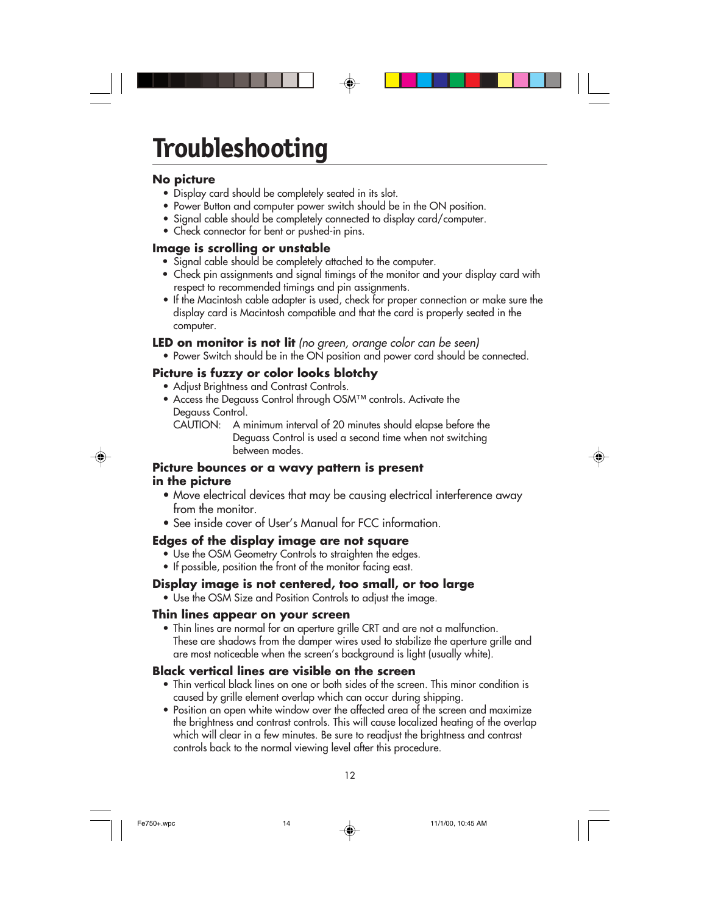# Troubleshooting

### No picture

- Display card should be completely seated in its slot.
- Power Button and computer power switch should be in the ON position.
- Signal cable should be completely connected to display card/computer.
- Check connector for bent or pushed-in pins.

### Image is scrolling or unstable

- Signal cable should be completely attached to the computer.
- Check pin assignments and signal timings of the monitor and your display card with respect to recommended timings and pin assignments.
- If the Macintosh cable adapter is used, check for proper connection or make sure the display card is Macintosh compatible and that the card is properly seated in the computer.

### LED on monitor is not lit *(no green, orange color can be seen)*

- Power Switch should be in the ON position and power cord should be connected.

### Picture is fuzzy or color looks blotchy

- Adjust Brightness and Contrast Controls.
- Access the Degauss Control through OSM™ controls. Activate the Degauss Control.

  CAUTION: A minimum interval of 20 minutes should elapse before the Deguass Control is used a second time when not switching between modes.

### Picture bounces or a wavy pattern is present in the picture

- Move electrical devices that may be causing electrical interference away from the monitor.
- See inside cover of User's Manual for FCC information.

### Edges of the display image are not square

- Use the OSM Geometry Controls to straighten the edges.
- If possible, position the front of the monitor facing east.

### Display image is not centered, too small, or too large

- Use the OSM Size and Position Controls to adjust the image.

### Thin lines appear on your screen

- Thin lines are normal for an aperture grille CRT and are not a malfunction. These are shadows from the damper wires used to stabilize the aperture grille and are most noticeable when the screen's background is light (usually white).

### Black vertical lines are visible on the screen

- Thin vertical black lines on one or both sides of the screen. This minor condition is caused by grille element overlap which can occur during shipping.
- Position an open white window over the affected area of the screen and maximize the brightness and contrast controls. This will cause localized heating of the overlap which will clear in a few minutes. Be sure to readjust the brightness and contrast controls back to the normal viewing level after this procedure.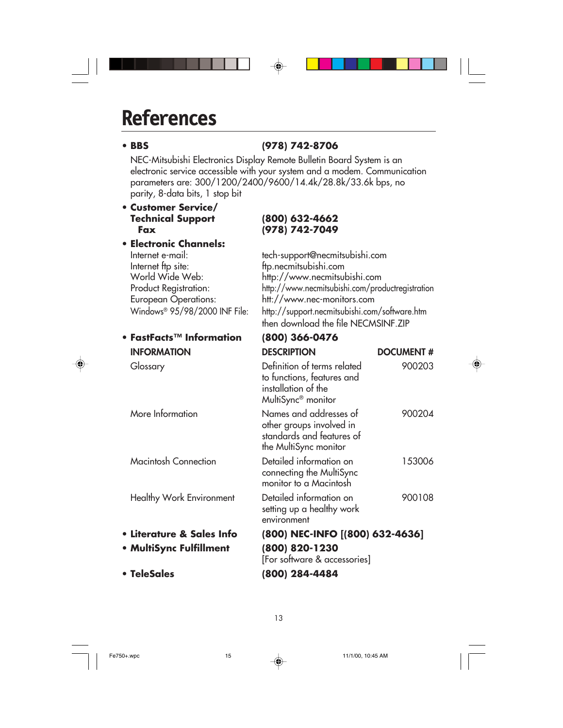# References

- **BBS** **(978) 742-8706**

  NEC-Mitsubishi Electronics Display Remote Bulletin Board System is an electronic service accessible with your system and a modem. Communication parameters are: 300/1200/2400/9600/14.4k/28.8k/33.6k bps, no parity, 8-data bits, 1 stop bit

- **Customer Service/ Technical Support** **(800) 632-4662**
  **Fax** **(978) 742-7049**

- **Electronic Channels:**

| | |
|---|---|
| Internet e-mail: | tech-support@necmitsubishi.com |
| Internet ftp site: | ftp.necmitsubishi.com |
| World Wide Web: | http://www.necmitsubishi.com |
| Product Registration: | http://www.necmitsubishi.com/productregistration |
| European Operations: | htt://www.nec-monitors.com |
| Windows® 95/98/2000 INF File: | http://support.necmitsubishi.com/software.htm then download the file NECMSINF.ZIP |

- **FastFacts™ Information** **(800) 366-0476**

| INFORMATION | DESCRIPTION | DOCUMENT # |
|---|---|---|
| Glossary | Definition of terms related to functions, features and installation of the MultiSync® monitor | 900203 |
| More Information | Names and addresses of other groups involved in standards and features of the MultiSync monitor | 900204 |
| Macintosh Connection | Detailed information on connecting the MultiSync monitor to a Macintosh | 153006 |
| Healthy Work Environment | Detailed information on setting up a healthy work environment | 900108 |

- **Literature & Sales Info** **(800) NEC-INFO [(800) 632-4636]**
- **MultiSync Fulfillment** **(800) 820-1230**
  [For software & accessories]
- **TeleSales** **(800) 284-4484**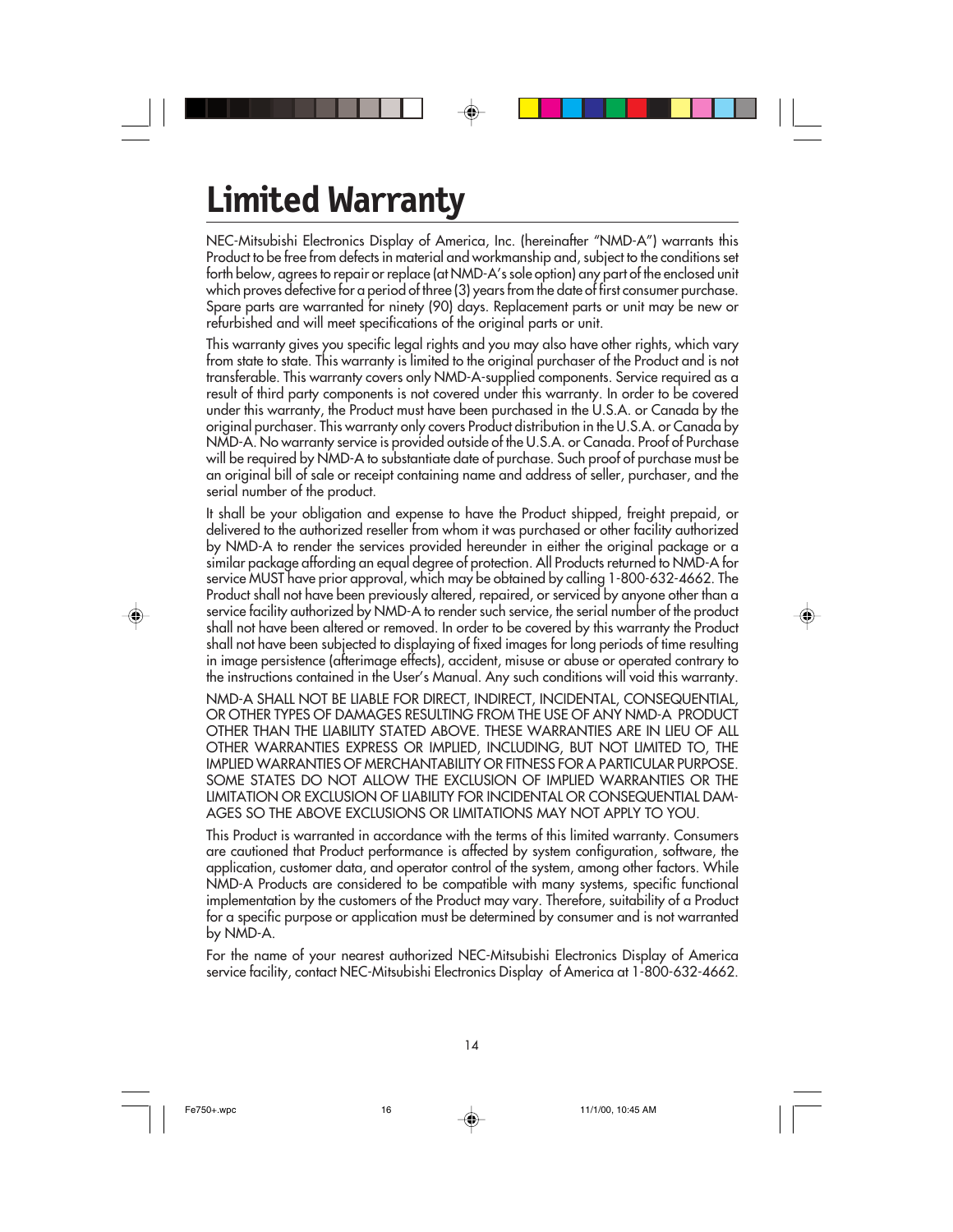# Limited Warranty

NEC-Mitsubishi Electronics Display of America, Inc. (hereinafter "NMD-A") warrants this Product to be free from defects in material and workmanship and, subject to the conditions set forth below, agrees to repair or replace (at NMD-A's sole option) any part of the enclosed unit which proves defective for a period of three (3) years from the date of first consumer purchase. Spare parts are warranted for ninety (90) days. Replacement parts or unit may be new or refurbished and will meet specifications of the original parts or unit.

This warranty gives you specific legal rights and you may also have other rights, which vary from state to state. This warranty is limited to the original purchaser of the Product and is not transferable. This warranty covers only NMD-A-supplied components. Service required as a result of third party components is not covered under this warranty. In order to be covered under this warranty, the Product must have been purchased in the U.S.A. or Canada by the original purchaser. This warranty only covers Product distribution in the U.S.A. or Canada by NMD-A. No warranty service is provided outside of the U.S.A. or Canada. Proof of Purchase will be required by NMD-A to substantiate date of purchase. Such proof of purchase must be an original bill of sale or receipt containing name and address of seller, purchaser, and the serial number of the product.

It shall be your obligation and expense to have the Product shipped, freight prepaid, or delivered to the authorized reseller from whom it was purchased or other facility authorized by NMD-A to render the services provided hereunder in either the original package or a similar package affording an equal degree of protection. All Products returned to NMD-A for service MUST have prior approval, which may be obtained by calling 1-800-632-4662. The Product shall not have been previously altered, repaired, or serviced by anyone other than a service facility authorized by NMD-A to render such service, the serial number of the product shall not have been altered or removed. In order to be covered by this warranty the Product shall not have been subjected to displaying of fixed images for long periods of time resulting in image persistence (afterimage effects), accident, misuse or abuse or operated contrary to the instructions contained in the User's Manual. Any such conditions will void this warranty.

NMD-A SHALL NOT BE LIABLE FOR DIRECT, INDIRECT, INCIDENTAL, CONSEQUENTIAL, OR OTHER TYPES OF DAMAGES RESULTING FROM THE USE OF ANY NMD-A PRODUCT OTHER THAN THE LIABILITY STATED ABOVE. THESE WARRANTIES ARE IN LIEU OF ALL OTHER WARRANTIES EXPRESS OR IMPLIED, INCLUDING, BUT NOT LIMITED TO, THE IMPLIED WARRANTIES OF MERCHANTABILITY OR FITNESS FOR A PARTICULAR PURPOSE. SOME STATES DO NOT ALLOW THE EXCLUSION OF IMPLIED WARRANTIES OR THE LIMITATION OR EXCLUSION OF LIABILITY FOR INCIDENTAL OR CONSEQUENTIAL DAMAGES SO THE ABOVE EXCLUSIONS OR LIMITATIONS MAY NOT APPLY TO YOU.

This Product is warranted in accordance with the terms of this limited warranty. Consumers are cautioned that Product performance is affected by system configuration, software, the application, customer data, and operator control of the system, among other factors. While NMD-A Products are considered to be compatible with many systems, specific functional implementation by the customers of the Product may vary. Therefore, suitability of a Product for a specific purpose or application must be determined by consumer and is not warranted by NMD-A.

For the name of your nearest authorized NEC-Mitsubishi Electronics Display of America service facility, contact NEC-Mitsubishi Electronics Display of America at 1-800-632-4662.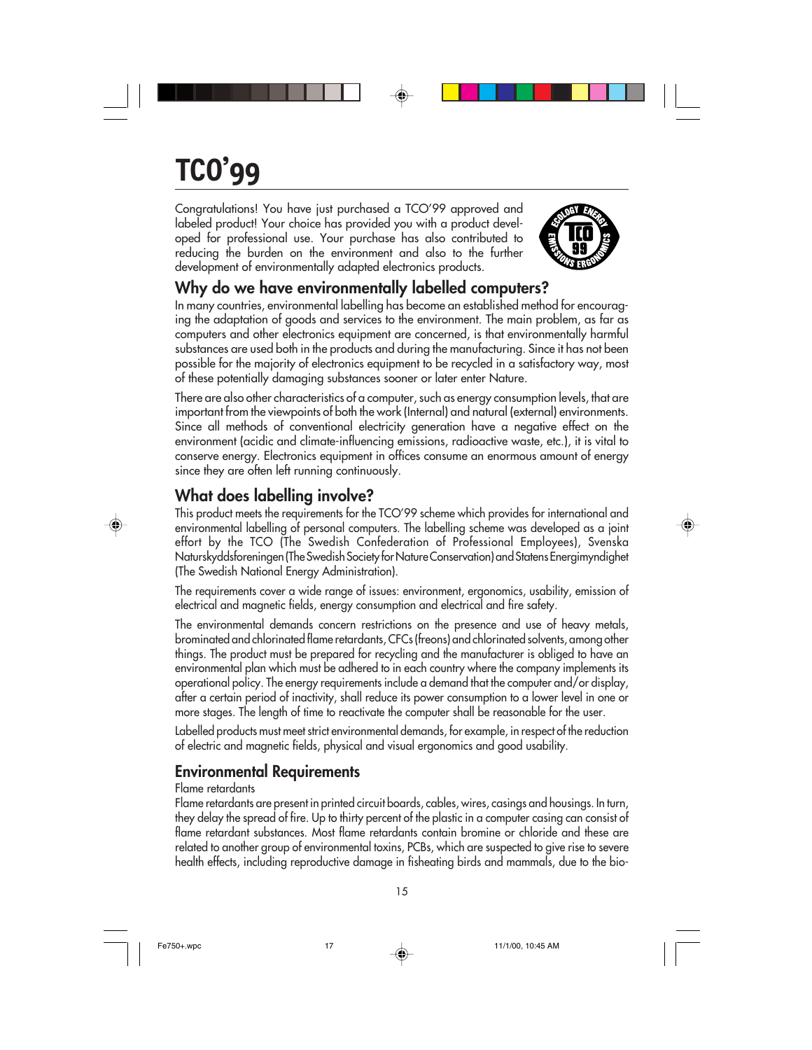# TCO'99

Congratulations! You have just purchased a TCO'99 approved and labeled product! Your choice has provided you with a product developed for professional use. Your purchase has also contributed to reducing the burden on the environment and also to the further development of environmentally adapted electronics products.

## Why do we have environmentally labelled computers?

In many countries, environmental labelling has become an established method for encouraging the adaptation of goods and services to the environment. The main problem, as far as computers and other electronics equipment are concerned, is that environmentally harmful substances are used both in the products and during the manufacturing. Since it has not been possible for the majority of electronics equipment to be recycled in a satisfactory way, most of these potentially damaging substances sooner or later enter Nature.

There are also other characteristics of a computer, such as energy consumption levels, that are important from the viewpoints of both the work (Internal) and natural (external) environments. Since all methods of conventional electricity generation have a negative effect on the environment (acidic and climate-influencing emissions, radioactive waste, etc.), it is vital to conserve energy. Electronics equipment in offices consume an enormous amount of energy since they are often left running continuously.

## What does labelling involve?

This product meets the requirements for the TCO'99 scheme which provides for international and environmental labelling of personal computers. The labelling scheme was developed as a joint effort by the TCO (The Swedish Confederation of Professional Employees), Svenska Naturskyddsforeningen (The Swedish Society for Nature Conservation) and Statens Energimyndighet (The Swedish National Energy Administration).

The requirements cover a wide range of issues: environment, ergonomics, usability, emission of electrical and magnetic fields, energy consumption and electrical and fire safety.

The environmental demands concern restrictions on the presence and use of heavy metals, brominated and chlorinated flame retardants, CFCs (freons) and chlorinated solvents, among other things. The product must be prepared for recycling and the manufacturer is obliged to have an environmental plan which must be adhered to in each country where the company implements its operational policy. The energy requirements include a demand that the computer and/or display, after a certain period of inactivity, shall reduce its power consumption to a lower level in one or more stages. The length of time to reactivate the computer shall be reasonable for the user.

Labelled products must meet strict environmental demands, for example, in respect of the reduction of electric and magnetic fields, physical and visual ergonomics and good usability.

## Environmental Requirements

Flame retardants

Flame retardants are present in printed circuit boards, cables, wires, casings and housings. In turn, they delay the spread of fire. Up to thirty percent of the plastic in a computer casing can consist of flame retardant substances. Most flame retardants contain bromine or chloride and these are related to another group of environmental toxins, PCBs, which are suspected to give rise to severe health effects, including reproductive damage in fisheating birds and mammals, due to the bio-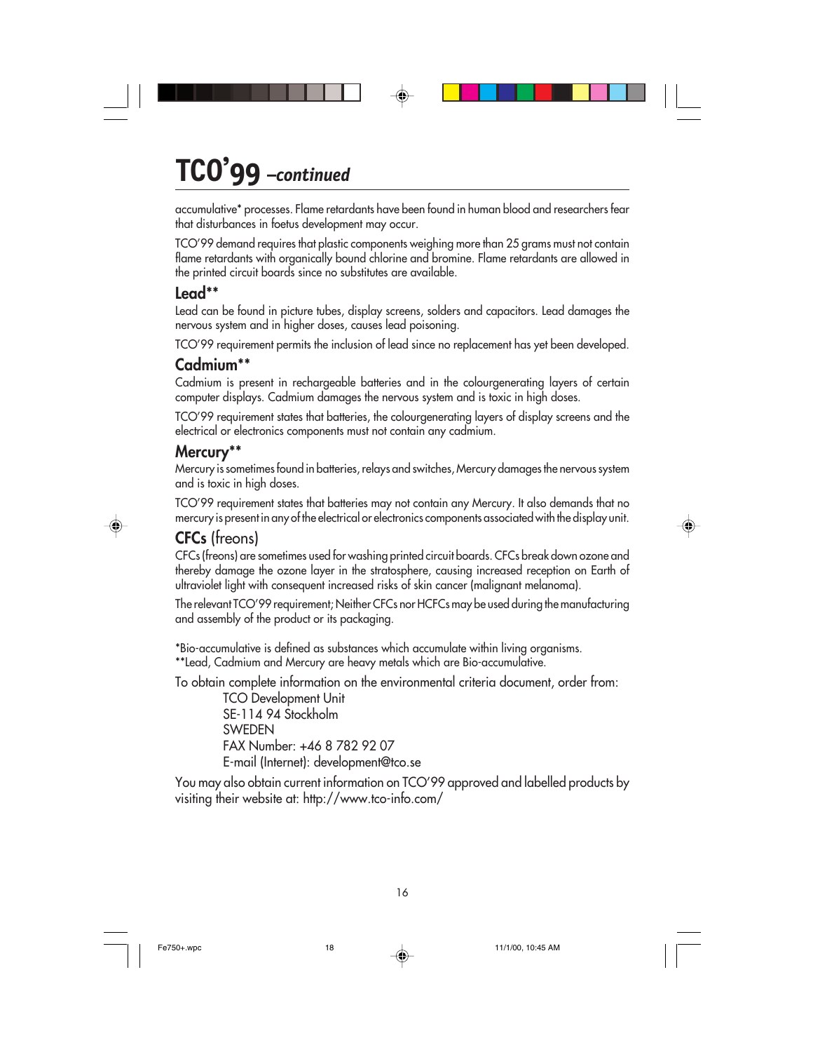# TCO'99 *–continued*

accumulative* processes. Flame retardants have been found in human blood and researchers fear that disturbances in foetus development may occur.

TCO'99 demand requires that plastic components weighing more than 25 grams must not contain flame retardants with organically bound chlorine and bromine. Flame retardants are allowed in the printed circuit boards since no substitutes are available.

## Lead**

Lead can be found in picture tubes, display screens, solders and capacitors. Lead damages the nervous system and in higher doses, causes lead poisoning.

TCO'99 requirement permits the inclusion of lead since no replacement has yet been developed.

## Cadmium**

Cadmium is present in rechargeable batteries and in the colourgenerating layers of certain computer displays. Cadmium damages the nervous system and is toxic in high doses.

TCO'99 requirement states that batteries, the colourgenerating layers of display screens and the electrical or electronics components must not contain any cadmium.

## Mercury**

Mercury is sometimes found in batteries, relays and switches, Mercury damages the nervous system and is toxic in high doses.

TCO'99 requirement states that batteries may not contain any Mercury. It also demands that no mercury is present in any of the electrical or electronics components associated with the display unit.

## CFCs (freons)

CFCs (freons) are sometimes used for washing printed circuit boards. CFCs break down ozone and thereby damage the ozone layer in the stratosphere, causing increased reception on Earth of ultraviolet light with consequent increased risks of skin cancer (malignant melanoma).

The relevant TCO'99 requirement; Neither CFCs nor HCFCs may be used during the manufacturing and assembly of the product or its packaging.

*Bio-accumulative is defined as substances which accumulate within living organisms.
**Lead, Cadmium and Mercury are heavy metals which are Bio-accumulative.

To obtain complete information on the environmental criteria document, order from:

TCO Development Unit
SE-114 94 Stockholm
SWEDEN
FAX Number: +46 8 782 92 07
E-mail (Internet): development@tco.se

You may also obtain current information on TCO'99 approved and labelled products by visiting their website at: http://www.tco-info.com/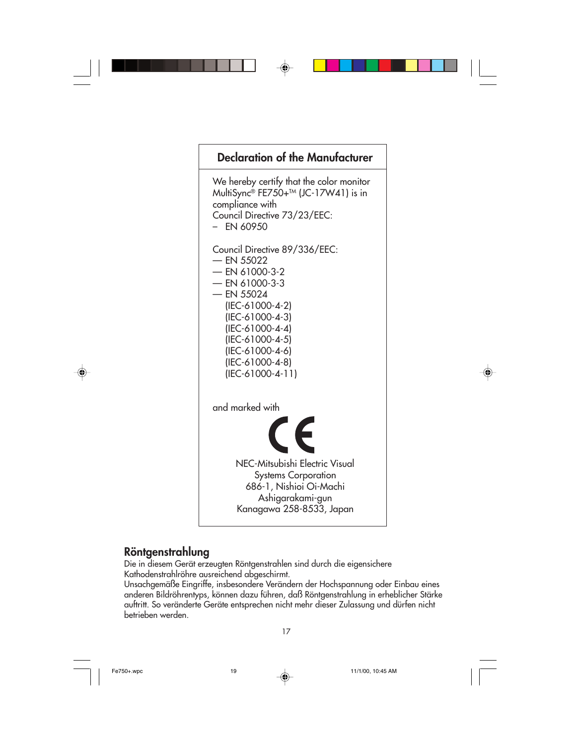## Declaration of the Manufacturer

We hereby certify that the color monitor MultiSync® FE750+™ (JC-17W41) is in compliance with
Council Directive 73/23/EEC:
– EN 60950

Council Directive 89/336/EEC:
— EN 55022
— EN 61000-3-2
— EN 61000-3-3
— EN 55024
(IEC-61000-4-2)
(IEC-61000-4-3)
(IEC-61000-4-4)
(IEC-61000-4-5)
(IEC-61000-4-6)
(IEC-61000-4-8)
(IEC-61000-4-11)

and marked with

CE

NEC-Mitsubishi Electric Visual
Systems Corporation
686-1, Nishioi Oi-Machi
Ashigarakami-gun
Kanagawa 258-8533, Japan

## Röntgenstrahlung

Die in diesem Gerät erzeugten Röntgenstrahlen sind durch die eigensichere Kathodenstrahlröhre ausreichend abgeschirmt.
Unsachgemäße Eingriffe, insbesondere Verändern der Hochspannung oder Einbau eines anderen Bildröhrentyps, können dazu führen, daß Röntgenstrahlung in erheblicher Stärke auftritt. So veränderte Geräte entsprechen nicht mehr dieser Zulassung und dürfen nicht betrieben werden.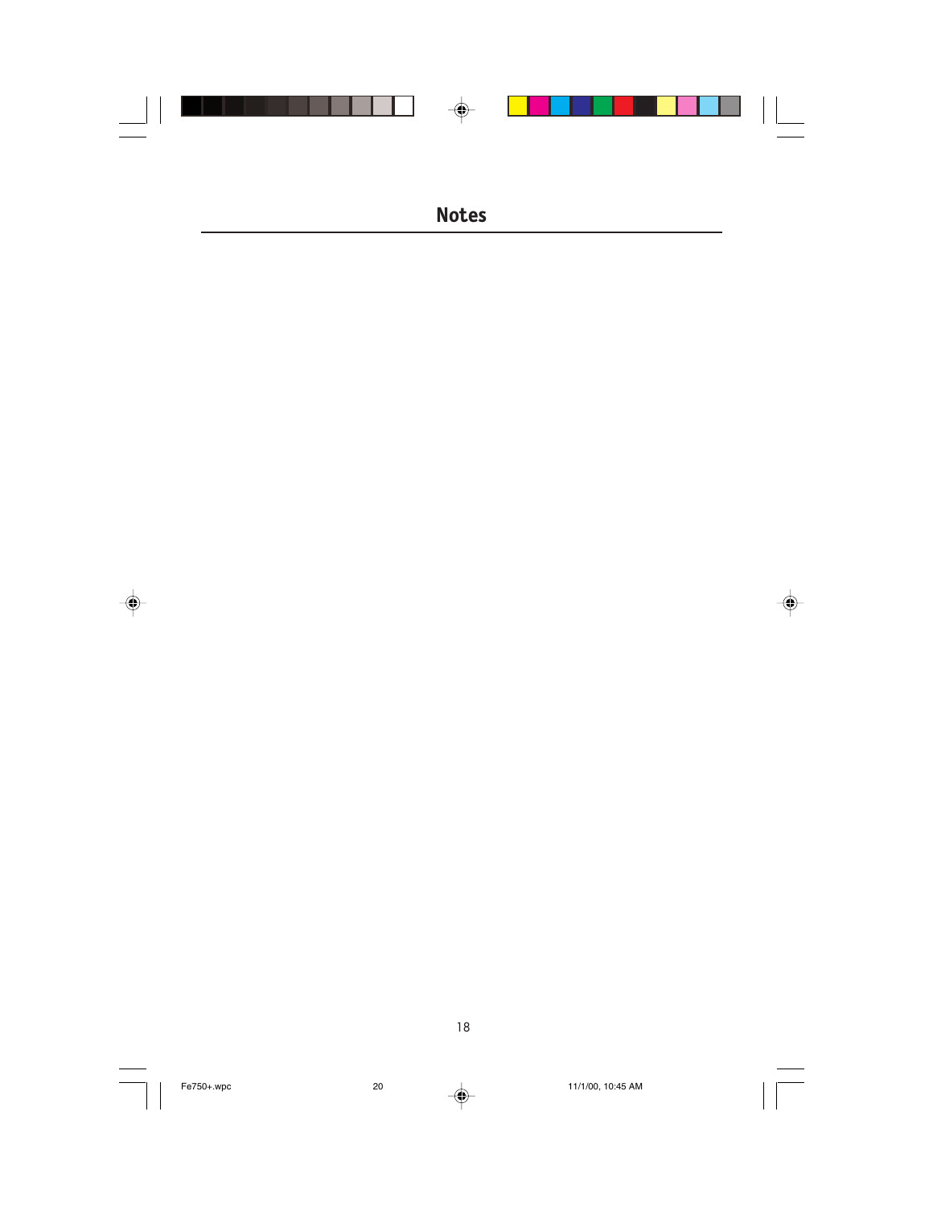# Notes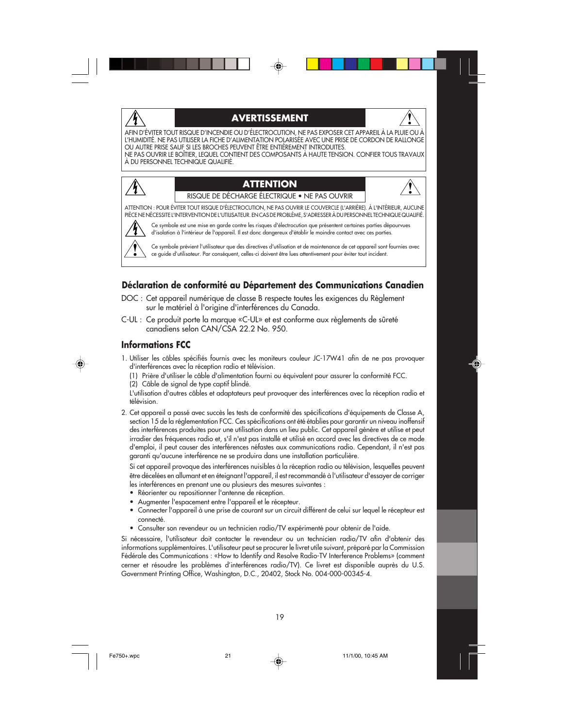## AVERTISSEMENT

AFIN D'ÉVITER TOUT RISQUE D'INCENDIE OU D'ÉLECTROCUTION, NE PAS EXPOSER CET APPAREIL À LA PLUIE OU À L'HUMIDITÉ. NE PAS UTILISER LA FICHE D'ALIMENTATION POLARISÉE AVEC UNE PRISE DE CORDON DE RALLONGE OU AUTRE PRISE SAUF SI LES BROCHES PEUVENT ÊTRE ENTIÈREMENT INTRODUITES.
NE PAS OUVRIR LE BOÎTIER, LEQUEL CONTIENT DES COMPOSANTS À HAUTE TENSION. CONFIER TOUS TRAVAUX À DU PERSONNEL TECHNIQUE QUALIFIÉ.

## ATTENTION

RISQUE DE DÉCHARGE ÉLECTRIQUE • NE PAS OUVRIR

ATTENTION : POUR ÉVITER TOUT RISQUE D'ÉLECTROCUTION, NE PAS OUVRIR LE COUVERCLE (L'ARRIÈRE). À L'INTÉRIEUR, AUCUNE PIÈCE NE NÉCESSITE L'INTERVENTION DE L'UTILISATEUR. EN CAS DE PROBLÈME, S'ADRESSER À DU PERSONNEL TECHNIQUE QUALIFIÉ.

Ce symbole est une mise en garde contre les risques d'électrocution que présentent certaines parties dépourvues d'isolation à l'intérieur de l'appareil. Il est donc dangereux d'établir le moindre contact avec ces parties.

Ce symbole prévient l'utilisateur que des directives d'utilisation et de maintenance de cet appareil sont fournies avec ce guide d'utilisateur. Par conséquent, celles-ci doivent être lues attentivement pour éviter tout incident.

## Déclaration de conformité au Département des Communications Canadien

DOC : Cet appareil numérique de classe B respecte toutes les exigences du Règlement sur le matériel à l'origine d'interférences du Canada.

C-UL : Ce produit porte la marque «C-UL» et est conforme aux règlements de sûreté canadiens selon CAN/CSA 22.2 No. 950.

## Informations FCC

1. Utiliser les câbles spécifiés fournis avec les moniteurs couleur JC-17W41 afin de ne pas provoquer d'interférences avec la réception radio et télévision.
   (1) Prière d'utiliser le câble d'alimentation fourni ou équivalent pour assurer la conformité FCC.
   (2) Câble de signal de type captif blindé.
   
   L'utilisation d'autres câbles et adaptateurs peut provoquer des interférences avec la réception radio et télévision.

2. Cet appareil a passé avec succès les tests de conformité des spécifications d'équipements de Classe A, section 15 de la réglementation FCC. Ces spécifications ont été établies pour garantir un niveau inoffensif des interférences produites pour une utilisation dans un lieu public. Cet appareil génère et utilise et peut irradier des fréquences radio et, s'il n'est pas installé et utilisé en accord avec les directives de ce mode d'emploi, il peut causer des interférences néfastes aux communications radio. Cependant, il n'est pas garanti qu'aucune interférence ne se produira dans une installation particulière.

   Si cet appareil provoque des interférences nuisibles à la réception radio ou télévision, lesquelles peuvent être décelées en allumant et en éteignant l'appareil, il est recommandé à l'utilisateur d'essayer de corriger les interférences en prenant une ou plusieurs des mesures suivantes :
   - Réorienter ou repositionner l'antenne de réception.
   - Augmenter l'espacement entre l'appareil et le récepteur.
   - Connecter l'appareil à une prise de courant sur un circuit différent de celui sur lequel le récepteur est connecté.
   - Consulter son revendeur ou un technicien radio/TV expérimenté pour obtenir de l'aide.

Si nécessaire, l'utilisateur doit contacter le revendeur ou un technicien radio/TV afin d'obtenir des informations supplémentaires. L'utilisateur peut se procurer le livret utile suivant, préparé par la Commission Fédérale des Communications : «How to Identify and Resolve Radio-TV Interference Problems» (comment cerner et résoudre les problèmes d'interférences radio/TV). Ce livret est disponible auprès du U.S. Government Printing Office, Washington, D.C., 20402, Stock No. 004-000-00345-4.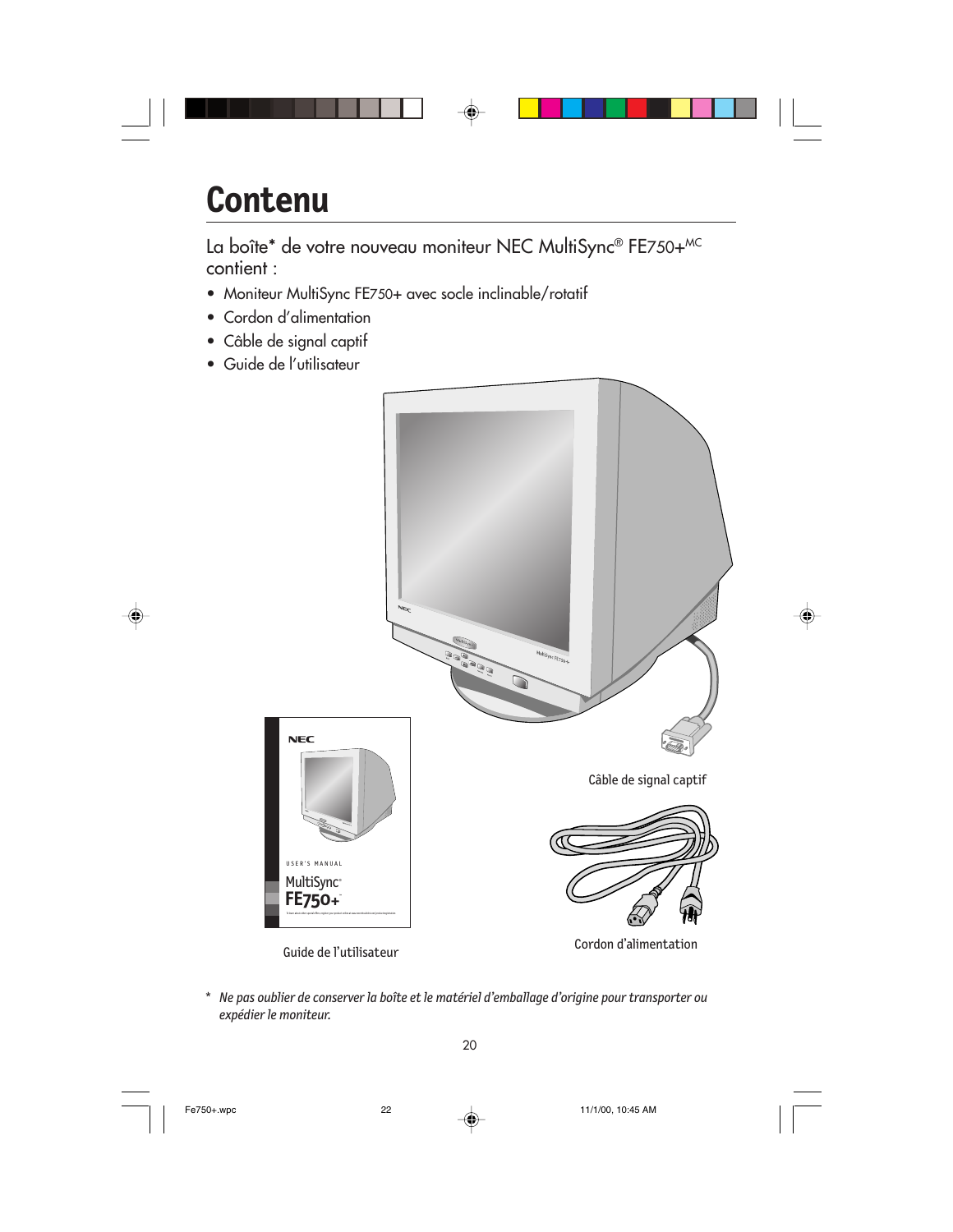# Contenu

La boîte* de votre nouveau moniteur NEC MultiSync® FE750+MC contient :

- Moniteur MultiSync FE750+ avec socle inclinable/rotatif
- Cordon d'alimentation
- Câble de signal captif
- Guide de l'utilisateur

Câble de signal captif

Cordon d'alimentation

Guide de l'utilisateur

\* *Ne pas oublier de conserver la boîte et le matériel d'emballage d'origine pour transporter ou expédier le moniteur.*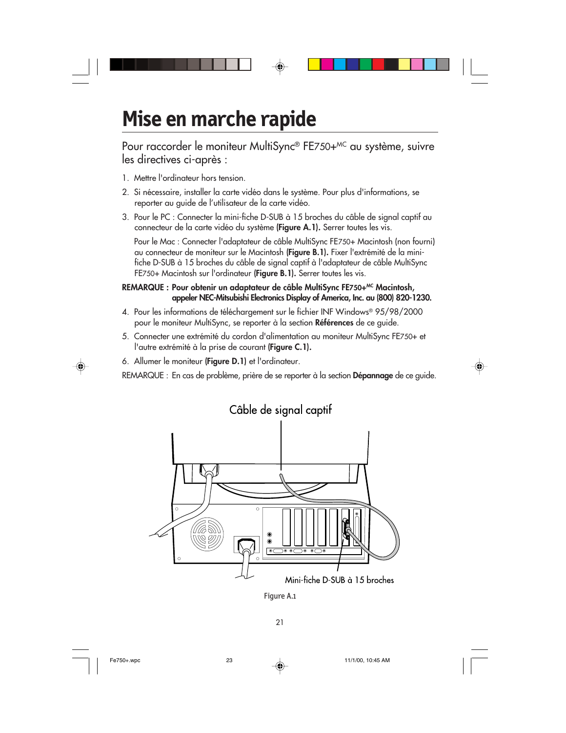# Mise en marche rapide

## Pour raccorder le moniteur MultiSync® FE750+MC au système, suivre les directives ci-après :

1. Mettre l'ordinateur hors tension.
2. Si nécessaire, installer la carte vidéo dans le système. Pour plus d'informations, se reporter au guide de l'utilisateur de la carte vidéo.
3. Pour le PC : Connecter la mini-fiche D-SUB à 15 broches du câble de signal captif au connecteur de la carte vidéo du système **(Figure A.1).** Serrer toutes les vis.

   Pour le Mac : Connecter l'adaptateur de câble MultiSync FE750+ Macintosh (non fourni) au connecteur de moniteur sur le Macintosh **(Figure B.1).** Fixer l'extrémité de la mini-fiche D-SUB à 15 broches du câble de signal captif à l'adaptateur de câble MultiSync FE750+ Macintosh sur l'ordinateur **(Figure B.1).** Serrer toutes les vis.

**REMARQUE : Pour obtenir un adaptateur de câble MultiSync FE750+MC Macintosh, appeler NEC-Mitsubishi Electronics Display of America, Inc. au (800) 820-1230.**

4. Pour les informations de téléchargement sur le fichier INF Windows® 95/98/2000 pour le moniteur MultiSync, se reporter à la section **Références** de ce guide.
5. Connecter une extrémité du cordon d'alimentation au moniteur MultiSync FE750+ et l'autre extrémité à la prise de courant **(Figure C.1).**
6. Allumer le moniteur **(Figure D.1)** et l'ordinateur.

REMARQUE : En cas de problème, prière de se reporter à la section **Dépannage** de ce guide.

Câble de signal captif

Mini-fiche D-SUB à 15 broches

Figure A.1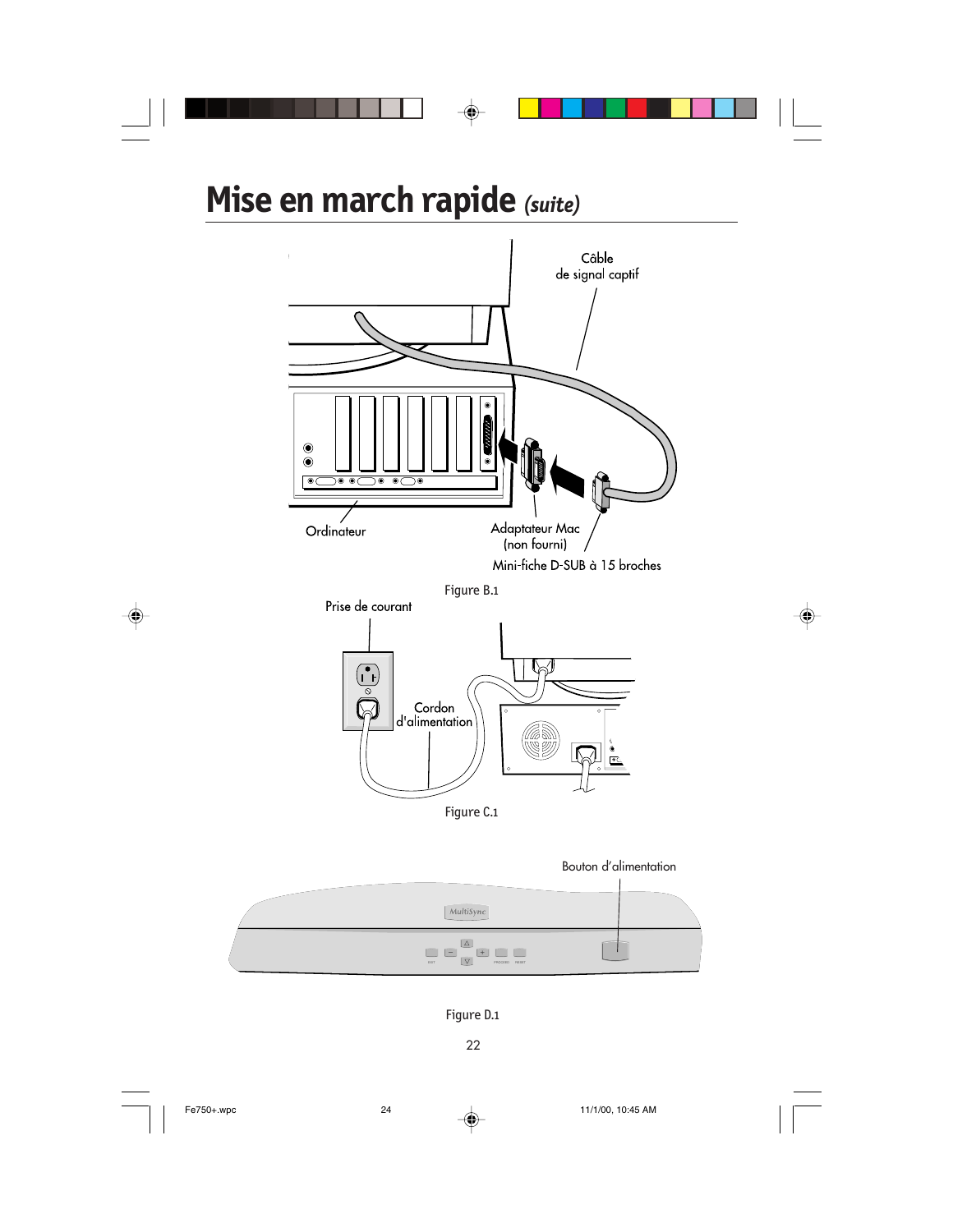# Mise en march rapide *(suite)*

Câble de signal captif

Ordinateur

Adaptateur Mac (non fourni)

Mini-fiche D-SUB à 15 broches

Figure B.1

Prise de courant

Cordon d'alimentation

Figure C.1

Bouton d'alimentation

Figure D.1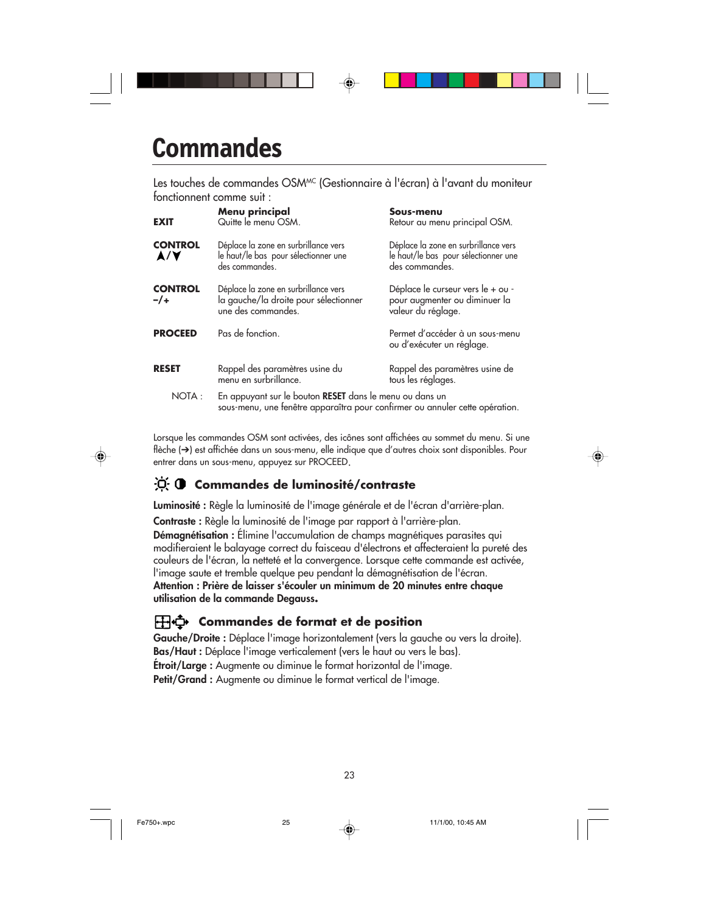# Commandes

Les touches de commandes OSM[MC] (Gestionnaire à l'écran) à l'avant du moniteur fonctionnent comme suit :

| | Menu principal | Sous-menu |
|---|---|---|
| **EXIT** | Quitte le menu OSM. | Retour au menu principal OSM. |
| **CONTROL ▲/▼** | Déplace la zone en surbrillance vers le haut/le bas pour sélectionner une des commandes. | Déplace la zone en surbrillance vers le haut/le bas pour sélectionner une des commandes. |
| **CONTROL –/+** | Déplace la zone en surbrillance vers la gauche/la droite pour sélectionner une des commandes. | Déplace le curseur vers le + ou - pour augmenter ou diminuer la valeur du réglage. |
| **PROCEED** | Pas de fonction. | Permet d'accéder à un sous-menu ou d'exécuter un réglage. |
| **RESET** | Rappel des paramètres usine du menu en surbrillance. | Rappel des paramètres usine de tous les réglages. |

NOTA : En appuyant sur le bouton **RESET** dans le menu ou dans un sous-menu, une fenêtre apparaîtra pour confirmer ou annuler cette opération.

Lorsque les commandes OSM sont activées, des icônes sont affichées au sommet du menu. Si une flèche (➔) est affichée dans un sous-menu, elle indique que d'autres choix sont disponibles. Pour entrer dans un sous-menu, appuyez sur PROCEED.

## Commandes de luminosité/contraste

**Luminosité :** Règle la luminosité de l'image générale et de l'écran d'arrière-plan.

**Contraste :** Règle la luminosité de l'image par rapport à l'arrière-plan.

**Démagnétisation :** Élimine l'accumulation de champs magnétiques parasites qui modifieraient le balayage correct du faisceau d'électrons et affecteraient la pureté des couleurs de l'écran, la netteté et la convergence. Lorsque cette commande est activée, l'image saute et tremble quelque peu pendant la démagnétisation de l'écran.

**Attention : Prière de laisser s'écouler un minimum de 20 minutes entre chaque utilisation de la commande Degauss.**

## Commandes de format et de position

**Gauche/Droite :** Déplace l'image horizontalement (vers la gauche ou vers la droite).

**Bas/Haut :** Déplace l'image verticalement (vers le haut ou vers le bas).

**Étroit/Large :** Augmente ou diminue le format horizontal de l'image.

**Petit/Grand :** Augmente ou diminue le format vertical de l'image.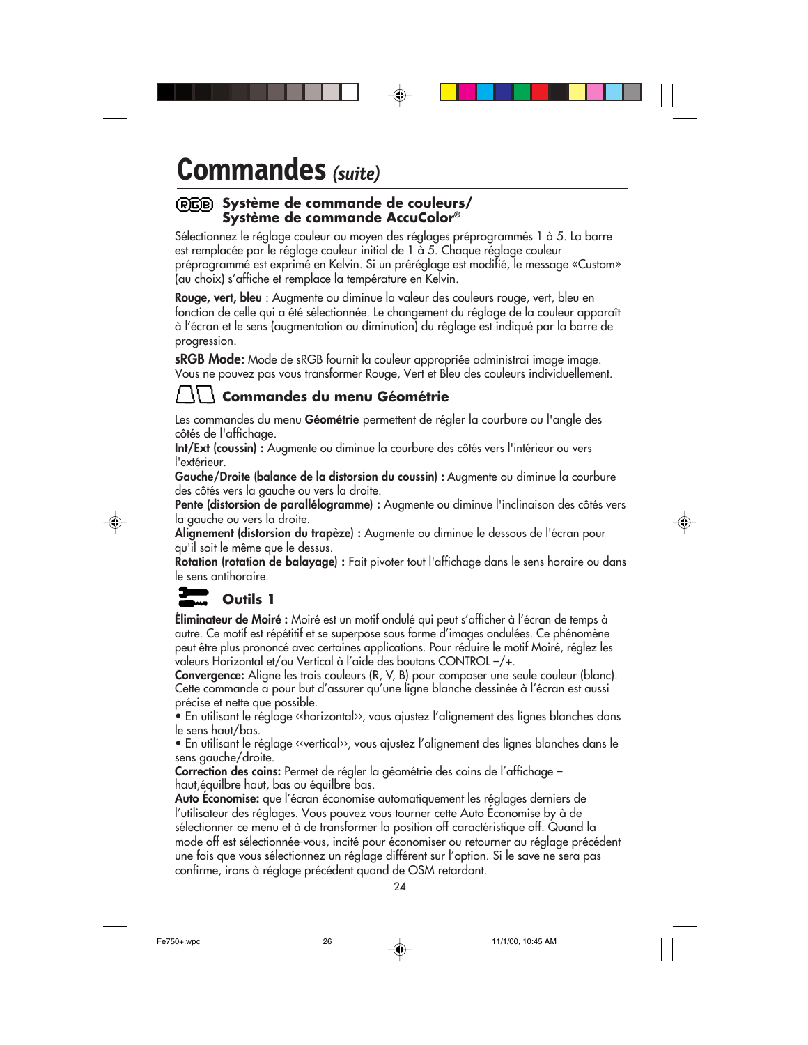# Commandes *(suite)*

## Système de commande de couleurs/ Système de commande AccuColor®

Sélectionnez le réglage couleur au moyen des réglages préprogrammés 1 à 5. La barre est remplacée par le réglage couleur initial de 1 à 5. Chaque réglage couleur préprogrammé est exprimé en Kelvin. Si un préréglage est modifié, le message «Custom» (au choix) s'affiche et remplace la température en Kelvin.

**Rouge, vert, bleu** : Augmente ou diminue la valeur des couleurs rouge, vert, bleu en fonction de celle qui a été sélectionnée. Le changement du réglage de la couleur apparaît à l'écran et le sens (augmentation ou diminution) du réglage est indiqué par la barre de progression.

**sRGB Mode:** Mode de sRGB fournit la couleur appropriée administrai image image. Vous ne pouvez pas vous transformer Rouge, Vert et Bleu des couleurs individuellement.

## Commandes du menu Géométrie

Les commandes du menu **Géométrie** permettent de régler la courbure ou l'angle des côtés de l'affichage.

**Int/Ext (coussin) :** Augmente ou diminue la courbure des côtés vers l'intérieur ou vers l'extérieur.

**Gauche/Droite (balance de la distorsion du coussin) :** Augmente ou diminue la courbure des côtés vers la gauche ou vers la droite.

**Pente (distorsion de parallélogramme) :** Augmente ou diminue l'inclinaison des côtés vers la gauche ou vers la droite.

**Alignement (distorsion du trapèze) :** Augmente ou diminue le dessous de l'écran pour qu'il soit le même que le dessus.

**Rotation (rotation de balayage) :** Fait pivoter tout l'affichage dans le sens horaire ou dans le sens antihoraire.

## Outils 1

**Éliminateur de Moiré :** Moiré est un motif ondulé qui peut s'afficher à l'écran de temps à autre. Ce motif est répétitif et se superpose sous forme d'images ondulées. Ce phénomène peut être plus prononcé avec certaines applications. Pour réduire le motif Moiré, réglez les valeurs Horizontal et/ou Vertical à l'aide des boutons CONTROL –/+.

**Convergence:** Aligne les trois couleurs (R, V, B) pour composer une seule couleur (blanc). Cette commande a pour but d'assurer qu'une ligne blanche dessinée à l'écran est aussi précise et nette que possible.

- En utilisant le réglage ‹‹horizontal››, vous ajustez l'alignement des lignes blanches dans le sens haut/bas.
- En utilisant le réglage ‹‹vertical››, vous ajustez l'alignement des lignes blanches dans le sens gauche/droite.

**Correction des coins:** Permet de régler la géométrie des coins de l'affichage – haut,équilbre haut, bas ou équilbre bas.

**Auto Économise:** que l'écran économise automatiquement les réglages derniers de l'utilisateur des réglages. Vous pouvez vous tourner cette Auto Économise by à de sélectionner ce menu et à de transformer la position off caractéristique off. Quand la mode off est sélectionnée-vous, incité pour économiser ou retourner au réglage précédent une fois que vous sélectionnez un réglage différent sur l'option. Si le save ne sera pas confirme, irons à réglage précédent quand de OSM retardant.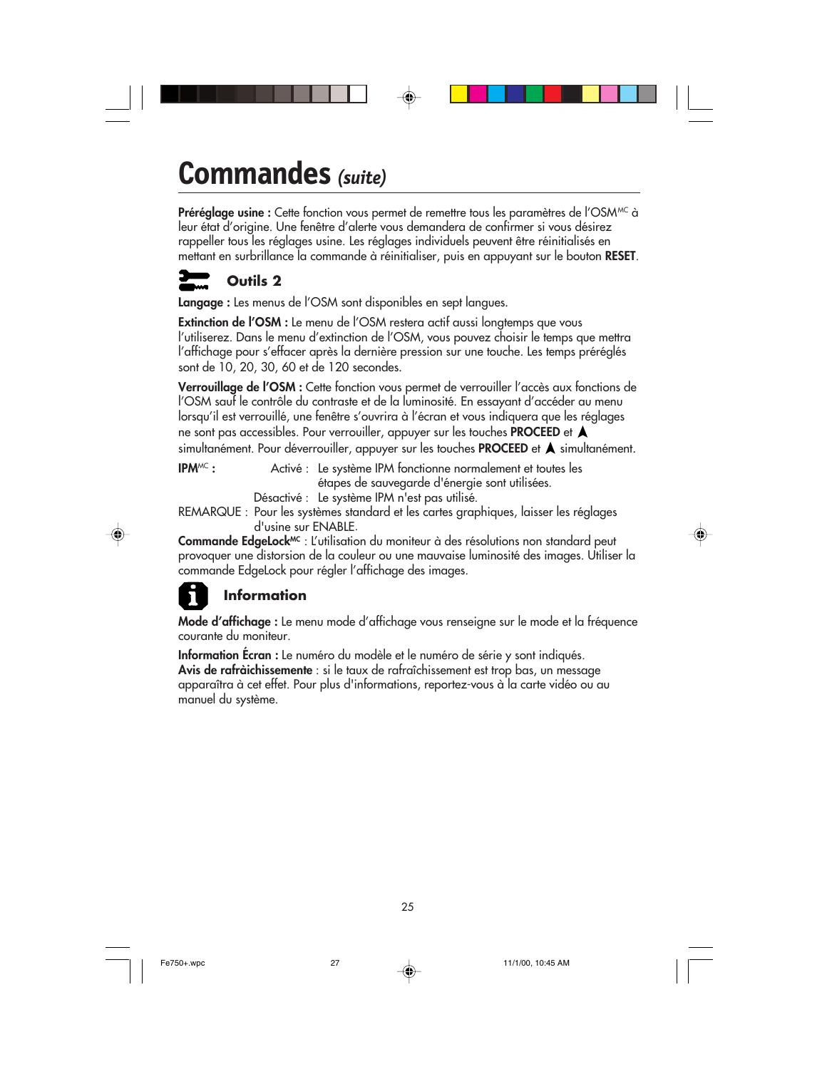# Commandes *(suite)*

**Préréglage usine :** Cette fonction vous permet de remettre tous les paramètres de l'OSM[MC] à leur état d'origine. Une fenêtre d'alerte vous demandera de confirmer si vous désirez rappeller tous les réglages usine. Les réglages individuels peuvent être réinitialisés en mettant en surbrillance la commande à réinitialiser, puis en appuyant sur le bouton **RESET**.

## Outils 2

**Langage :** Les menus de l'OSM sont disponibles en sept langues.

**Extinction de l'OSM :** Le menu de l'OSM restera actif aussi longtemps que vous l'utiliserez. Dans le menu d'extinction de l'OSM, vous pouvez choisir le temps que mettra l'affichage pour s'effacer après la dernière pression sur une touche. Les temps préréglés sont de 10, 20, 30, 60 et de 120 secondes.

**Verrouillage de l'OSM :** Cette fonction vous permet de verrouiller l'accès aux fonctions de l'OSM sauf le contrôle du contraste et de la luminosité. En essayant d'accéder au menu lorsqu'il est verrouillé, une fenêtre s'ouvrira à l'écran et vous indiquera que les réglages ne sont pas accessibles. Pour verrouiller, appuyer sur les touches **PROCEED** et ▲ simultanément. Pour déverrouiller, appuyer sur les touches **PROCEED** et ▲ simultanément.

**IPM[MC] :** Activé : Le système IPM fonctionne normalement et toutes les étapes de sauvegarde d'énergie sont utilisées.

Désactivé : Le système IPM n'est pas utilisé.

REMARQUE : Pour les systèmes standard et les cartes graphiques, laisser les réglages d'usine sur ENABLE.

**Commande EdgeLock[MC]** : L'utilisation du moniteur à des résolutions non standard peut provoquer une distorsion de la couleur ou une mauvaise luminosité des images. Utiliser la commande EdgeLock pour régler l'affichage des images.

## Information

**Mode d'affichage :** Le menu mode d'affichage vous renseigne sur le mode et la fréquence courante du moniteur.

**Information Écran :** Le numéro du modèle et le numéro de série y sont indiqués.
**Avis de rafràichissemente** : si le taux de rafraîchissement est trop bas, un message apparaîtra à cet effet. Pour plus d'informations, reportez-vous à la carte vidéo ou au manuel du système.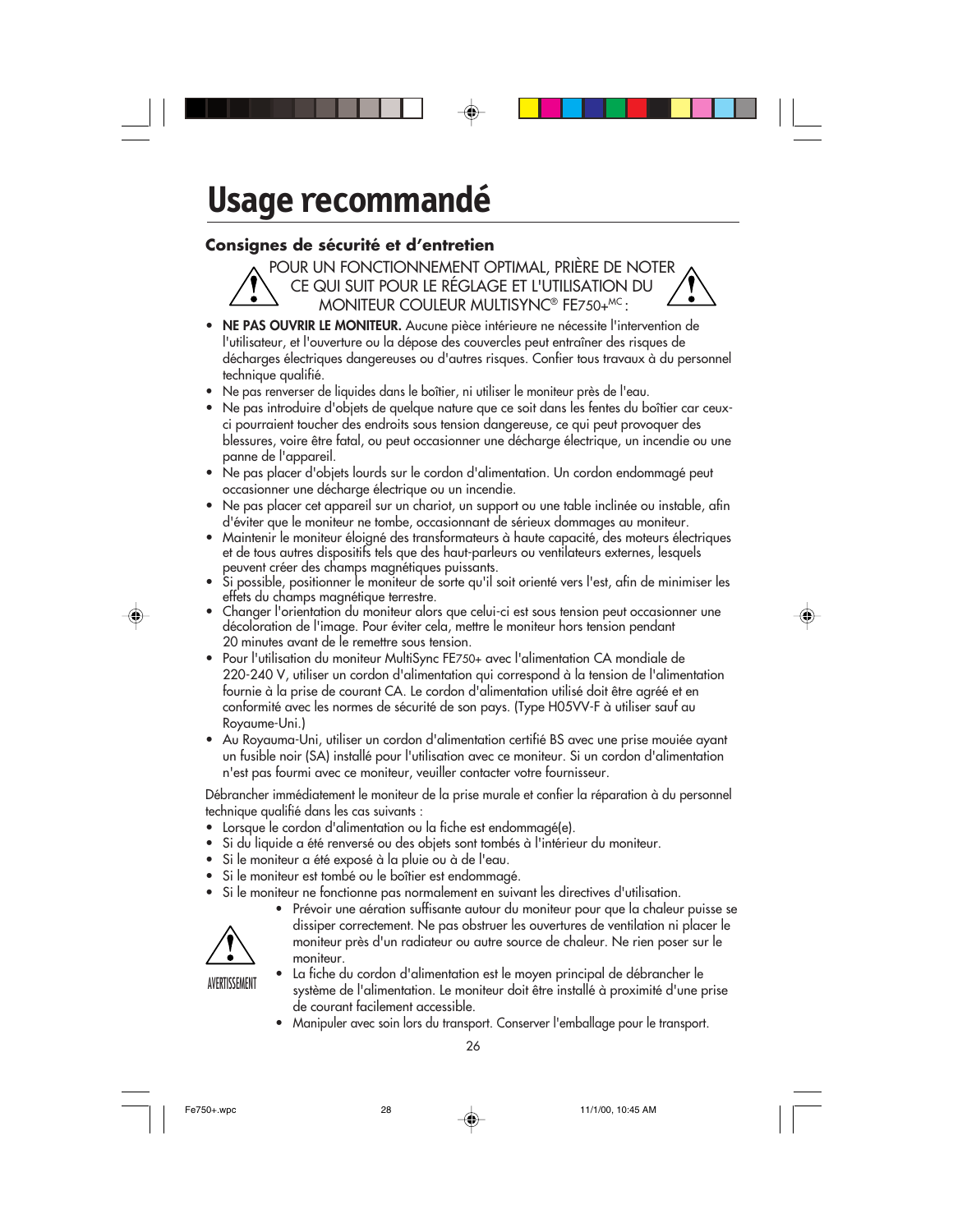# Usage recommandé

## Consignes de sécurité et d'entretien

POUR UN FONCTIONNEMENT OPTIMAL, PRIÈRE DE NOTER CE QUI SUIT POUR LE RÉGLAGE ET L'UTILISATION DU MONITEUR COULEUR MULTISYNC® FE750+MC :

- **NE PAS OUVRIR LE MONITEUR.** Aucune pièce intérieure ne nécessite l'intervention de l'utilisateur, et l'ouverture ou la dépose des couvercles peut entraîner des risques de décharges électriques dangereuses ou d'autres risques. Confier tous travaux à du personnel technique qualifié.
- Ne pas renverser de liquides dans le boîtier, ni utiliser le moniteur près de l'eau.
- Ne pas introduire d'objets de quelque nature que ce soit dans les fentes du boîtier car ceux-ci pourraient toucher des endroits sous tension dangereuse, ce qui peut provoquer des blessures, voire être fatal, ou peut occasionner une décharge électrique, un incendie ou une panne de l'appareil.
- Ne pas placer d'objets lourds sur le cordon d'alimentation. Un cordon endommagé peut occasionner une décharge électrique ou un incendie.
- Ne pas placer cet appareil sur un chariot, un support ou une table inclinée ou instable, afin d'éviter que le moniteur ne tombe, occasionnant de sérieux dommages au moniteur.
- Maintenir le moniteur éloigné des transformateurs à haute capacité, des moteurs électriques et de tous autres dispositifs tels que des haut-parleurs ou ventilateurs externes, lesquels peuvent créer des champs magnétiques puissants.
- Si possible, positionner le moniteur de sorte qu'il soit orienté vers l'est, afin de minimiser les effets du champs magnétique terrestre.
- Changer l'orientation du moniteur alors que celui-ci est sous tension peut occasionner une décoloration de l'image. Pour éviter cela, mettre le moniteur hors tension pendant 20 minutes avant de le remettre sous tension.
- Pour l'utilisation du moniteur MultiSync FE750+ avec l'alimentation CA mondiale de 220-240 V, utiliser un cordon d'alimentation qui correspond à la tension de l'alimentation fournie à la prise de courant CA. Le cordon d'alimentation utilisé doit être agréé et en conformité avec les normes de sécurité de son pays. (Type H05VV-F à utiliser sauf au Royaume-Uni.)
- Au Royauma-Uni, utiliser un cordon d'alimentation certifié BS avec une prise mouiée ayant un fusible noir (5A) installé pour l'utilisation avec ce moniteur. Si un cordon d'alimentation n'est pas fourmi avec ce moniteur, veuiller contacter votre fournisseur.

Débrancher immédiatement le moniteur de la prise murale et confier la réparation à du personnel technique qualifié dans les cas suivants :

- Lorsque le cordon d'alimentation ou la fiche est endommagé(e).
- Si du liquide a été renversé ou des objets sont tombés à l'intérieur du moniteur.
- Si le moniteur a été exposé à la pluie ou à de l'eau.
- Si le moniteur est tombé ou le boîtier est endommagé.
- Si le moniteur ne fonctionne pas normalement en suivant les directives d'utilisation.

AVERTISSEMENT

- Prévoir une aération suffisante autour du moniteur pour que la chaleur puisse se dissiper correctement. Ne pas obstruer les ouvertures de ventilation ni placer le moniteur près d'un radiateur ou autre source de chaleur. Ne rien poser sur le moniteur.
- La fiche du cordon d'alimentation est le moyen principal de débrancher le système de l'alimentation. Le moniteur doit être installé à proximité d'une prise de courant facilement accessible.
- Manipuler avec soin lors du transport. Conserver l'emballage pour le transport.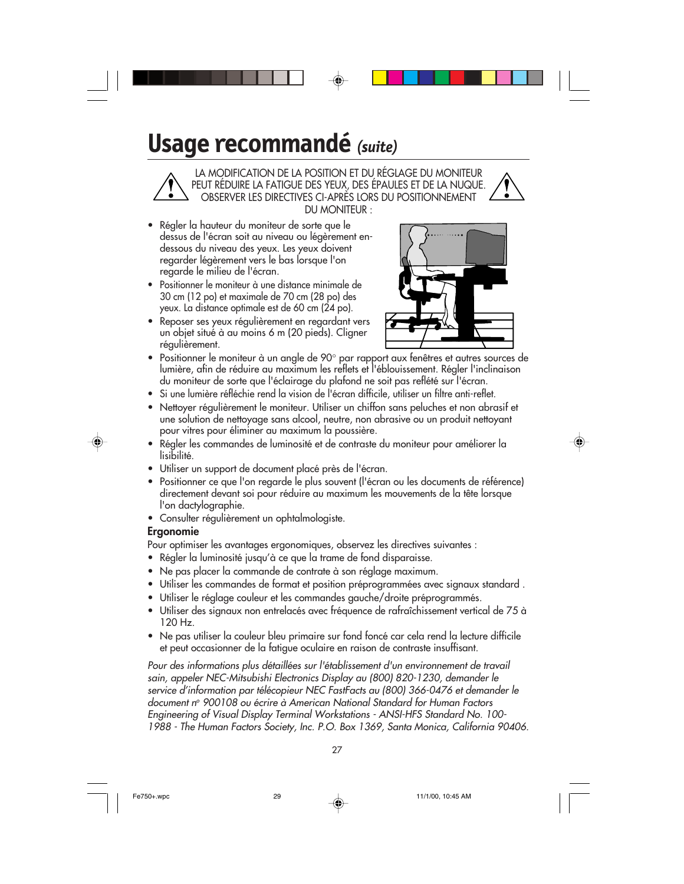# Usage recommandé *(suite)*

LA MODIFICATION DE LA POSITION ET DU RÉGLAGE DU MONITEUR PEUT RÉDUIRE LA FATIGUE DES YEUX, DES ÉPAULES ET DE LA NUQUE. OBSERVER LES DIRECTIVES CI-APRÈS LORS DU POSITIONNEMENT DU MONITEUR :

- Régler la hauteur du moniteur de sorte que le dessus de l'écran soit au niveau ou légèrement en-dessous du niveau des yeux. Les yeux doivent regarder légèrement vers le bas lorsque l'on regarde le milieu de l'écran.
- Positionner le moniteur à une distance minimale de 30 cm (12 po) et maximale de 70 cm (28 po) des yeux. La distance optimale est de 60 cm (24 po).
- Reposer ses yeux régulièrement en regardant vers un objet situé à au moins 6 m (20 pieds). Cligner régulièrement.
- Positionner le moniteur à un angle de 90° par rapport aux fenêtres et autres sources de lumière, afin de réduire au maximum les reflets et l'éblouissement. Régler l'inclinaison du moniteur de sorte que l'éclairage du plafond ne soit pas reflété sur l'écran.
- Si une lumière réfléchie rend la vision de l'écran difficile, utiliser un filtre anti-reflet.
- Nettoyer régulièrement le moniteur. Utiliser un chiffon sans peluches et non abrasif et une solution de nettoyage sans alcool, neutre, non abrasive ou un produit nettoyant pour vitres pour éliminer au maximum la poussière.
- Régler les commandes de luminosité et de contraste du moniteur pour améliorer la lisibilité.
- Utiliser un support de document placé près de l'écran.
- Positionner ce que l'on regarde le plus souvent (l'écran ou les documents de référence) directement devant soi pour réduire au maximum les mouvements de la tête lorsque l'on dactylographie.
- Consulter régulièrement un ophtalmologiste.

**Ergonomie**

Pour optimiser les avantages ergonomiques, observez les directives suivantes :

- Régler la luminosité jusqu'à ce que la trame de fond disparaisse.
- Ne pas placer la commande de contrate à son réglage maximum.
- Utiliser les commandes de format et position préprogrammées avec signaux standard .
- Utiliser le réglage couleur et les commandes gauche/droite préprogrammés.
- Utiliser des signaux non entrelacés avec fréquence de rafraîchissement vertical de 75 à 120 Hz.
- Ne pas utiliser la couleur bleu primaire sur fond foncé car cela rend la lecture difficile et peut occasionner de la fatigue oculaire en raison de contraste insuffisant.

*Pour des informations plus détaillées sur l'établissement d'un environnement de travail sain, appeler NEC-Mitsubishi Electronics Display au (800) 820-1230, demander le service d'information par télécopieur NEC FastFacts au (800) 366-0476 et demander le document nº 900108 ou écrire à American National Standard for Human Factors Engineering of Visual Display Terminal Workstations - ANSI-HFS Standard No. 100-1988 - The Human Factors Society, Inc. P.O. Box 1369, Santa Monica, California 90406.*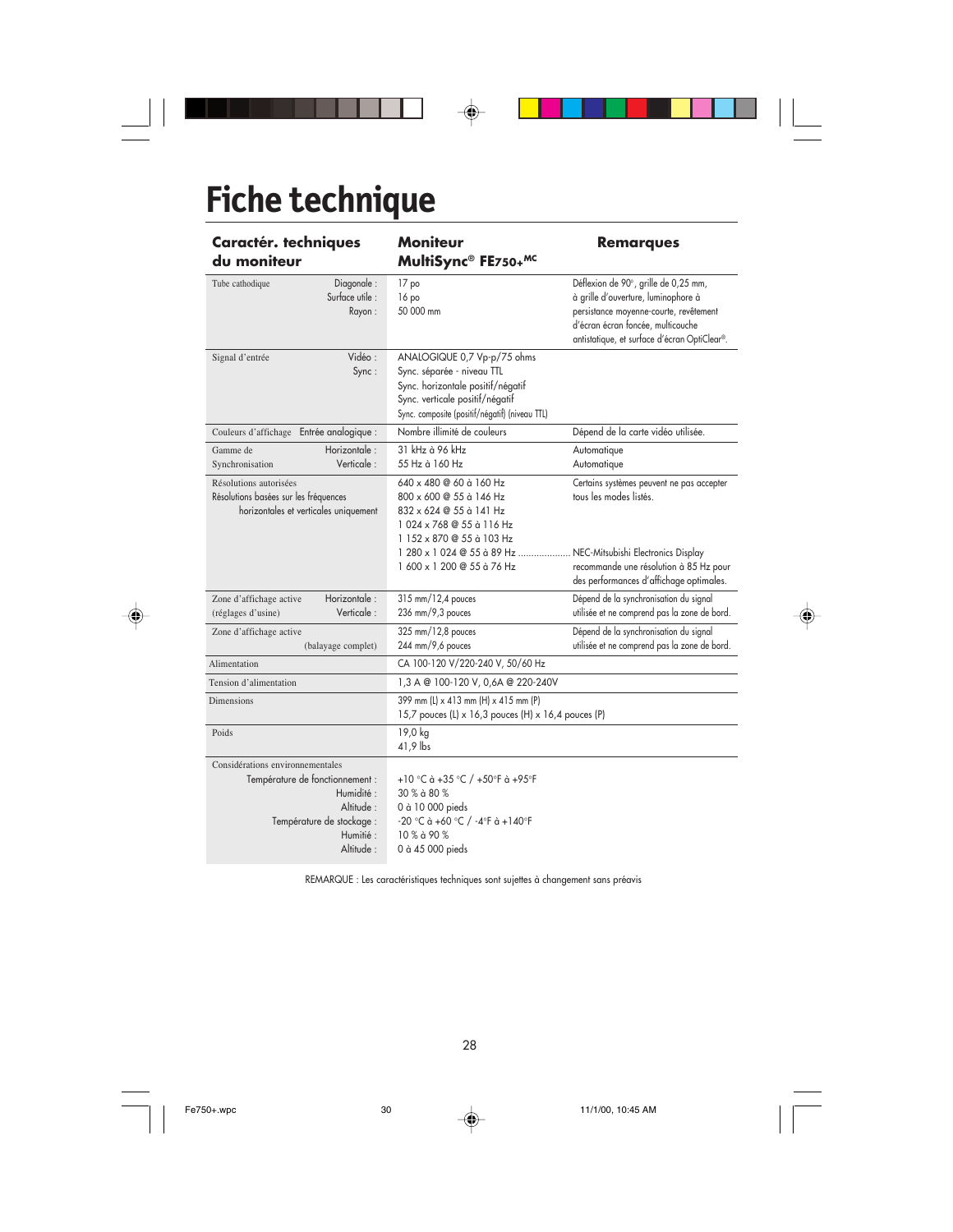# Fiche technique

| Caractér. techniques du moniteur | | Moniteur MultiSync® FE750+MC | Remarques |
|---|---|---|---|
| Tube cathodique | Diagonale :<br>Surface utile :<br>Rayon : | 17 po<br>16 po<br>50 000 mm | Déflexion de 90°, grille de 0,25 mm, à grille d'ouverture, luminophore à persistance moyenne-courte, revêtement d'écran écran foncée, multicouche antistatique, et surface d'écran OptiClear®. |
| Signal d'entrée | Vidéo :<br>Sync : | ANALOGIQUE 0,7 Vp-p/75 ohms<br>Sync. séparée - niveau TTL<br>Sync. horizontale positif/négatif<br>Sync. verticale positif/négatif<br>Sync. composite (positif/négatif) (niveau TTL) | |
| Couleurs d'affichage | Entrée analogique : | Nombre illimité de couleurs | Dépend de la carte vidéo utilisée. |
| Gamme de Synchronisation | Horizontale :<br>Verticale : | 31 kHz à 96 kHz<br>55 Hz à 160 Hz | Automatique<br>Automatique |
| Résolutions autorisées<br>Résolutions basées sur les fréquences horizontales et verticales uniquement | | 640 x 480 @ 60 à 160 Hz<br>800 x 600 @ 55 à 146 Hz<br>832 x 624 @ 55 à 141 Hz<br>1 024 x 768 @ 55 à 116 Hz<br>1 152 x 870 @ 55 à 103 Hz<br>1 280 x 1 024 @ 55 à 89 Hz ....................<br>1 600 x 1 200 @ 55 à 76 Hz | Certains systèmes peuvent ne pas accepter tous les modes listés.<br><br>NEC-Mitsubishi Electronics Display recommande une résolution à 85 Hz pour des performances d'affichage optimales. |
| Zone d'affichage active (réglages d'usine) | Horizontale :<br>Verticale : | 315 mm/12,4 pouces<br>236 mm/9,3 pouces | Dépend de la synchronisation du signal utilisée et ne comprend pas la zone de bord. |
| Zone d'affichage active (balayage complet) | | 325 mm/12,8 pouces<br>244 mm/9,6 pouces | Dépend de la synchronisation du signal utilisée et ne comprend pas la zone de bord. |
| Alimentation | | CA 100-120 V/220-240 V, 50/60 Hz | |
| Tension d'alimentation | | 1,3 A @ 100-120 V, 0,6A @ 220-240V | |
| Dimensions | | 399 mm (L) x 413 mm (H) x 415 mm (P)<br>15,7 pouces (L) x 16,3 pouces (H) x 16,4 pouces (P) | |
| Poids | | 19,0 kg<br>41,9 lbs | |
| Considérations environnementales | Température de fonctionnement :<br>Humidité :<br>Altitude :<br>Température de stockage :<br>Humitié :<br>Altitude : | +10 °C à +35 °C / +50°F à +95°F<br>30 % à 80 %<br>0 à 10 000 pieds<br>-20 °C à +60 °C / -4°F à +140°F<br>10 % à 90 %<br>0 à 45 000 pieds | |

REMARQUE : Les caractéristiques techniques sont sujettes à changement sans préavis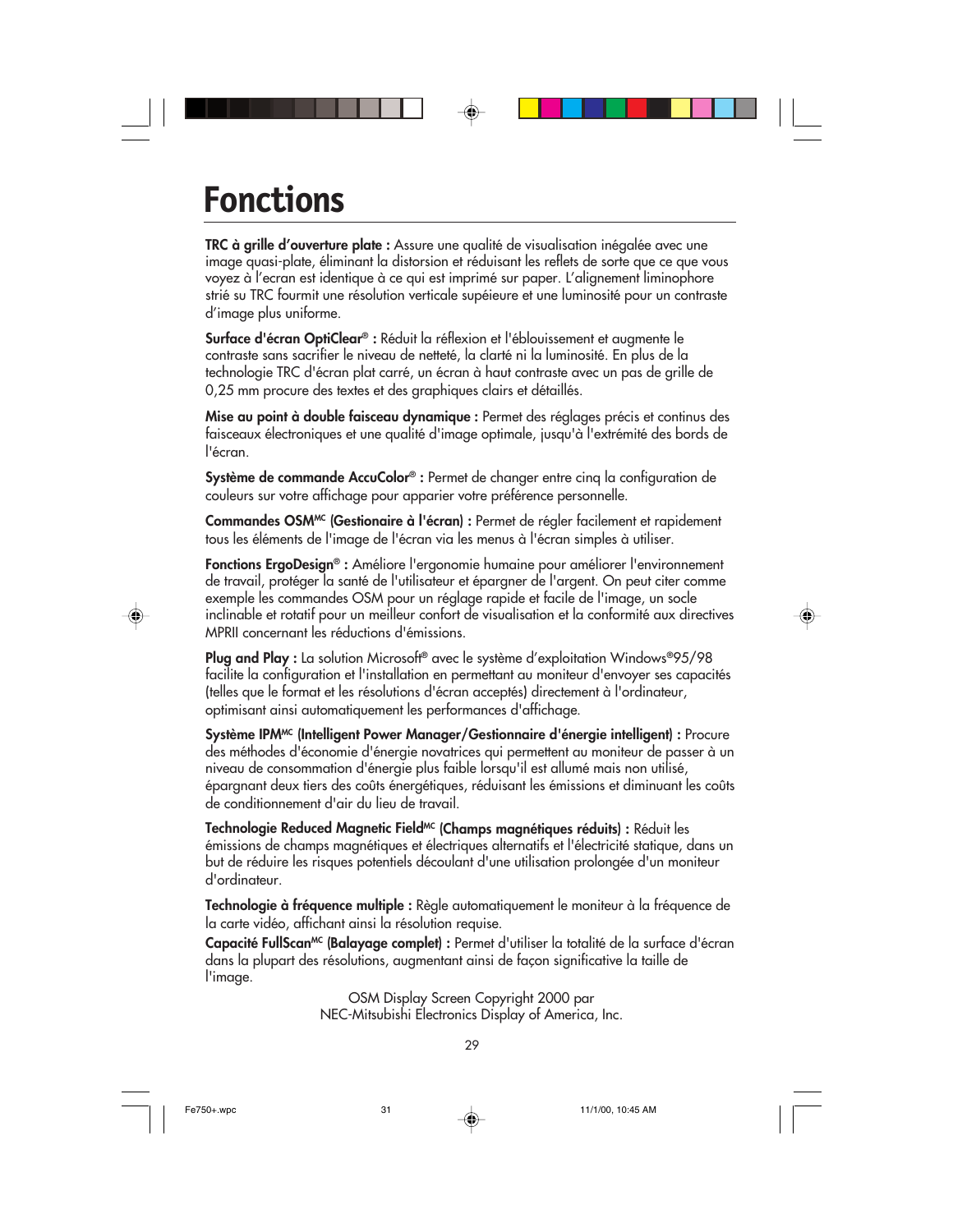# Fonctions

**TRC à grille d'ouverture plate :** Assure une qualité de visualisation inégalée avec une image quasi-plate, éliminant la distorsion et réduisant les reflets de sorte que ce que vous voyez à l'ecran est identique à ce qui est imprimé sur paper. L'alignement liminophore strié su TRC fourmit une résolution verticale supéieure et une luminosité pour un contraste d'image plus uniforme.

**Surface d'écran OptiClear® :** Réduit la réflexion et l'éblouissement et augmente le contraste sans sacrifier le niveau de netteté, la clarté ni la luminosité. En plus de la technologie TRC d'écran plat carré, un écran à haut contraste avec un pas de grille de 0,25 mm procure des textes et des graphiques clairs et détaillés.

**Mise au point à double faisceau dynamique :** Permet des réglages précis et continus des faisceaux électroniques et une qualité d'image optimale, jusqu'à l'extrémité des bords de l'écran.

**Système de commande AccuColor® :** Permet de changer entre cinq la configuration de couleurs sur votre affichage pour apparier votre préférence personnelle.

**Commandes OSM[MC] (Gestionaire à l'écran) :** Permet de régler facilement et rapidement tous les éléments de l'image de l'écran via les menus à l'écran simples à utiliser.

**Fonctions ErgoDesign® :** Améliore l'ergonomie humaine pour améliorer l'environnement de travail, protéger la santé de l'utilisateur et épargner de l'argent. On peut citer comme exemple les commandes OSM pour un réglage rapide et facile de l'image, un socle inclinable et rotatif pour un meilleur confort de visualisation et la conformité aux directives MPRII concernant les réductions d'émissions.

**Plug and Play :** La solution Microsoft® avec le système d'exploitation Windows®95/98 facilite la configuration et l'installation en permettant au moniteur d'envoyer ses capacités (telles que le format et les résolutions d'écran acceptés) directement à l'ordinateur, optimisant ainsi automatiquement les performances d'affichage.

**Système IPM[MC] (Intelligent Power Manager/Gestionnaire d'énergie intelligent) :** Procure des méthodes d'économie d'énergie novatrices qui permettent au moniteur de passer à un niveau de consommation d'énergie plus faible lorsqu'il est allumé mais non utilisé, épargnant deux tiers des coûts énergétiques, réduisant les émissions et diminuant les coûts de conditionnement d'air du lieu de travail.

**Technologie Reduced Magnetic Field[MC] (Champs magnétiques réduits) :** Réduit les émissions de champs magnétiques et électriques alternatifs et l'électricité statique, dans un but de réduire les risques potentiels découlant d'une utilisation prolongée d'un moniteur d'ordinateur.

**Technologie à fréquence multiple :** Règle automatiquement le moniteur à la fréquence de la carte vidéo, affichant ainsi la résolution requise.

**Capacité FullScan[MC] (Balayage complet) :** Permet d'utiliser la totalité de la surface d'écran dans la plupart des résolutions, augmentant ainsi de façon significative la taille de l'image.

OSM Display Screen Copyright 2000 par
NEC-Mitsubishi Electronics Display of America, Inc.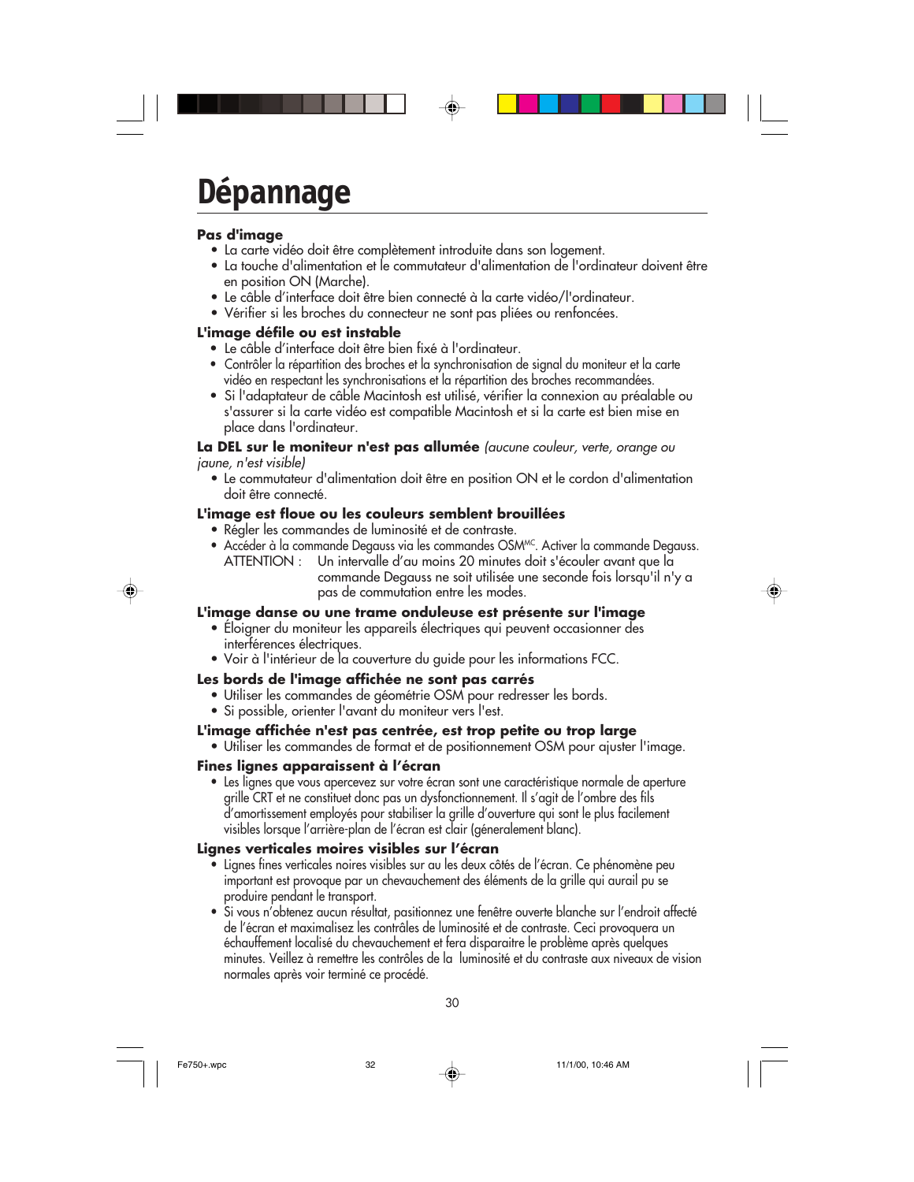# Dépannage

### Pas d'image

- La carte vidéo doit être complètement introduite dans son logement.
- La touche d'alimentation et le commutateur d'alimentation de l'ordinateur doivent être en position ON (Marche).
- Le câble d'interface doit être bien connecté à la carte vidéo/l'ordinateur.
- Vérifier si les broches du connecteur ne sont pas pliées ou renfoncées.

### L'image défile ou est instable

- Le câble d'interface doit être bien fixé à l'ordinateur.
- Contrôler la répartition des broches et la synchronisation de signal du moniteur et la carte vidéo en respectant les synchronisations et la répartition des broches recommandées.
- Si l'adaptateur de câble Macintosh est utilisé, vérifier la connexion au préalable ou s'assurer si la carte vidéo est compatible Macintosh et si la carte est bien mise en place dans l'ordinateur.

### La DEL sur le moniteur n'est pas allumée *(aucune couleur, verte, orange ou jaune, n'est visible)*

- Le commutateur d'alimentation doit être en position ON et le cordon d'alimentation doit être connecté.

### L'image est floue ou les couleurs semblent brouillées

- Régler les commandes de luminosité et de contraste.
- Accéder à la commande Degauss via les commandes OSM[MC]. Activer la commande Degauss.
  ATTENTION : Un intervalle d'au moins 20 minutes doit s'écouler avant que la commande Degauss ne soit utilisée une seconde fois lorsqu'il n'y a pas de commutation entre les modes.

### L'image danse ou une trame onduleuse est présente sur l'image

- Éloigner du moniteur les appareils électriques qui peuvent occasionner des interférences électriques.
- Voir à l'intérieur de la couverture du guide pour les informations FCC.

### Les bords de l'image affichée ne sont pas carrés

- Utiliser les commandes de géométrie OSM pour redresser les bords.
- Si possible, orienter l'avant du moniteur vers l'est.

### L'image affichée n'est pas centrée, est trop petite ou trop large

- Utiliser les commandes de format et de positionnement OSM pour ajuster l'image.

### Fines lignes apparaissent à l'écran

- Les lignes que vous apercevez sur votre écran sont une caractéristique normale de aperture grille CRT et ne constituet donc pas un dysfonctionnement. Il s'agit de l'ombre des fils d'amortissement employés pour stabiliser la grille d'ouverture qui sont le plus facilement visibles lorsque l'arrière-plan de l'écran est clair (géneralement blanc).

### Lignes verticales moires visibles sur l'écran

- Lignes fines verticales noires visibles sur au les deux côtés de l'écran. Ce phénomène peu important est provoque par un chevauchement des éléments de la grille qui aurail pu se produire pendant le transport.
- Si vous n'obtenez aucun résultat, positionnez une fenêtre ouverte blanche sur l'endroit affecté de l'écran et maximalisez les contrâles de luminosité et de contraste. Ceci provoquera un échauffement localisé du chevauchement et fera disparaitre le problème après quelques minutes. Veillez à remettre les contrôles de la luminosité et du contraste aux niveaux de vision normales après voir terminé ce procédé.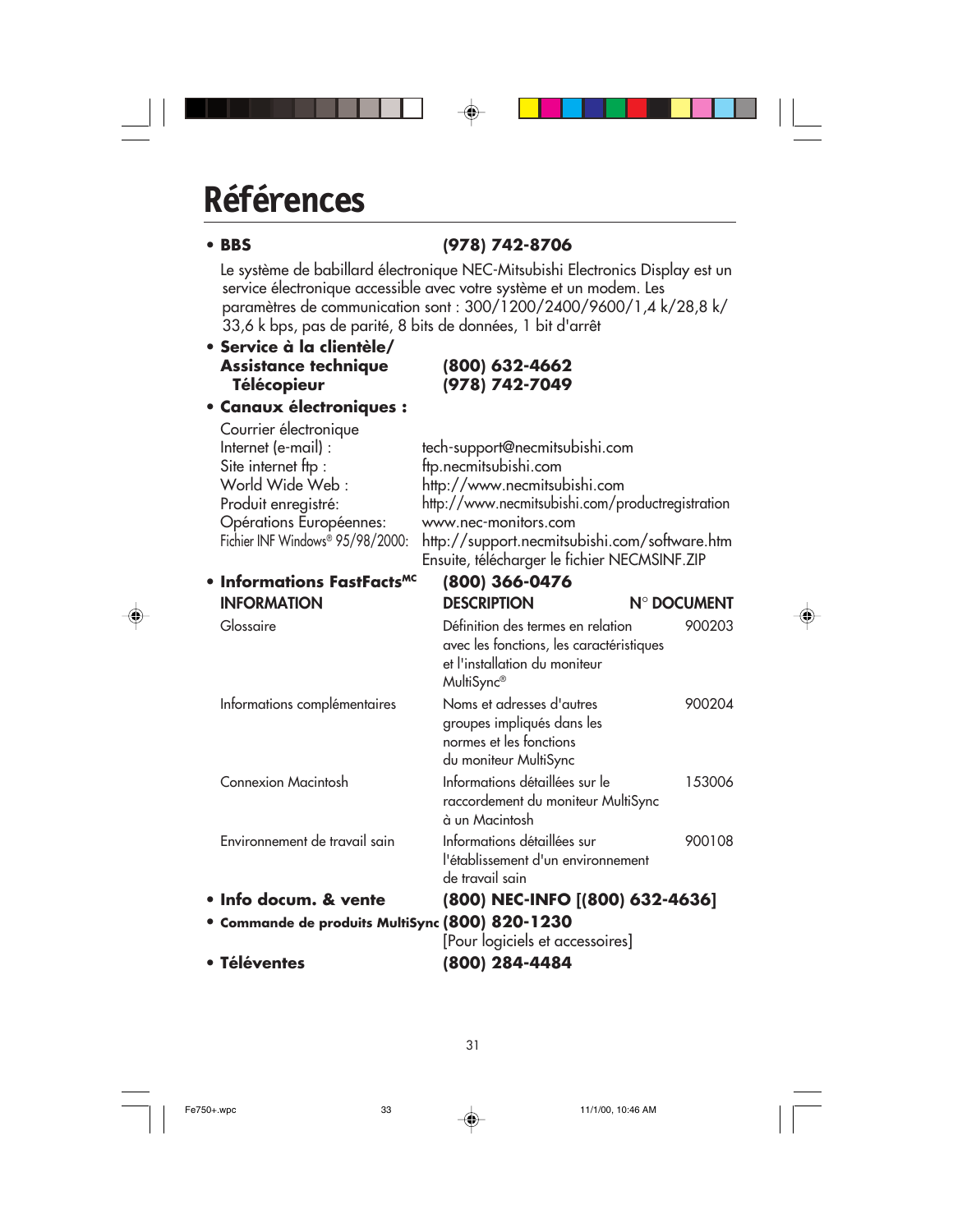# Références

- **BBS** **(978) 742-8706**

  Le système de babillard électronique NEC-Mitsubishi Electronics Display est un service électronique accessible avec votre système et un modem. Les paramètres de communication sont : 300/1200/2400/9600/1,4 k/28,8 k/33,6 k bps, pas de parité, 8 bits de données, 1 bit d'arrêt

- **Service à la clientèle/ Assistance technique** **(800) 632-4662**
  **Télécopieur** **(978) 742-7049**

- **Canaux électroniques :**

| | |
|---|---|
| Courrier électronique Internet (e-mail) : | tech-support@necmitsubishi.com |
| Site internet ftp : | ftp.necmitsubishi.com |
| World Wide Web : | http://www.necmitsubishi.com |
| Produit enregistré: | http://www.necmitsubishi.com/productregistration |
| Opérations Européennes: | www.nec-monitors.com |
| Fichier INF Windows® 95/98/2000: | http://support.necmitsubishi.com/software.htm Ensuite, télécharger le fichier NECMSINF.ZIP |

- **Informations FastFacts[MC]** **(800) 366-0476**

| INFORMATION | DESCRIPTION | N° DOCUMENT |
|---|---|---|
| Glossaire | Définition des termes en relation avec les fonctions, les caractéristiques et l'installation du moniteur MultiSync® | 900203 |
| Informations complémentaires | Noms et adresses d'autres groupes impliqués dans les normes et les fonctions du moniteur MultiSync | 900204 |
| Connexion Macintosh | Informations détaillées sur le raccordement du moniteur MultiSync à un Macintosh | 153006 |
| Environnement de travail sain | Informations détaillées sur l'établissement d'un environnement de travail sain | 900108 |

- **Info docum. & vente** **(800) NEC-INFO [(800) 632-4636]**
- **Commande de produits MultiSync** **(800) 820-1230**
  [Pour logiciels et accessoires]
- **Téléventes** **(800) 284-4484**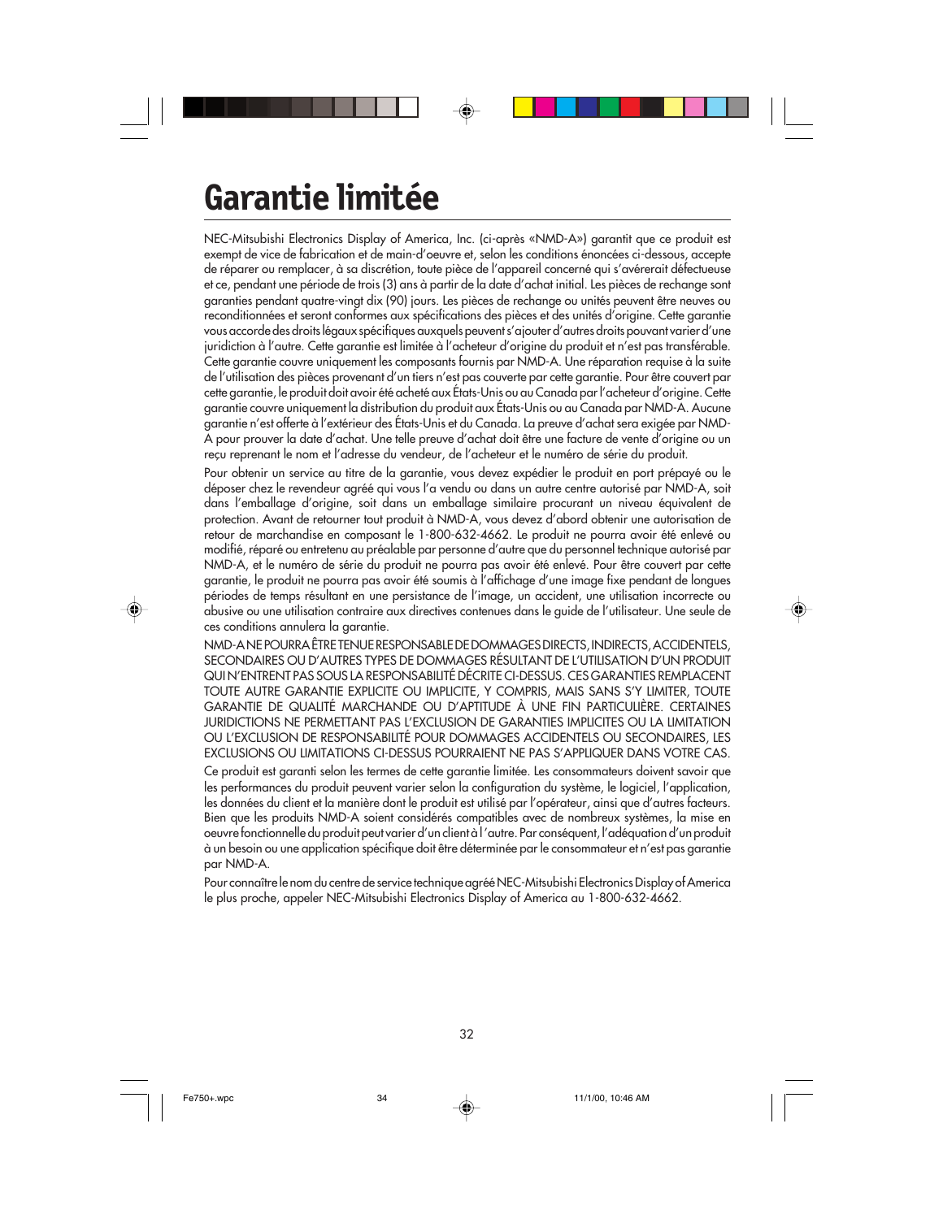# Garantie limitée

NEC-Mitsubishi Electronics Display of America, Inc. (ci-après «NMD-A») garantit que ce produit est exempt de vice de fabrication et de main-d'oeuvre et, selon les conditions énoncées ci-dessous, accepte de réparer ou remplacer, à sa discrétion, toute pièce de l'appareil concerné qui s'avérerait défectueuse et ce, pendant une période de trois (3) ans à partir de la date d'achat initial. Les pièces de rechange sont garanties pendant quatre-vingt dix (90) jours. Les pièces de rechange ou unités peuvent être neuves ou reconditionnées et seront conformes aux spécifications des pièces et des unités d'origine. Cette garantie vous accorde des droits légaux spécifiques auxquels peuvent s'ajouter d'autres droits pouvant varier d'une juridiction à l'autre. Cette garantie est limitée à l'acheteur d'origine du produit et n'est pas transférable. Cette garantie couvre uniquement les composants fournis par NMD-A. Une réparation requise à la suite de l'utilisation des pièces provenant d'un tiers n'est pas couverte par cette garantie. Pour être couvert par cette garantie, le produit doit avoir été acheté aux États-Unis ou au Canada par l'acheteur d'origine. Cette garantie couvre uniquement la distribution du produit aux États-Unis ou au Canada par NMD-A. Aucune garantie n'est offerte à l'extérieur des États-Unis et du Canada. La preuve d'achat sera exigée par NMD-A pour prouver la date d'achat. Une telle preuve d'achat doit être une facture de vente d'origine ou un reçu reprenant le nom et l'adresse du vendeur, de l'acheteur et le numéro de série du produit.

Pour obtenir un service au titre de la garantie, vous devez expédier le produit en port prépayé ou le déposer chez le revendeur agréé qui vous l'a vendu ou dans un autre centre autorisé par NMD-A, soit dans l'emballage d'origine, soit dans un emballage similaire procurant un niveau équivalent de protection. Avant de retourner tout produit à NMD-A, vous devez d'abord obtenir une autorisation de retour de marchandise en composant le 1-800-632-4662. Le produit ne pourra avoir été enlevé ou modifié, réparé ou entretenu au préalable par personne d'autre que du personnel technique autorisé par NMD-A, et le numéro de série du produit ne pourra pas avoir été enlevé. Pour être couvert par cette garantie, le produit ne pourra pas avoir été soumis à l'affichage d'une image fixe pendant de longues périodes de temps résultant en une persistance de l'image, un accident, une utilisation incorrecte ou abusive ou une utilisation contraire aux directives contenues dans le guide de l'utilisateur. Une seule de ces conditions annulera la garantie.

NMD-A NE POURRA ÊTRE TENUE RESPONSABLE DE DOMMAGES DIRECTS, INDIRECTS, ACCIDENTELS, SECONDAIRES OU D'AUTRES TYPES DE DOMMAGES RÉSULTANT DE L'UTILISATION D'UN PRODUIT QUI N'ENTRENT PAS SOUS LA RESPONSABILITÉ DÉCRITE CI-DESSUS. CES GARANTIES REMPLACENT TOUTE AUTRE GARANTIE EXPLICITE OU IMPLICITE, Y COMPRIS, MAIS SANS S'Y LIMITER, TOUTE GARANTIE DE QUALITÉ MARCHANDE OU D'APTITUDE À UNE FIN PARTICULIÈRE. CERTAINES JURIDICTIONS NE PERMETTANT PAS L'EXCLUSION DE GARANTIES IMPLICITES OU LA LIMITATION OU L'EXCLUSION DE RESPONSABILITÉ POUR DOMMAGES ACCIDENTELS OU SECONDAIRES, LES EXCLUSIONS OU LIMITATIONS CI-DESSUS POURRAIENT NE PAS S'APPLIQUER DANS VOTRE CAS.

Ce produit est garanti selon les termes de cette garantie limitée. Les consommateurs doivent savoir que les performances du produit peuvent varier selon la configuration du système, le logiciel, l'application, les données du client et la manière dont le produit est utilisé par l'opérateur, ainsi que d'autres facteurs. Bien que les produits NMD-A soient considérés compatibles avec de nombreux systèmes, la mise en oeuvre fonctionnelle du produit peut varier d'un client à l'autre. Par conséquent, l'adéquation d'un produit à un besoin ou une application spécifique doit être déterminée par le consommateur et n'est pas garantie par NMD-A.

Pour connaître le nom du centre de service technique agréé NEC-Mitsubishi Electronics Display of America le plus proche, appeler NEC-Mitsubishi Electronics Display of America au 1-800-632-4662.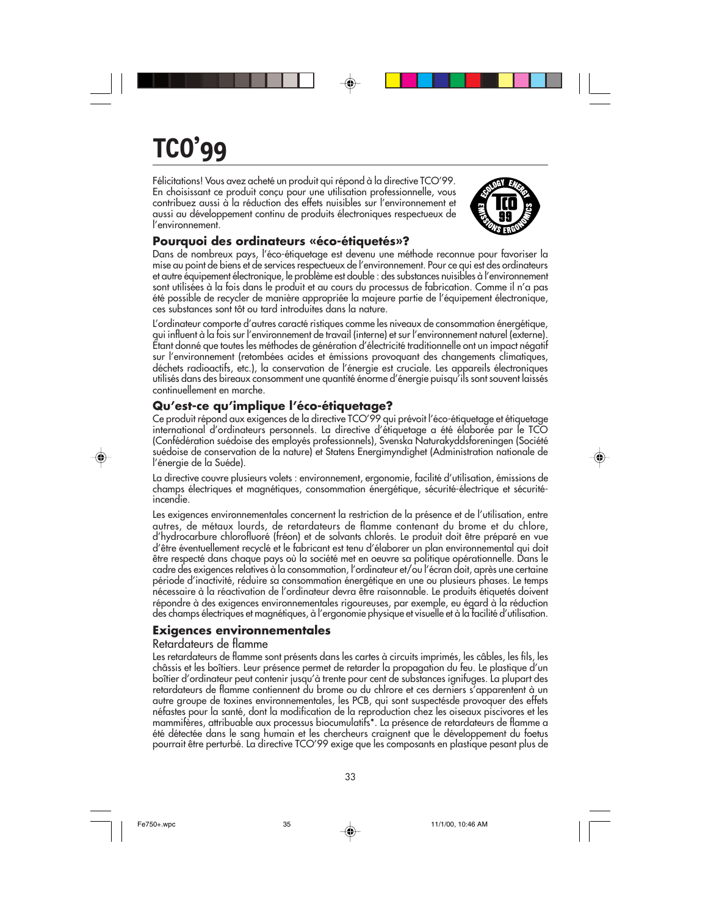# TCO'99

Félicitations! Vous avez acheté un produit qui répond à la directive TCO'99. En choisissant ce produit conçu pour une utilisation professionnelle, vous contribuez aussi à la réduction des effets nuisibles sur l'environnement et aussi au développement continu de produits électroniques respectueux de l'environnement.

## Pourquoi des ordinateurs «éco-étiquetés»?

Dans de nombreux pays, l'éco-étiquetage est devenu une méthode reconnue pour favoriser la mise au point de biens et de services respectueux de l'environnement. Pour ce qui est des ordinateurs et autre équipement électronique, le problème est double : des substances nuisibles à l'environnement sont utilisées à la fois dans le produit et au cours du processus de fabrication. Comme il n'a pas été possible de recycler de manière appropriée la majeure partie de l'équipement électronique, ces substances sont tôt ou tard introduites dans la nature.

L'ordinateur comporte d'autres caracté ristiques comme les niveaux de consommation énergétique, qui influent à la fois sur l'environnement de travail (interne) et sur l'environnement naturel (externe). Étant donné que toutes les méthodes de génération d'électricité traditionnelle ont un impact négatif sur l'environnement (retombées acides et émissions provoquant des changements climatiques, déchets radioactifs, etc.), la conservation de l'énergie est cruciale. Les appareils électroniques utilisés dans des bireaux consomment une quantité énorme d'énergie puisqu'ils sont souvent laissés continuellement en marche.

## Qu'est-ce qu'implique l'éco-étiquetage?

Ce produit répond aux exigences de la directive TCO'99 qui prévoit l'éco-étiquetage et étiquetage international d'ordinateurs personnels. La directive d'étiquetage a été élaborée par le TCO (Confédération suédoise des employés professionnels), Svenska Naturakyddsforeningen (Société suédoise de conservation de la nature) et Statens Energimyndighet (Administration nationale de l'énergie de la Suéde).

La directive couvre plusieurs volets : environnement, ergonomie, facilité d'utilisation, émissions de champs électriques et magnétiques, consommation énergétique, sécurité-électrique et sécurité-incendie.

Les exigences environnementales concernent la restriction de la présence et de l'utilisation, entre autres, de métaux lourds, de retardateurs de flamme contenant du brome et du chlore, d'hydrocarbure chlorofluoré (fréon) et de solvants chlorés. Le produit doit être préparé en vue d'être éventuellement recyclé et le fabricant est tenu d'élaborer un plan environnemental qui doit être respecté dans chaque pays où la société met en oeuvre sa politique opérationnelle. Dans le cadre des exigences relatives à la consommation, l'ordinateur et/ou l'écran doit, après une certaine période d'inactivité, réduire sa consommation énergétique en une ou plusieurs phases. Le temps nécessaire à la réactivation de l'ordinateur devra être raisonnable. Le produits étiquetés doivent répondre à des exigences environnementales rigoureuses, par exemple, eu égard à la réduction des champs électriques et magnétiques, à l'ergonomie physique et visuelle et à la facilité d'utilisation.

## Exigences environnementales

### Retardateurs de flamme

Les retardateurs de flamme sont présents dans les cartes à circuits imprimés, les câbles, les fils, les châssis et les boîtiers. Leur présence permet de retarder la propagation du feu. Le plastique d'un boîtier d'ordinateur peut contenir jusqu'à trente pour cent de substances ignifuges. La plupart des retardateurs de flamme contiennent du brome ou du chlrore et ces derniers s'apparentent à un autre groupe de toxines environnementales, les PCB, qui sont suspectésde provoquer des effets néfastes pour la santé, dont la modification de la reproduction chez les oiseaux piscivores et les mammifères, attribuable aux processus biocumulatifs*. La présence de retardateurs de flamme a été détectée dans le sang humain et les chercheurs craignent que le développement du foetus pourrait être perturbé. La directive TCO'99 exige que les composants en plastique pesant plus de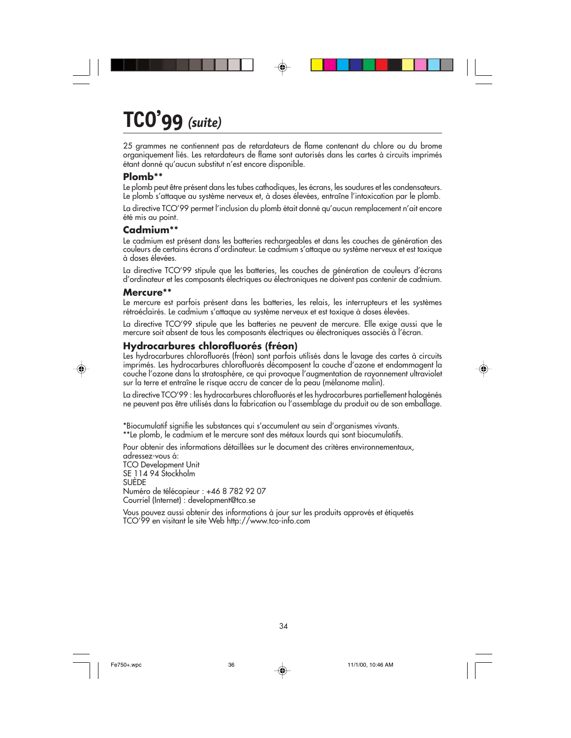# TCO'99 *(suite)*

25 grammes ne contiennent pas de retardateurs de flame contenant du chlore ou du brome organiquement liés. Les retardateurs de flame sont autorisés dans les cartes à circuits imprimés étant donné qu'aucun substitut n'est encore disponible.

### Plomb**

Le plomb peut être présent dans les tubes cathodiques, les écrans, les soudures et les condensateurs. Le plomb s'attaque au système nerveux et, à doses élevées, entraîne l'intoxication par le plomb.

La directive TCO'99 permet l'inclusion du plomb était donné qu'aucun remplacement n'ait encore été mis au point.

### Cadmium**

Le cadmium est présent dans les batteries rechargeables et dans les couches de génération des couleurs de certains écrans d'ordinateur. Le cadmium s'attaque au système nerveux et est toxique à doses élevées.

La directive TCO'99 stipule que les batteries, les couches de génération de couleurs d'écrans d'ordinateur et les composants électriques ou électroniques ne doivent pas contenir de cadmium.

### Mercure**

Le mercure est parfois présent dans les batteries, les relais, les interrupteurs et les systèmes rétroéclairés. Le cadmium s'attaque au système nerveux et est toxique à doses élevées.

La directive TCO'99 stipule que les batteries ne peuvent de mercure. Elle exige aussi que le mercure soit absent de tous les composants électriques ou électroniques associés à l'écran.

### Hydrocarbures chlorofluorés (fréon)

Les hydrocarbures chlorofluorés (fréon) sont parfois utilisés dans le lavage des cartes à circuits imprimés. Les hydrocarbures chlorofluorés décomposent la couche d'ozone et endommagent la couche l'ozone dans la stratosphère, ce qui provoque l'augmentation de rayonnement ultraviolet sur la terre et entraîne le risque accru de cancer de la peau (mélanome malin).

La directive TCO'99 : les hydrocarbures chlorofluorés et les hydrocarbures partiellement halogénés ne peuvent pas être utilisés dans la fabrication ou l'assemblage du produit ou de son emballage.

*Biocumulatif signifie les substances qui s'accumulent au sein d'organismes vivants.
**Le plomb, le cadmium et le mercure sont des métaux lourds qui sont biocumulatifs.

Pour obtenir des informations détaillées sur le document des critères environnementaux, adressez-vous á:
TCO Development Unit
SE 114 94 Stockholm
SUÈDE
Numéro de télécopieur : +46 8 782 92 07
Courriel (Internet) : development@tco.se

Vous pouvez aussi obtenir des informations à jour sur les produits approvés et étiquetés TCO'99 en visitant le site Web http://www.tco-info.com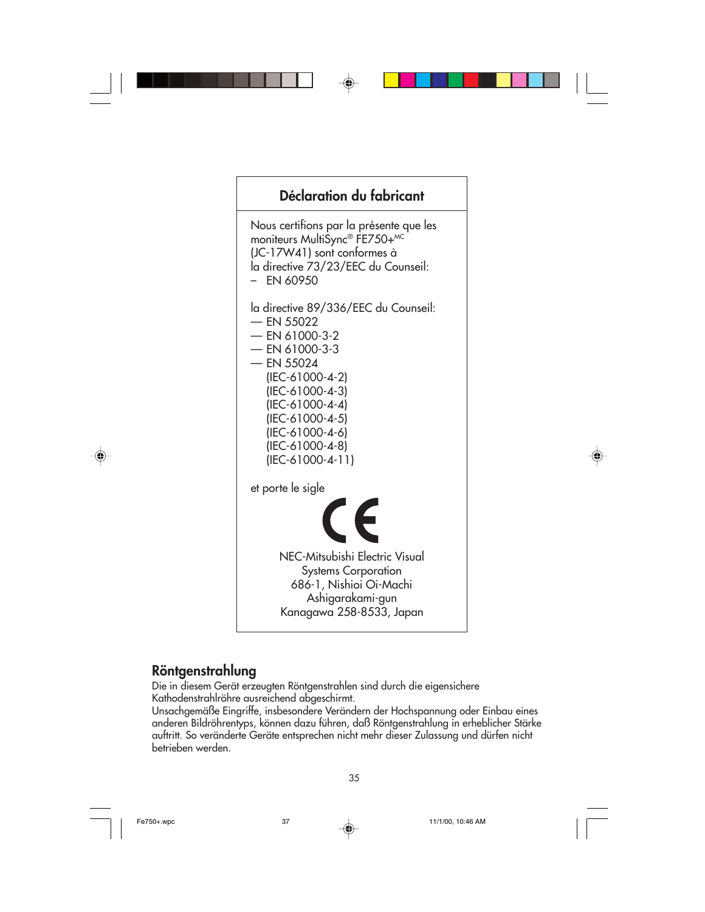## Déclaration du fabricant

Nous certifions par la présente que les moniteurs MultiSync® FE750+MC (JC-17W41) sont conformes à la directive 73/23/EEC du Counseil:
- EN 60950

la directive 89/336/EEC du Counseil:
- EN 55022
- EN 61000-3-2
- EN 61000-3-3
- EN 55024
  (IEC-61000-4-2)
  (IEC-61000-4-3)
  (IEC-61000-4-4)
  (IEC-61000-4-5)
  (IEC-61000-4-6)
  (IEC-61000-4-8)
  (IEC-61000-4-11)

et porte le sigle

CE

NEC-Mitsubishi Electric Visual Systems Corporation
686-1, Nishioi Oi-Machi
Ashigarakami-gun
Kanagawa 258-8533, Japan

## Röntgenstrahlung

Die in diesem Gerät erzeugten Röntgenstrahlen sind durch die eigensichere Kathodenstrahlröhre ausreichend abgeschirmt.
Unsachgemäße Eingriffe, insbesondere Verändern der Hochspannung oder Einbau eines anderen Bildröhrentyps, können dazu führen, daß Röntgenstrahlung in erheblicher Stärke auftritt. So veränderte Geräte entsprechen nicht mehr dieser Zulassung und dürfen nicht betrieben werden.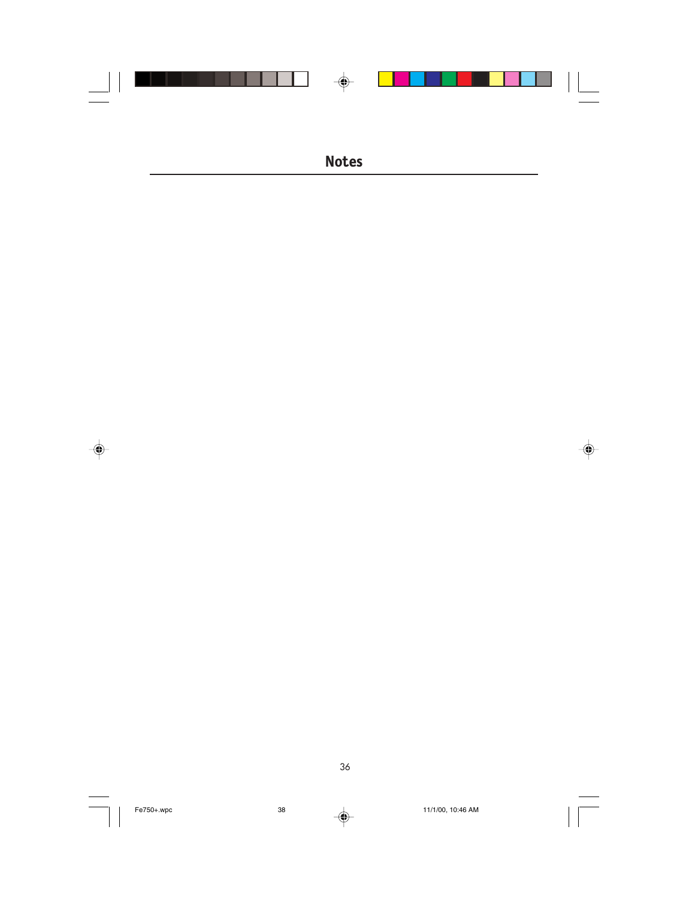# Notes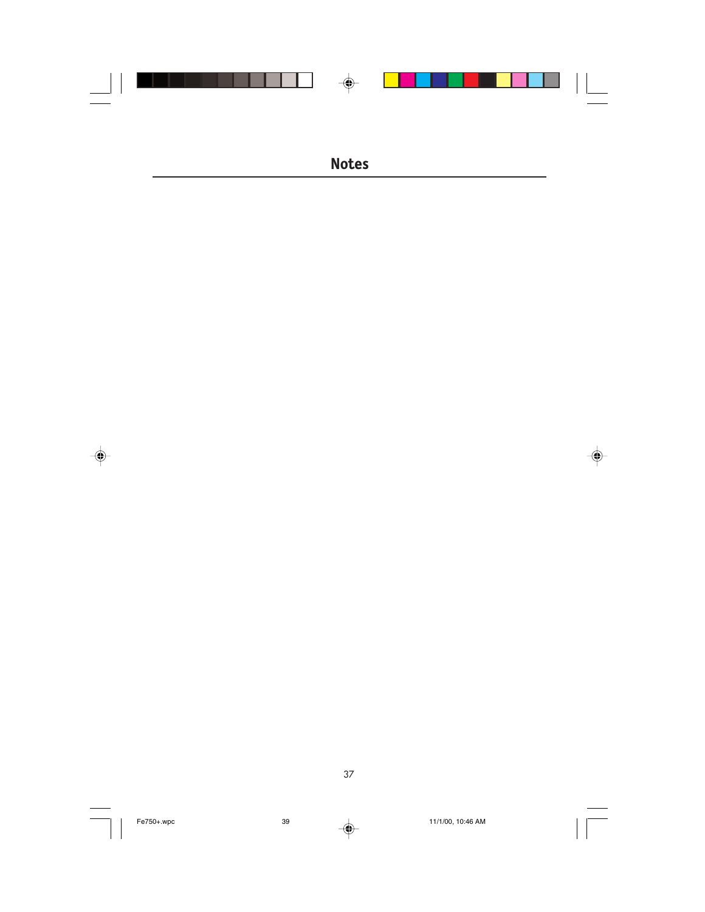# Notes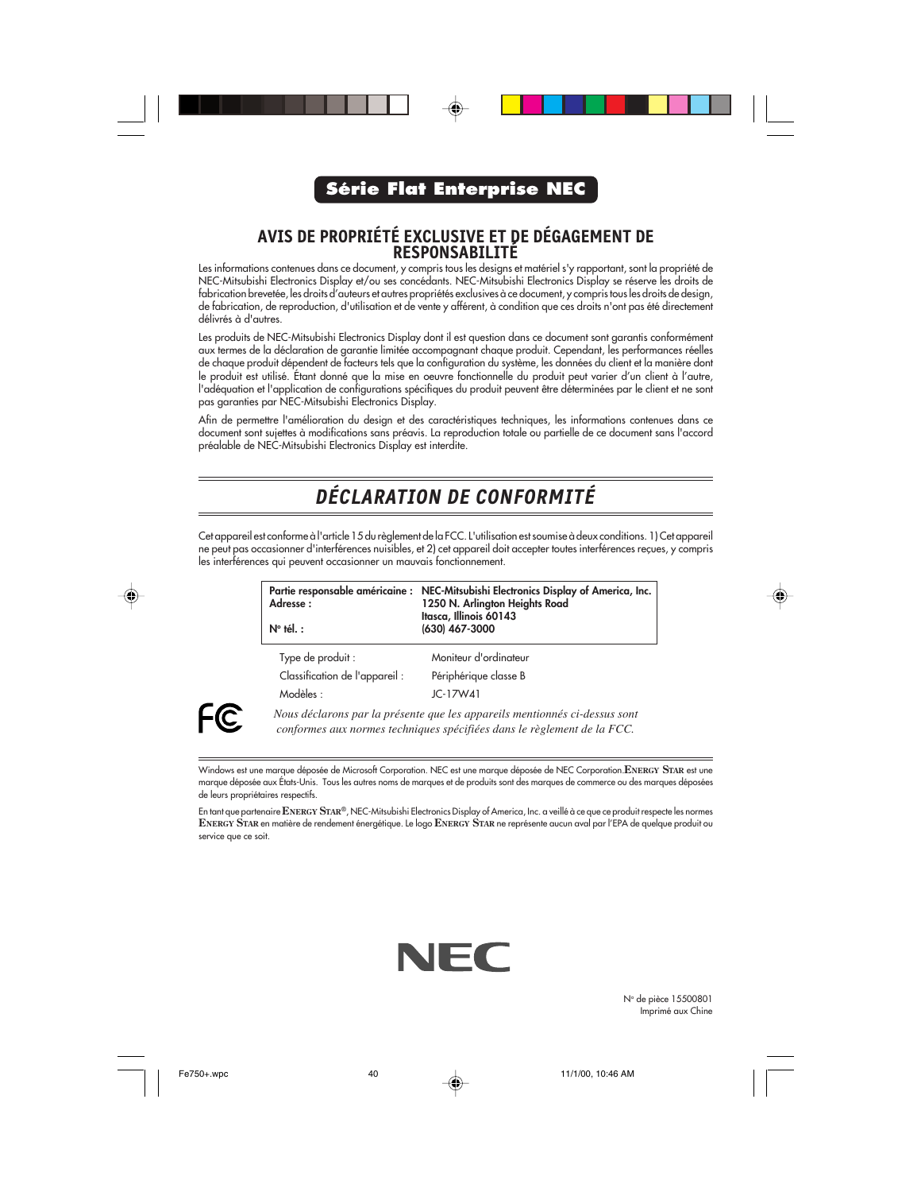# Série Flat Enterprise NEC

## AVIS DE PROPRIÉTÉ EXCLUSIVE ET DE DÉGAGEMENT DE RESPONSABILITÉ

Les informations contenues dans ce document, y compris tous les designs et matériel s'y rapportant, sont la propriété de NEC-Mitsubishi Electronics Display et/ou ses concédants. NEC-Mitsubishi Electronics Display se réserve les droits de fabrication brevetée, les droits d'auteurs et autres propriétés exclusives à ce document, y compris tous les droits de design, de fabrication, de reproduction, d'utilisation et de vente y afférent, à condition que ces droits n'ont pas été directement délivrés à d'autres.

Les produits de NEC-Mitsubishi Electronics Display dont il est question dans ce document sont garantis conformément aux termes de la déclaration de garantie limitée accompagnant chaque produit. Cependant, les performances réelles de chaque produit dépendent de facteurs tels que la configuration du système, les données du client et la manière dont le produit est utilisé. Étant donné que la mise en oeuvre fonctionnelle du produit peut varier d'un client à l'autre, l'adéquation et l'application de configurations spécifiques du produit peuvent être déterminées par le client et ne sont pas garanties par NEC-Mitsubishi Electronics Display.

Afin de permettre l'amélioration du design et des caractéristiques techniques, les informations contenues dans ce document sont sujettes à modifications sans préavis. La reproduction totale ou partielle de ce document sans l'accord préalable de NEC-Mitsubishi Electronics Display est interdite.

## *DÉCLARATION DE CONFORMITÉ*

Cet appareil est conforme à l'article 15 du règlement de la FCC. L'utilisation est soumise à deux conditions. 1) Cet appareil ne peut pas occasionner d'interférences nuisibles, et 2) cet appareil doit accepter toutes interférences reçues, y compris les interférences qui peuvent occasionner un mauvais fonctionnement.

| | |
|---|---|
| **Partie responsable américaine :** | **NEC-Mitsubishi Electronics Display of America, Inc.** |
| **Adresse :** | **1250 N. Arlington Heights Road<br>Itasca, Illinois 60143** |
| **Nº tél. :** | **(630) 467-3000** |

| | |
|---|---|
| Type de produit : | Moniteur d'ordinateur |
| Classification de l'appareil : | Périphérique classe B |
| Modèles : | JC-17W41 |

*Nous déclarons par la présente que les appareils mentionnés ci-dessus sont conformes aux normes techniques spécifiées dans le règlement de la FCC.*

Windows est une marque déposée de Microsoft Corporation. NEC est une marque déposée de NEC Corporation. ENERGY STAR est une marque déposée aux États-Unis. Tous les autres noms de marques et de produits sont des marques de commerce ou des marques déposées de leurs propriétaires respectifs.

En tant que partenaire ENERGY STAR®, NEC-Mitsubishi Electronics Display of America, Inc. a veillé à ce que ce produit respecte les normes ENERGY STAR en matière de rendement énergétique. Le logo ENERGY STAR ne représente aucun aval par l'EPA de quelque produit ou service que ce soit.

NEC

Nº de pièce 15500801
Imprimé aux Chine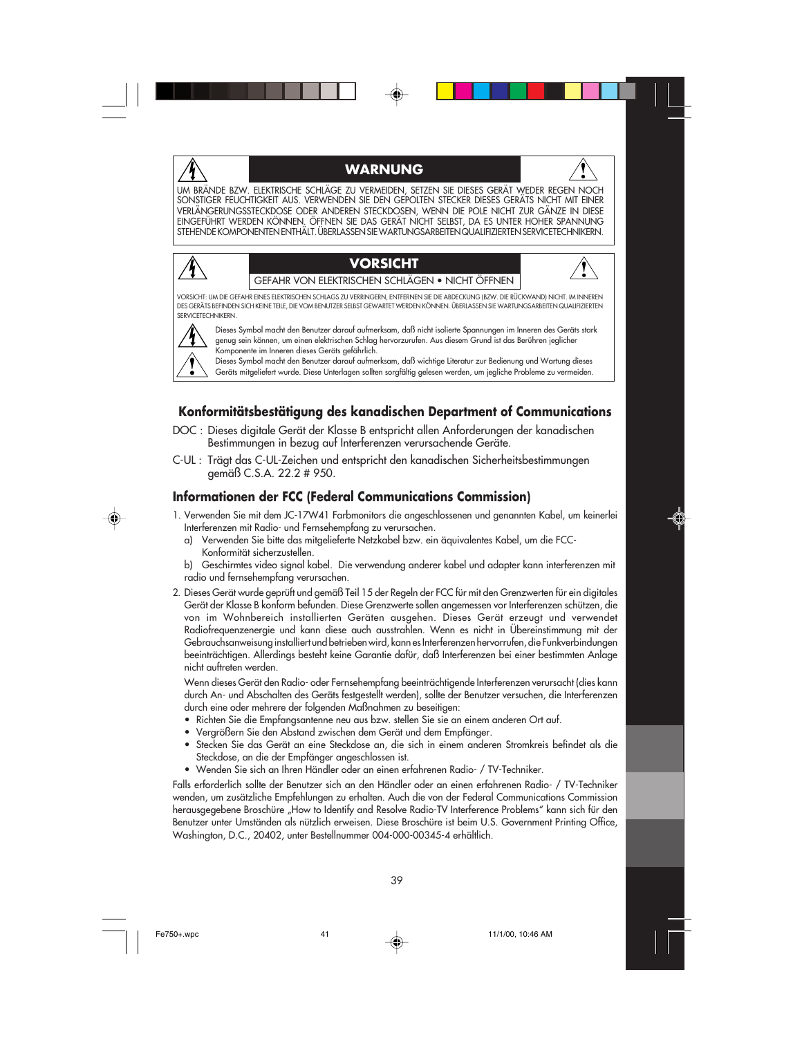## WARNUNG

UM BRÄNDE BZW. ELEKTRISCHE SCHLÄGE ZU VERMEIDEN, SETZEN SIE DIESES GERÄT WEDER REGEN NOCH SONSTIGER FEUCHTIGKEIT AUS. VERWENDEN SIE DEN GEPOLTEN STECKER DIESES GERÄTS NICHT MIT EINER VERLÄNGERUNGSSTECKDOSE ODER ANDEREN STECKDOSEN, WENN DIE POLE NICHT ZUR GÄNZE IN DIESE EINGEFÜHRT WERDEN KÖNNEN. ÖFFNEN SIE DAS GERÄT NICHT SELBST, DA ES UNTER HOHER SPANNUNG STEHENDE KOMPONENTEN ENTHÄLT. ÜBERLASSEN SIE WARTUNGSARBEITEN QUALIFIZIERTEN SERVICETECHNIKERN.

## VORSICHT

GEFAHR VON ELEKTRISCHEN SCHLÄGEN • NICHT ÖFFNEN

VORSICHT: UM DIE GEFAHR EINES ELEKTRISCHEN SCHLAGS ZU VERRINGERN, ENTFERNEN SIE DIE ABDECKUNG (BZW. DIE RÜCKWAND) NICHT. IM INNEREN DES GERÄTS BEFINDEN SICH KEINE TEILE, DIE VOM BENUTZER SELBST GEWARTET WERDEN KÖNNEN. ÜBERLASSEN SIE WARTUNGSARBEITEN QUALIFIZIERTEN SERVICETECHNIKERN.

Dieses Symbol macht den Benutzer darauf aufmerksam, daß nicht isolierte Spannungen im Inneren des Geräts stark genug sein können, um einen elektrischen Schlag hervorzurufen. Aus diesem Grund ist das Berühren jeglicher Komponente im Inneren dieses Geräts gefährlich.

Dieses Symbol macht den Benutzer darauf aufmerksam, daß wichtige Literatur zur Bedienung und Wartung dieses Geräts mitgeliefert wurde. Diese Unterlagen sollten sorgfältig gelesen werden, um jegliche Probleme zu vermeiden.

## Konformitätsbestätigung des kanadischen Department of Communications

DOC : Dieses digitale Gerät der Klasse B entspricht allen Anforderungen der kanadischen Bestimmungen in bezug auf Interferenzen verursachende Geräte.

C-UL : Trägt das C-UL-Zeichen und entspricht den kanadischen Sicherheitsbestimmungen gemäß C.S.A. 22.2 # 950.

## Informationen der FCC (Federal Communications Commission)

1. Verwenden Sie mit dem JC-17W41 Farbmonitors die angeschlossenen und genannten Kabel, um keinerlei Interferenzen mit Radio- und Fernsehempfang zu verursachen.
   a) Verwenden Sie bitte das mitgelieferte Netzkabel bzw. ein äquivalentes Kabel, um die FCC-Konformität sicherzustellen.
   b) Geschirmtes video signal kabel. Die verwendung anderer kabel und adapter kann interferenzen mit radio und fernsehempfang verursachen.
2. Dieses Gerät wurde geprüft und gemäß Teil 15 der Regeln der FCC für mit den Grenzwerten für ein digitales Gerät der Klasse B konform befunden. Diese Grenzwerte sollen angemessen vor Interferenzen schützen, die von im Wohnbereich installierten Geräten ausgehen. Dieses Gerät erzeugt und verwendet Radiofrequenzenergie und kann diese auch ausstrahlen. Wenn es nicht in Übereinstimmung mit der Gebrauchsanweisung installiert und betrieben wird, kann es Interferenzen hervorrufen, die Funkverbindungen beeinträchtigen. Allerdings besteht keine Garantie dafür, daß Interferenzen bei einer bestimmten Anlage nicht auftreten werden.

   Wenn dieses Gerät den Radio- oder Fernsehempfang beeinträchtigende Interferenzen verursacht (dies kann durch An- und Abschalten des Geräts festgestellt werden), sollte der Benutzer versuchen, die Interferenzen durch eine oder mehrere der folgenden Maßnahmen zu beseitigen:
   - Richten Sie die Empfangsantenne neu aus bzw. stellen Sie sie an einem anderen Ort auf.
   - Vergrößern Sie den Abstand zwischen dem Gerät und dem Empfänger.
   - Stecken Sie das Gerät an eine Steckdose an, die sich in einem anderen Stromkreis befindet als die Steckdose, an die der Empfänger angeschlossen ist.
   - Wenden Sie sich an Ihren Händler oder an einen erfahrenen Radio- / TV-Techniker.

Falls erforderlich sollte der Benutzer sich an den Händler oder an einen erfahrenen Radio- / TV-Techniker wenden, um zusätzliche Empfehlungen zu erhalten. Auch die von der Federal Communications Commission herausgegebene Broschüre „How to Identify and Resolve Radio-TV Interference Problems" kann sich für den Benutzer unter Umständen als nützlich erweisen. Diese Broschüre ist beim U.S. Government Printing Office, Washington, D.C., 20402, unter Bestellnummer 004-000-00345-4 erhältlich.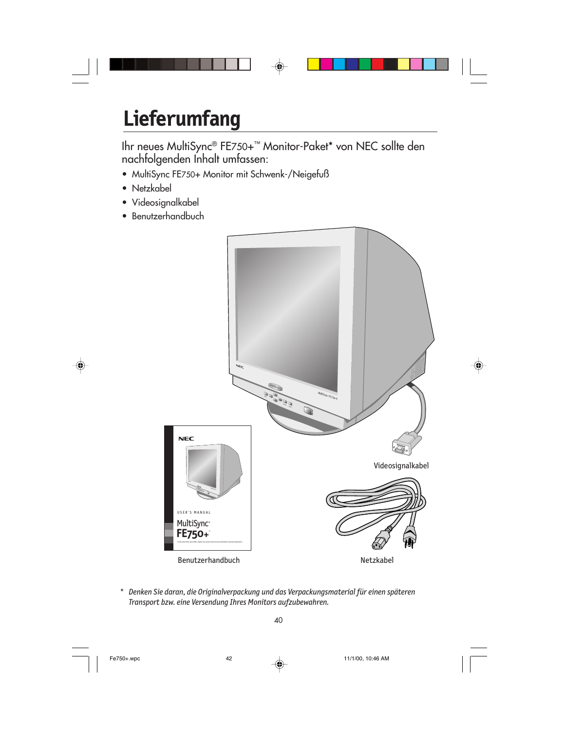# Lieferumfang

Ihr neues MultiSync® FE750+™ Monitor-Paket* von NEC sollte den nachfolgenden Inhalt umfassen:

- MultiSync FE750+ Monitor mit Schwenk-/Neigefuß
- Netzkabel
- Videosignalkabel
- Benutzerhandbuch

Videosignalkabel

Benutzerhandbuch

Netzkabel

\* *Denken Sie daran, die Originalverpackung und das Verpackungsmaterial für einen späteren Transport bzw. eine Versendung Ihres Monitors aufzubewahren.*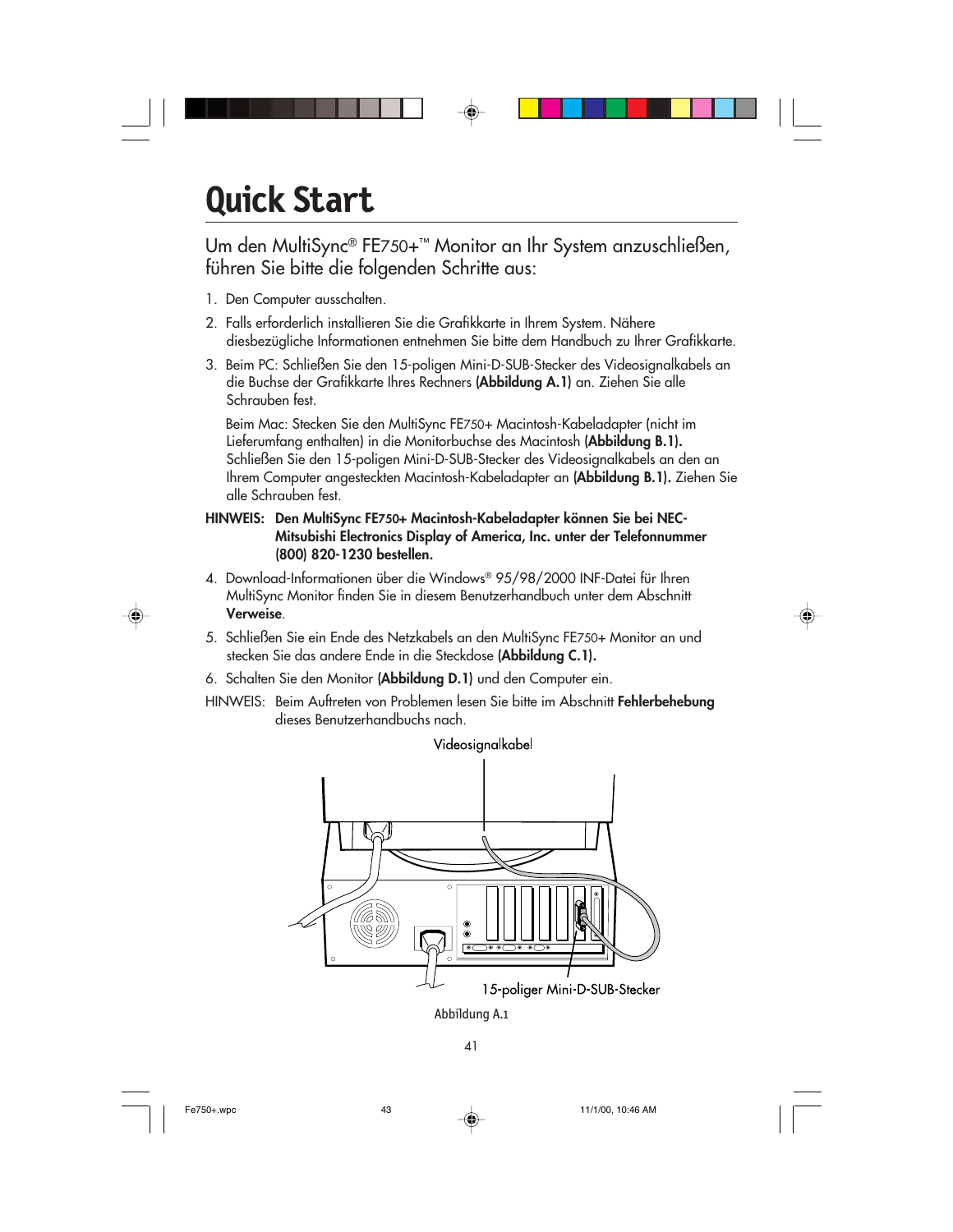# Quick Start

Um den MultiSync® FE750+™ Monitor an Ihr System anzuschließen, führen Sie bitte die folgenden Schritte aus:

1. Den Computer ausschalten.
2. Falls erforderlich installieren Sie die Grafikkarte in Ihrem System. Nähere diesbezügliche Informationen entnehmen Sie bitte dem Handbuch zu Ihrer Grafikkarte.
3. Beim PC: Schließen Sie den 15-poligen Mini-D-SUB-Stecker des Videosignalkabels an die Buchse der Grafikkarte Ihres Rechners **(Abbildung A.1)** an. Ziehen Sie alle Schrauben fest.

   Beim Mac: Stecken Sie den MultiSync FE750+ Macintosh-Kabeladapter (nicht im Lieferumfang enthalten) in die Monitorbuchse des Macintosh **(Abbildung B.1).** Schließen Sie den 15-poligen Mini-D-SUB-Stecker des Videosignalkabels an den an Ihrem Computer angesteckten Macintosh-Kabeladapter an **(Abbildung B.1).** Ziehen Sie alle Schrauben fest.

**HINWEIS: Den MultiSync FE750+ Macintosh-Kabeladapter können Sie bei NEC-Mitsubishi Electronics Display of America, Inc. unter der Telefonnummer (800) 820-1230 bestellen.**

4. Download-Informationen über die Windows® 95/98/2000 INF-Datei für Ihren MultiSync Monitor finden Sie in diesem Benutzerhandbuch unter dem Abschnitt **Verweise**.
5. Schließen Sie ein Ende des Netzkabels an den MultiSync FE750+ Monitor an und stecken Sie das andere Ende in die Steckdose **(Abbildung C.1).**
6. Schalten Sie den Monitor **(Abbildung D.1)** und den Computer ein.

HINWEIS: Beim Auftreten von Problemen lesen Sie bitte im Abschnitt **Fehlerbehebung** dieses Benutzerhandbuchs nach.

Videosignalkabel

15-poliger Mini-D-SUB-Stecker

Abbildung A.1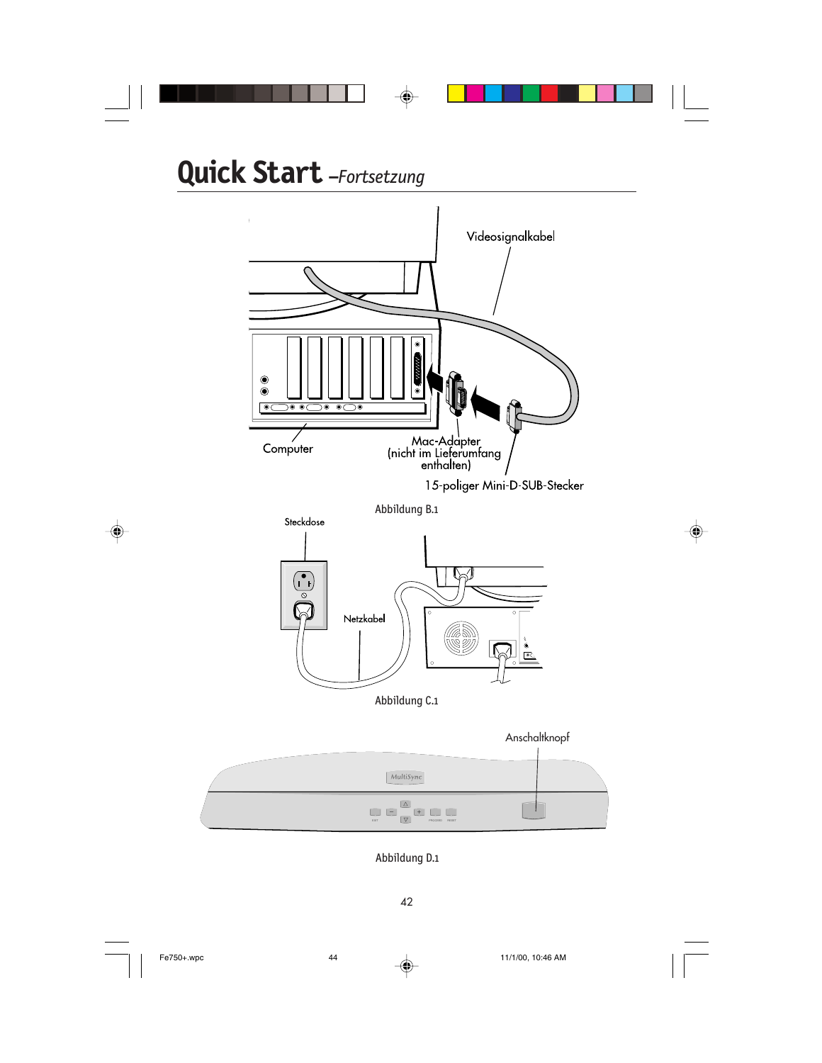# Quick Start *–Fortsetzung*

Videosignalkabel

Computer

Mac-Adapter (nicht im Lieferumfang enthalten)

15-poliger Mini-D-SUB-Stecker

Abbildung B.1

Steckdose

Netzkabel

Abbildung C.1

Anschaltknopf

Abbildung D.1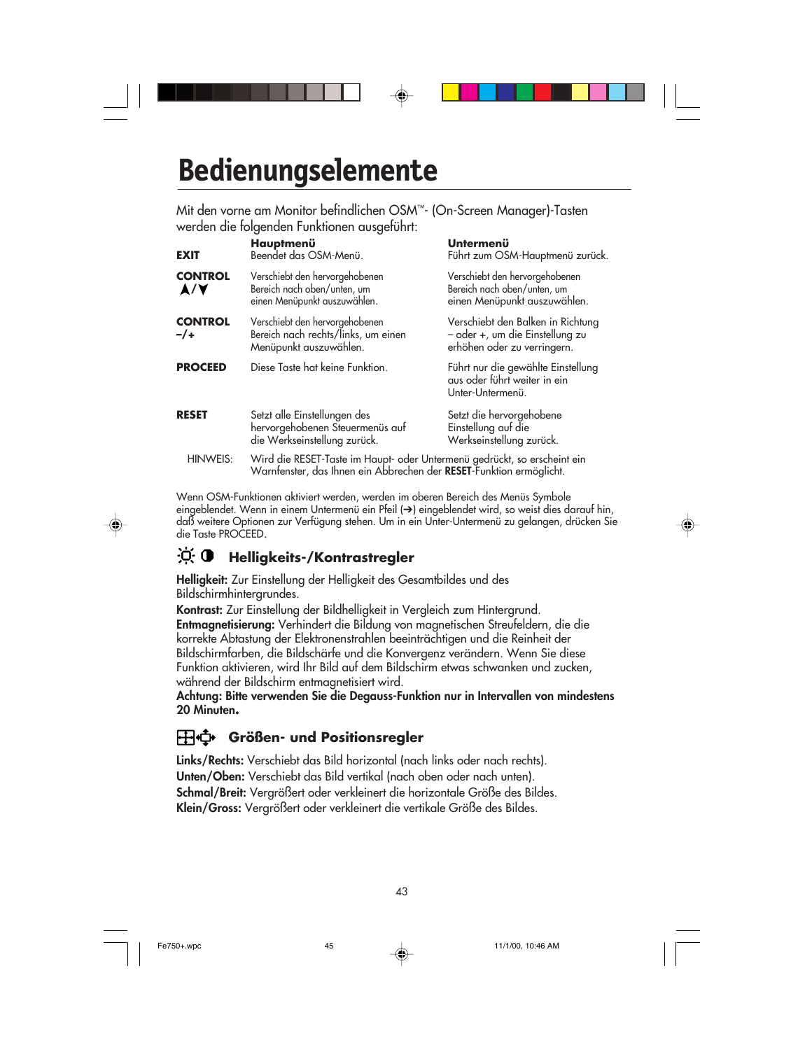# Bedienungselemente

Mit den vorne am Monitor befindlichen OSM™- (On-Screen Manager)-Tasten werden die folgenden Funktionen ausgeführt:

| | Hauptmenü | Untermenü |
|---|---|---|
| **EXIT** | Beendet das OSM-Menü. | Führt zum OSM-Hauptmenü zurück. |
| **CONTROL ▲/▼** | Verschiebt den hervorgehobenen Bereich nach oben/unten, um einen Menüpunkt auszuwählen. | Verschiebt den hervorgehobenen Bereich nach oben/unten, um einen Menüpunkt auszuwählen. |
| **CONTROL –/+** | Verschiebt den hervorgehobenen Bereich nach rechts/links, um einen Menüpunkt auszuwählen. | Verschiebt den Balken in Richtung – oder +, um die Einstellung zu erhöhen oder zu verringern. |
| **PROCEED** | Diese Taste hat keine Funktion. | Führt nur die gewählte Einstellung aus oder führt weiter in ein Unter-Untermenü. |
| **RESET** | Setzt alle Einstellungen des hervorgehobenen Steuermenüs auf die Werkseinstellung zurück. | Setzt die hervorgehobene Einstellung auf die Werkseinstellung zurück. |

HINWEIS: Wird die RESET-Taste im Haupt- oder Untermenü gedrückt, so erscheint ein Warnfenster, das Ihnen ein Abbrechen der **RESET**-Funktion ermöglicht.

Wenn OSM-Funktionen aktiviert werden, werden im oberen Bereich des Menüs Symbole eingeblendet. Wenn in einem Untermenü ein Pfeil (➔) eingeblendet wird, so weist dies darauf hin, daß weitere Optionen zur Verfügung stehen. Um in ein Unter-Untermenü zu gelangen, drücken Sie die Taste PROCEED.

## Helligkeits-/Kontrastregler

**Helligkeit:** Zur Einstellung der Helligkeit des Gesamtbildes und des Bildschirmhintergrundes.

**Kontrast:** Zur Einstellung der Bildhelligkeit in Vergleich zum Hintergrund.

**Entmagnetisierung:** Verhindert die Bildung von magnetischen Streufeldern, die die korrekte Abtastung der Elektronenstrahlen beeinträchtigen und die Reinheit der Bildschirmfarben, die Bildschärfe und die Konvergenz verändern. Wenn Sie diese Funktion aktivieren, wird Ihr Bild auf dem Bildschirm etwas schwanken und zucken, während der Bildschirm entmagnetisiert wird.

**Achtung: Bitte verwenden Sie die Degauss-Funktion nur in Intervallen von mindestens 20 Minuten.**

## Größen- und Positionsregler

**Links/Rechts:** Verschiebt das Bild horizontal (nach links oder nach rechts).

**Unten/Oben:** Verschiebt das Bild vertikal (nach oben oder nach unten).

**Schmal/Breit:** Vergrößert oder verkleinert die horizontale Größe des Bildes.

**Klein/Gross:** Vergrößert oder verkleinert die vertikale Größe des Bildes.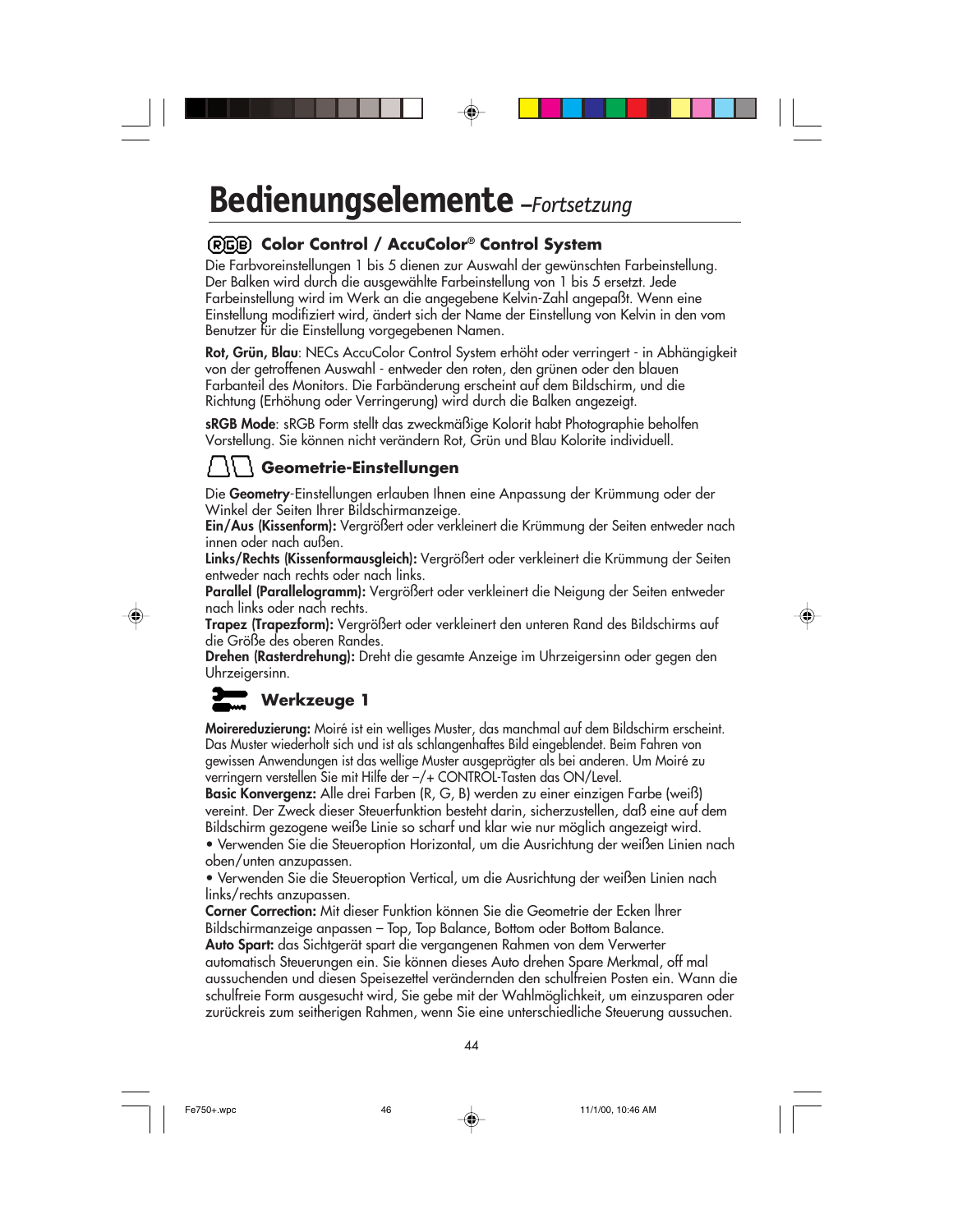# Bedienungselemente *–Fortsetzung*

## RGB Color Control / AccuColor® Control System

Die Farbvoreinstellungen 1 bis 5 dienen zur Auswahl der gewünschten Farbeinstellung. Der Balken wird durch die ausgewählte Farbeinstellung von 1 bis 5 ersetzt. Jede Farbeinstellung wird im Werk an die angegebene Kelvin-Zahl angepaßt. Wenn eine Einstellung modifiziert wird, ändert sich der Name der Einstellung von Kelvin in den vom Benutzer für die Einstellung vorgegebenen Namen.

**Rot, Grün, Blau**: NECs AccuColor Control System erhöht oder verringert - in Abhängigkeit von der getroffenen Auswahl - entweder den roten, den grünen oder den blauen Farbanteil des Monitors. Die Farbänderung erscheint auf dem Bildschirm, und die Richtung (Erhöhung oder Verringerung) wird durch die Balken angezeigt.

**sRGB Mode**: sRGB Form stellt das zweckmäßige Kolorit habt Photographie beholfen Vorstellung. Sie können nicht verändern Rot, Grün und Blau Kolorite individuell.

## Geometrie-Einstellungen

Die **Geometry**-Einstellungen erlauben Ihnen eine Anpassung der Krümmung oder der Winkel der Seiten Ihrer Bildschirmanzeige.

**Ein/Aus (Kissenform):** Vergrößert oder verkleinert die Krümmung der Seiten entweder nach innen oder nach außen.

**Links/Rechts (Kissenformausgleich):** Vergrößert oder verkleinert die Krümmung der Seiten entweder nach rechts oder nach links.

**Parallel (Parallelogramm):** Vergrößert oder verkleinert die Neigung der Seiten entweder nach links oder nach rechts.

**Trapez (Trapezform):** Vergrößert oder verkleinert den unteren Rand des Bildschirms auf die Größe des oberen Randes.

**Drehen (Rasterdrehung):** Dreht die gesamte Anzeige im Uhrzeigersinn oder gegen den Uhrzeigersinn.

## Werkzeuge 1

**Moirereduzierung:** Moiré ist ein welliges Muster, das manchmal auf dem Bildschirm erscheint. Das Muster wiederholt sich und ist als schlangenhaftes Bild eingeblendet. Beim Fahren von gewissen Anwendungen ist das wellige Muster ausgeprägter als bei anderen. Um Moiré zu verringern verstellen Sie mit Hilfe der –/+ CONTROL-Tasten das ON/Level.

**Basic Konvergenz:** Alle drei Farben (R, G, B) werden zu einer einzigen Farbe (weiß) vereint. Der Zweck dieser Steuerfunktion besteht darin, sicherzustellen, daß eine auf dem Bildschirm gezogene weiße Linie so scharf und klar wie nur möglich angezeigt wird.

- Verwenden Sie die Steueroption Horizontal, um die Ausrichtung der weißen Linien nach oben/unten anzupassen.
- Verwenden Sie die Steueroption Vertical, um die Ausrichtung der weißen Linien nach links/rechts anzupassen.

**Corner Correction:** Mit dieser Funktion können Sie die Geometrie der Ecken Ihrer Bildschirmanzeige anpassen – Top, Top Balance, Bottom oder Bottom Balance.

**Auto Spart:** das Sichtgerät spart die vergangenen Rahmen von dem Verwerter automatisch Steuerungen ein. Sie können dieses Auto drehen Spare Merkmal, off mal aussuchenden und diesen Speisezettel verändernden den schulfreien Posten ein. Wann die schulfreie Form ausgesucht wird, Sie gebe mit der Wahlmöglichkeit, um einzusparen oder zurückreis zum seitherigen Rahmen, wenn Sie eine unterschiedliche Steuerung aussuchen.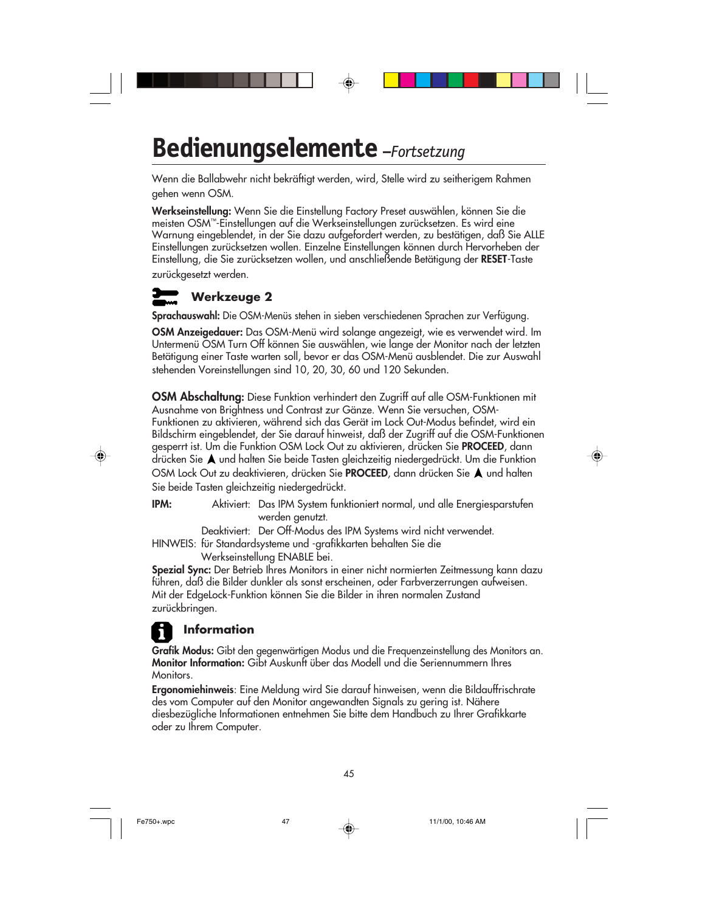# Bedienungselemente *–Fortsetzung*

Wenn die Ballabwehr nicht bekräftigt werden, wird, Stelle wird zu seitherigem Rahmen gehen wenn OSM.

**Werkseinstellung:** Wenn Sie die Einstellung Factory Preset auswählen, können Sie die meisten OSM™-Einstellungen auf die Werkseinstellungen zurücksetzen. Es wird eine Warnung eingeblendet, in der Sie dazu aufgefordert werden, zu bestätigen, daß Sie ALLE Einstellungen zurücksetzen wollen. Einzelne Einstellungen können durch Hervorheben der Einstellung, die Sie zurücksetzen wollen, und anschließende Betätigung der **RESET**-Taste zurückgesetzt werden.

## Werkzeuge 2

**Sprachauswahl:** Die OSM-Menüs stehen in sieben verschiedenen Sprachen zur Verfügung.

**OSM Anzeigedauer:** Das OSM-Menü wird solange angezeigt, wie es verwendet wird. Im Untermenü OSM Turn Off können Sie auswählen, wie lange der Monitor nach der letzten Betätigung einer Taste warten soll, bevor er das OSM-Menü ausblendet. Die zur Auswahl stehenden Voreinstellungen sind 10, 20, 30, 60 und 120 Sekunden.

**OSM Abschaltung:** Diese Funktion verhindert den Zugriff auf alle OSM-Funktionen mit Ausnahme von Brightness und Contrast zur Gänze. Wenn Sie versuchen, OSM-Funktionen zu aktivieren, während sich das Gerät im Lock Out-Modus befindet, wird ein Bildschirm eingeblendet, der Sie darauf hinweist, daß der Zugriff auf die OSM-Funktionen gesperrt ist. Um die Funktion OSM Lock Out zu aktivieren, drücken Sie **PROCEED**, dann drücken Sie ▲ und halten Sie beide Tasten gleichzeitig niedergedrückt. Um die Funktion OSM Lock Out zu deaktivieren, drücken Sie **PROCEED**, dann drücken Sie ▲ und halten Sie beide Tasten gleichzeitig niedergedrückt.

**IPM:** Aktiviert: Das IPM System funktioniert normal, und alle Energiesparstufen werden genutzt.

Deaktiviert: Der Off-Modus des IPM Systems wird nicht verwendet.

HINWEIS: für Standardsysteme und -grafikkarten behalten Sie die Werkseinstellung ENABLE bei.

**Spezial Sync:** Der Betrieb Ihres Monitors in einer nicht normierten Zeitmessung kann dazu führen, daß die Bilder dunkler als sonst erscheinen, oder Farbverzerrungen aufweisen. Mit der EdgeLock-Funktion können Sie die Bilder in ihren normalen Zustand zurückbringen.

## Information

**Grafik Modus:** Gibt den gegenwärtigen Modus und die Frequenzeinstellung des Monitors an.
**Monitor Information:** Gibt Auskunft über das Modell und die Seriennummern Ihres Monitors.

**Ergonomiehinweis**: Eine Meldung wird Sie darauf hinweisen, wenn die Bildauffrischrate des vom Computer auf den Monitor angewandten Signals zu gering ist. Nähere diesbezügliche Informationen entnehmen Sie bitte dem Handbuch zu Ihrer Grafikkarte oder zu Ihrem Computer.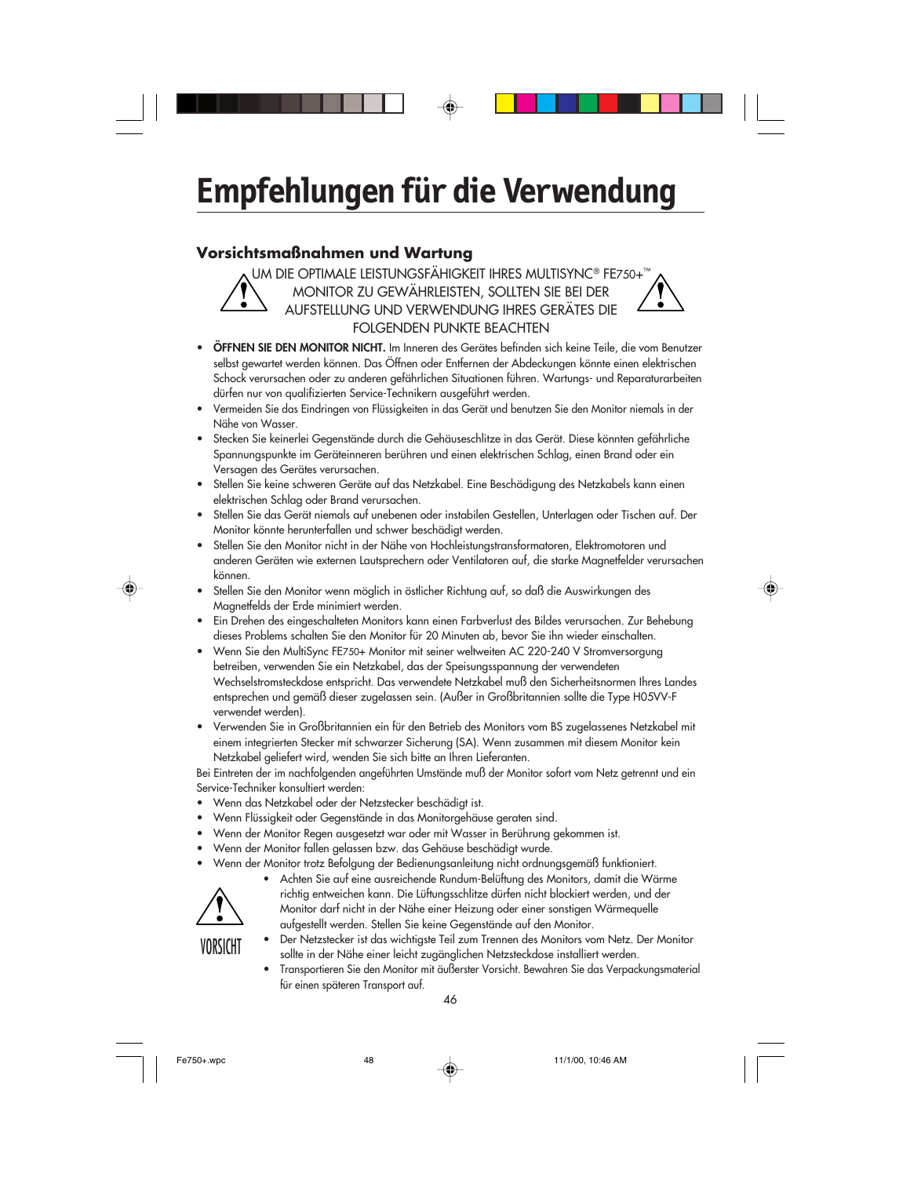# Empfehlungen für die Verwendung

## Vorsichtsmaßnahmen und Wartung

UM DIE OPTIMALE LEISTUNGSFÄHIGKEIT IHRES MULTISYNC® FE750+™ MONITOR ZU GEWÄHRLEISTEN, SOLLTEN SIE BEI DER AUFSTELLUNG UND VERWENDUNG IHRES GERÄTES DIE FOLGENDEN PUNKTE BEACHTEN

- **ÖFFNEN SIE DEN MONITOR NICHT.** Im Inneren des Gerätes befinden sich keine Teile, die vom Benutzer selbst gewartet werden können. Das Öffnen oder Entfernen der Abdeckungen könnte einen elektrischen Schock verursachen oder zu anderen gefährlichen Situationen führen. Wartungs- und Reparaturarbeiten dürfen nur von qualifizierten Service-Technikern ausgeführt werden.
- Vermeiden Sie das Eindringen von Flüssigkeiten in das Gerät und benutzen Sie den Monitor niemals in der Nähe von Wasser.
- Stecken Sie keinerlei Gegenstände durch die Gehäuseschlitze in das Gerät. Diese könnten gefährliche Spannungspunkte im Geräteinneren berühren und einen elektrischen Schlag, einen Brand oder ein Versagen des Gerätes verursachen.
- Stellen Sie keine schweren Geräte auf das Netzkabel. Eine Beschädigung des Netzkabels kann einen elektrischen Schlag oder Brand verursachen.
- Stellen Sie das Gerät niemals auf unebenen oder instabilen Gestellen, Unterlagen oder Tischen auf. Der Monitor könnte herunterfallen und schwer beschädigt werden.
- Stellen Sie den Monitor nicht in der Nähe von Hochleistungstransformatoren, Elektromotoren und anderen Geräten wie externen Lautsprechern oder Ventilatoren auf, die starke Magnetfelder verursachen können.
- Stellen Sie den Monitor wenn möglich in östlicher Richtung auf, so daß die Auswirkungen des Magnetfelds der Erde minimiert werden.
- Ein Drehen des eingeschalteten Monitors kann einen Farbverlust des Bildes verursachen. Zur Behebung dieses Problems schalten Sie den Monitor für 20 Minuten ab, bevor Sie ihn wieder einschalten.
- Wenn Sie den MultiSync FE750+ Monitor mit seiner weltweiten AC 220-240 V Stromversorgung betreiben, verwenden Sie ein Netzkabel, das der Speisungsspannung der verwendeten Wechselstromsteckdose entspricht. Das verwendete Netzkabel muß den Sicherheitsnormen Ihres Landes entsprechen und gemäß dieser zugelassen sein. (Außer in Großbritannien sollte die Type H05VV-F verwendet werden).
- Verwenden Sie in Großbritannien ein für den Betrieb des Monitors vom BS zugelassenes Netzkabel mit einem integrierten Stecker mit schwarzer Sicherung (5A). Wenn zusammen mit diesem Monitor kein Netzkabel geliefert wird, wenden Sie sich bitte an Ihren Lieferanten.

Bei Eintreten der im nachfolgenden angeführten Umstände muß der Monitor sofort vom Netz getrennt und ein Service-Techniker konsultiert werden:

- Wenn das Netzkabel oder der Netzstecker beschädigt ist.
- Wenn Flüssigkeit oder Gegenstände in das Monitorgehäuse geraten sind.
- Wenn der Monitor Regen ausgesetzt war oder mit Wasser in Berührung gekommen ist.
- Wenn der Monitor fallen gelassen bzw. das Gehäuse beschädigt wurde.
- Wenn der Monitor trotz Befolgung der Bedienungsanleitung nicht ordnungsgemäß funktioniert.

VORSICHT

- Achten Sie auf eine ausreichende Rundum-Belüftung des Monitors, damit die Wärme richtig entweichen kann. Die Lüftungsschlitze dürfen nicht blockiert werden, und der Monitor darf nicht in der Nähe einer Heizung oder einer sonstigen Wärmequelle aufgestellt werden. Stellen Sie keine Gegenstände auf den Monitor.
- Der Netzstecker ist das wichtigste Teil zum Trennen des Monitors vom Netz. Der Monitor sollte in der Nähe einer leicht zugänglichen Netzsteckdose installiert werden.
- Transportieren Sie den Monitor mit äußerster Vorsicht. Bewahren Sie das Verpackungsmaterial für einen späteren Transport auf.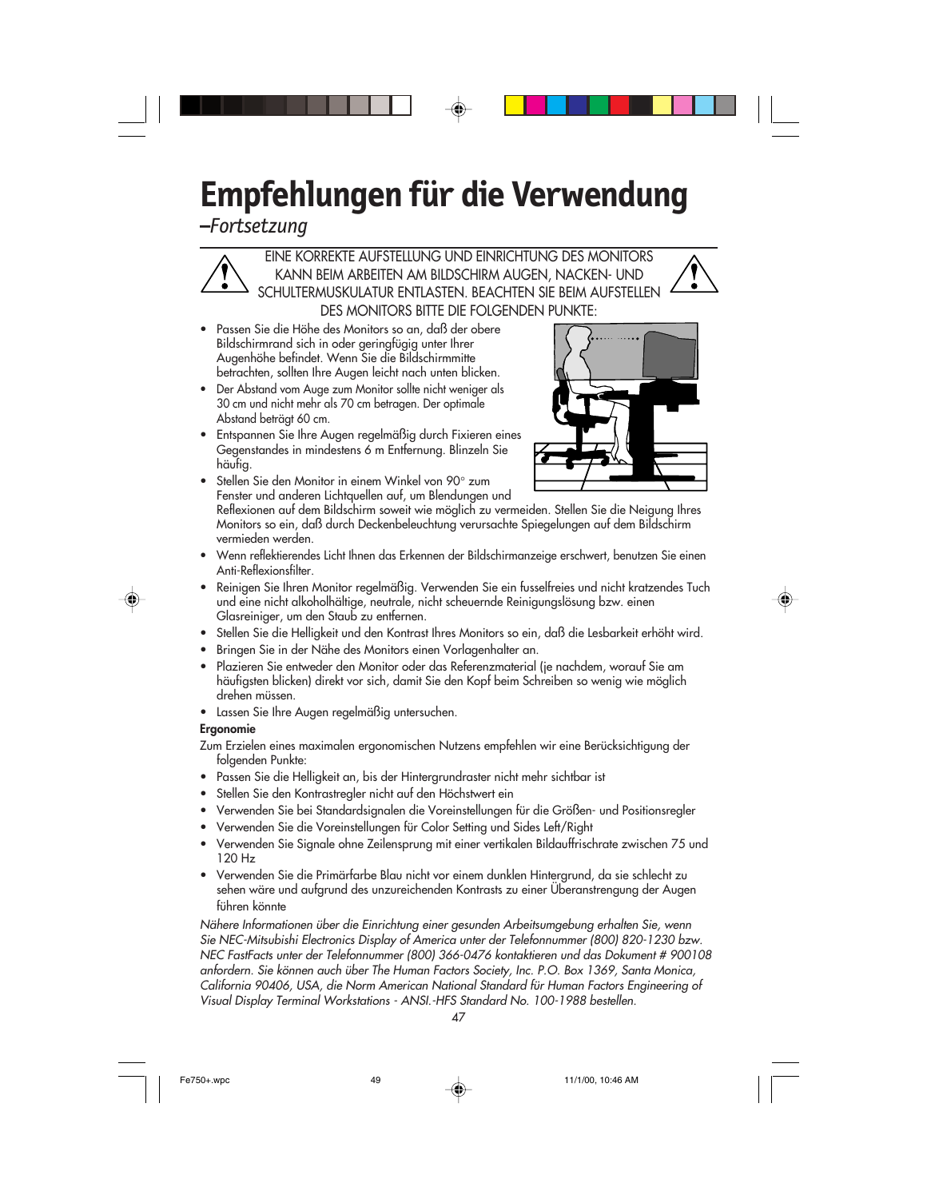# Empfehlungen für die Verwendung

*–Fortsetzung*

EINE KORREKTE AUFSTELLUNG UND EINRICHTUNG DES MONITORS KANN BEIM ARBEITEN AM BILDSCHIRM AUGEN, NACKEN- UND SCHULTERMUSKULATUR ENTLASTEN. BEACHTEN SIE BEIM AUFSTELLEN DES MONITORS BITTE DIE FOLGENDEN PUNKTE:

- Passen Sie die Höhe des Monitors so an, daß der obere Bildschirmrand sich in oder geringfügig unter Ihrer Augenhöhe befindet. Wenn Sie die Bildschirmmitte betrachten, sollten Ihre Augen leicht nach unten blicken.
- Der Abstand vom Auge zum Monitor sollte nicht weniger als 30 cm und nicht mehr als 70 cm betragen. Der optimale Abstand beträgt 60 cm.
- Entspannen Sie Ihre Augen regelmäßig durch Fixieren eines Gegenstandes in mindestens 6 m Entfernung. Blinzeln Sie häufig.
- Stellen Sie den Monitor in einem Winkel von 90° zum Fenster und anderen Lichtquellen auf, um Blendungen und Reflexionen auf dem Bildschirm soweit wie möglich zu vermeiden. Stellen Sie die Neigung Ihres Monitors so ein, daß durch Deckenbeleuchtung verursachte Spiegelungen auf dem Bildschirm vermieden werden.
- Wenn reflektierendes Licht Ihnen das Erkennen der Bildschirmanzeige erschwert, benutzen Sie einen Anti-Reflexionsfilter.
- Reinigen Sie Ihren Monitor regelmäßig. Verwenden Sie ein fusselfreies und nicht kratzendes Tuch und eine nicht alkoholhältige, neutrale, nicht scheuernde Reinigungslösung bzw. einen Glasreiniger, um den Staub zu entfernen.
- Stellen Sie die Helligkeit und den Kontrast Ihres Monitors so ein, daß die Lesbarkeit erhöht wird.
- Bringen Sie in der Nähe des Monitors einen Vorlagenhalter an.
- Plazieren Sie entweder den Monitor oder das Referenzmaterial (je nachdem, worauf Sie am häufigsten blicken) direkt vor sich, damit Sie den Kopf beim Schreiben so wenig wie möglich drehen müssen.
- Lassen Sie Ihre Augen regelmäßig untersuchen.

**Ergonomie**

Zum Erzielen eines maximalen ergonomischen Nutzens empfehlen wir eine Berücksichtigung der folgenden Punkte:

- Passen Sie die Helligkeit an, bis der Hintergrundraster nicht mehr sichtbar ist
- Stellen Sie den Kontrastregler nicht auf den Höchstwert ein
- Verwenden Sie bei Standardsignalen die Voreinstellungen für die Größen- und Positionsregler
- Verwenden Sie die Voreinstellungen für Color Setting und Sides Left/Right
- Verwenden Sie Signale ohne Zeilensprung mit einer vertikalen Bildauffrischrate zwischen 75 und 120 Hz
- Verwenden Sie die Primärfarbe Blau nicht vor einem dunklen Hintergrund, da sie schlecht zu sehen wäre und aufgrund des unzureichenden Kontrasts zu einer Überanstrengung der Augen führen könnte

*Nähere Informationen über die Einrichtung einer gesunden Arbeitsumgebung erhalten Sie, wenn Sie NEC-Mitsubishi Electronics Display of America unter der Telefonnummer (800) 820-1230 bzw. NEC FastFacts unter der Telefonnummer (800) 366-0476 kontaktieren und das Dokument # 900108 anfordern. Sie können auch über The Human Factors Society, Inc. P.O. Box 1369, Santa Monica, California 90406, USA, die Norm American National Standard für Human Factors Engineering of Visual Display Terminal Workstations - ANSI.-HFS Standard No. 100-1988 bestellen.*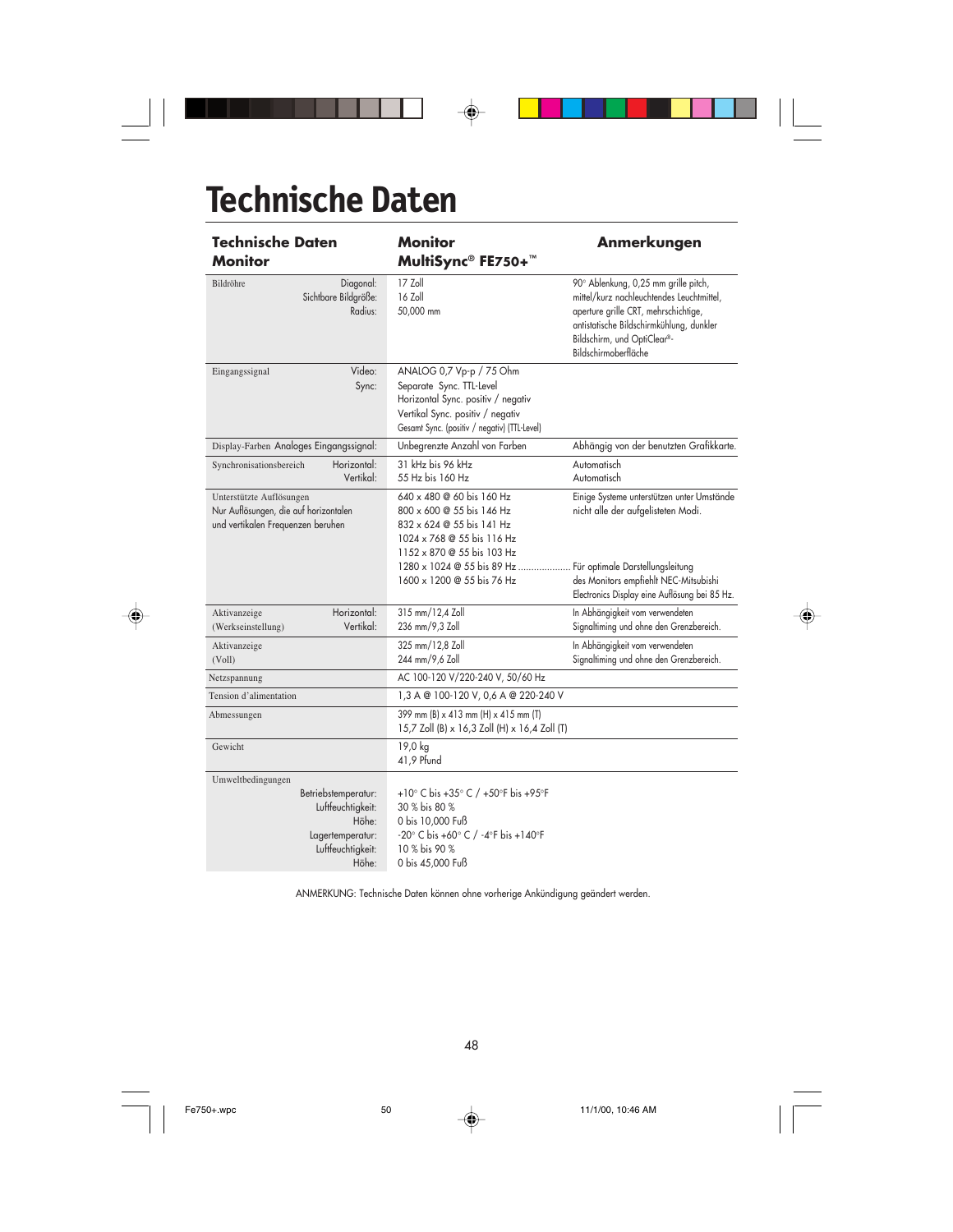# Technische Daten

| Technische Daten Monitor | | Monitor MultiSync® FE750+™ | Anmerkungen |
|---|---|---|---|
| Bildröhre | Diagonal:<br>Sichtbare Bildgröße:<br>Radius: | 17 Zoll<br>16 Zoll<br>50,000 mm | 90° Ablenkung, 0,25 mm grille pitch, mittel/kurz nachleuchtendes Leuchtmittel, aperture grille CRT, mehrschichtige, antistatische Bildschirmkühlung, dunkler Bildschirm, und OptiClear®-Bildschirmoberfläche |
| Eingangssignal | Video:<br>Sync: | ANALOG 0,7 Vp-p / 75 Ohm<br>Separate Sync. TTL-Level<br>Horizontal Sync. positiv / negativ<br>Vertikal Sync. positiv / negativ<br>Gesamt Sync. (positiv / negativ) (TTL-Level) | |
| Display-Farben | Analoges Eingangssignal: | Unbegrenzte Anzahl von Farben | Abhängig von der benutzten Grafikkarte. |
| Synchronisationsbereich | Horizontal:<br>Vertikal: | 31 kHz bis 96 kHz<br>55 Hz bis 160 Hz | Automatisch<br>Automatisch |
| Unterstützte Auflösungen<br>Nur Auflösungen, die auf horizontalen und vertikalen Frequenzen beruhen | | 640 x 480 @ 60 bis 160 Hz<br>800 x 600 @ 55 bis 146 Hz<br>832 x 624 @ 55 bis 141 Hz<br>1024 x 768 @ 55 bis 116 Hz<br>1152 x 870 @ 55 bis 103 Hz<br>1280 x 1024 @ 55 bis 89 Hz ....................<br>1600 x 1200 @ 55 bis 76 Hz | Einige Systeme unterstützen unter Umstände nicht alle der aufgelisteten Modi.<br><br>Für optimale Darstellungsleitung des Monitors empfiehlt NEC-Mitsubishi Electronics Display eine Auflösung bei 85 Hz. |
| Aktivanzeige<br>(Werkseinstellung) | Horizontal:<br>Vertikal: | 315 mm/12,4 Zoll<br>236 mm/9,3 Zoll | In Abhängigkeit vom verwendeten Signaltiming und ohne den Grenzbereich. |
| Aktivanzeige<br>(Voll) | | 325 mm/12,8 Zoll<br>244 mm/9,6 Zoll | In Abhängigkeit vom verwendeten Signaltiming und ohne den Grenzbereich. |
| Netzspannung | | AC 100-120 V/220-240 V, 50/60 Hz | |
| Tension d'alimentation | | 1,3 A @ 100-120 V, 0,6 A @ 220-240 V | |
| Abmessungen | | 399 mm (B) x 413 mm (H) x 415 mm (T)<br>15,7 Zoll (B) x 16,3 Zoll (H) x 16,4 Zoll (T) | |
| Gewicht | | 19,0 kg<br>41,9 Pfund | |
| Umweltbedingungen | Betriebstemperatur:<br>Luftfeuchtigkeit:<br>Höhe:<br>Lagertemperatur:<br>Luftfeuchtigkeit:<br>Höhe: | +10° C bis +35° C / +50°F bis +95°F<br>30 % bis 80 %<br>0 bis 10,000 Fuß<br>-20° C bis +60° C / -4°F bis +140°F<br>10 % bis 90 %<br>0 bis 45,000 Fuß | |

ANMERKUNG: Technische Daten können ohne vorherige Ankündigung geändert werden.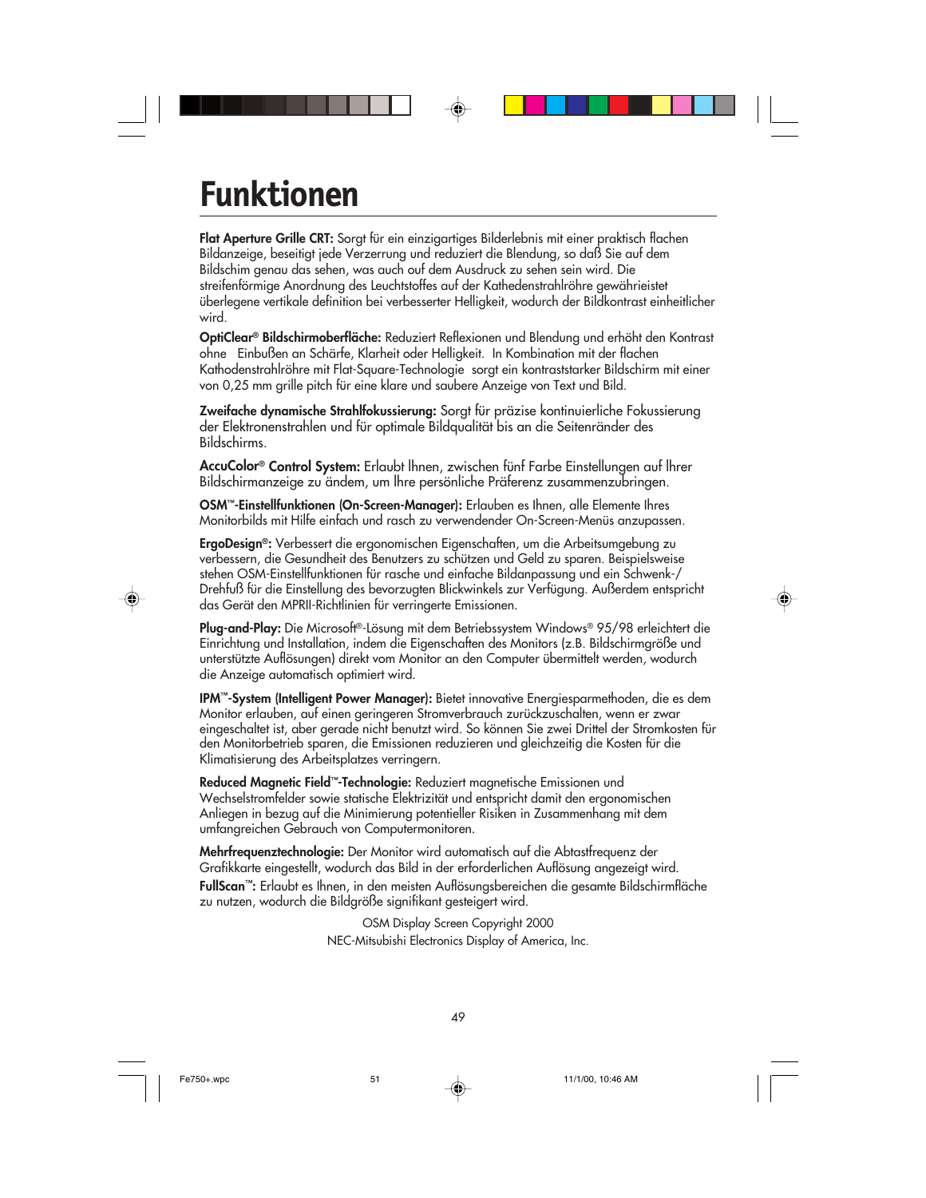# Funktionen

**Flat Aperture Grille CRT:** Sorgt für ein einzigartiges Bilderlebnis mit einer praktisch flachen Bildanzeige, beseitigt jede Verzerrung und reduziert die Blendung, so daß Sie auf dem Bildschim genau das sehen, was auch ouf dem Ausdruck zu sehen sein wird. Die streifenförmige Anordnung des Leuchtstoffes auf der Kathedenstrahlröhre gewährieistet überlegene vertikale definition bei verbesserter Helligkeit, wodurch der Bildkontrast einheitlicher wird.

**OptiClear® Bildschirmoberfläche:** Reduziert Reflexionen und Blendung und erhöht den Kontrast ohne Einbußen an Schärfe, Klarheit oder Helligkeit. In Kombination mit der flachen Kathodenstrahlröhre mit Flat-Square-Technologie sorgt ein kontraststarker Bildschirm mit einer von 0,25 mm grille pitch für eine klare und saubere Anzeige von Text und Bild.

**Zweifache dynamische Strahlfokussierung:** Sorgt für präzise kontinuierliche Fokussierung der Elektronenstrahlen und für optimale Bildqualität bis an die Seitenränder des Bildschirms.

**AccuColor® Control System:** Erlaubt Ihnen, zwischen fünf Farbe Einstellungen auf Ihrer Bildschirmanzeige zu ändem, um Ihre persönliche Präferenz zusammenzubringen.

**OSM™-Einstellfunktionen (On-Screen-Manager):** Erlauben es Ihnen, alle Elemente Ihres Monitorbilds mit Hilfe einfach und rasch zu verwendender On-Screen-Menüs anzupassen.

**ErgoDesign®:** Verbessert die ergonomischen Eigenschaften, um die Arbeitsumgebung zu verbessern, die Gesundheit des Benutzers zu schützen und Geld zu sparen. Beispielsweise stehen OSM-Einstellfunktionen für rasche und einfache Bildanpassung und ein Schwenk-/ Drehfuß für die Einstellung des bevorzugten Blickwinkels zur Verfügung. Außerdem entspricht das Gerät den MPRII-Richtlinien für verringerte Emissionen.

**Plug-and-Play:** Die Microsoft®-Lösung mit dem Betriebssystem Windows® 95/98 erleichtert die Einrichtung und Installation, indem die Eigenschaften des Monitors (z.B. Bildschirmgröße und unterstützte Auflösungen) direkt vom Monitor an den Computer übermittelt werden, wodurch die Anzeige automatisch optimiert wird.

**IPM™-System (Intelligent Power Manager):** Bietet innovative Energiesparmethoden, die es dem Monitor erlauben, auf einen geringeren Stromverbrauch zurückzuschalten, wenn er zwar eingeschaltet ist, aber gerade nicht benutzt wird. So können Sie zwei Drittel der Stromkosten für den Monitorbetrieb sparen, die Emissionen reduzieren und gleichzeitig die Kosten für die Klimatisierung des Arbeitsplatzes verringern.

**Reduced Magnetic Field™-Technologie:** Reduziert magnetische Emissionen und Wechselstromfelder sowie statische Elektrizität und entspricht damit den ergonomischen Anliegen in bezug auf die Minimierung potentieller Risiken in Zusammenhang mit dem umfangreichen Gebrauch von Computermonitoren.

**Mehrfrequenztechnologie:** Der Monitor wird automatisch auf die Abtastfrequenz der Grafikkarte eingestellt, wodurch das Bild in der erforderlichen Auflösung angezeigt wird.

**FullScan™:** Erlaubt es Ihnen, in den meisten Auflösungsbereichen die gesamte Bildschirmfläche zu nutzen, wodurch die Bildgröße signifikant gesteigert wird.

OSM Display Screen Copyright 2000
NEC-Mitsubishi Electronics Display of America, Inc.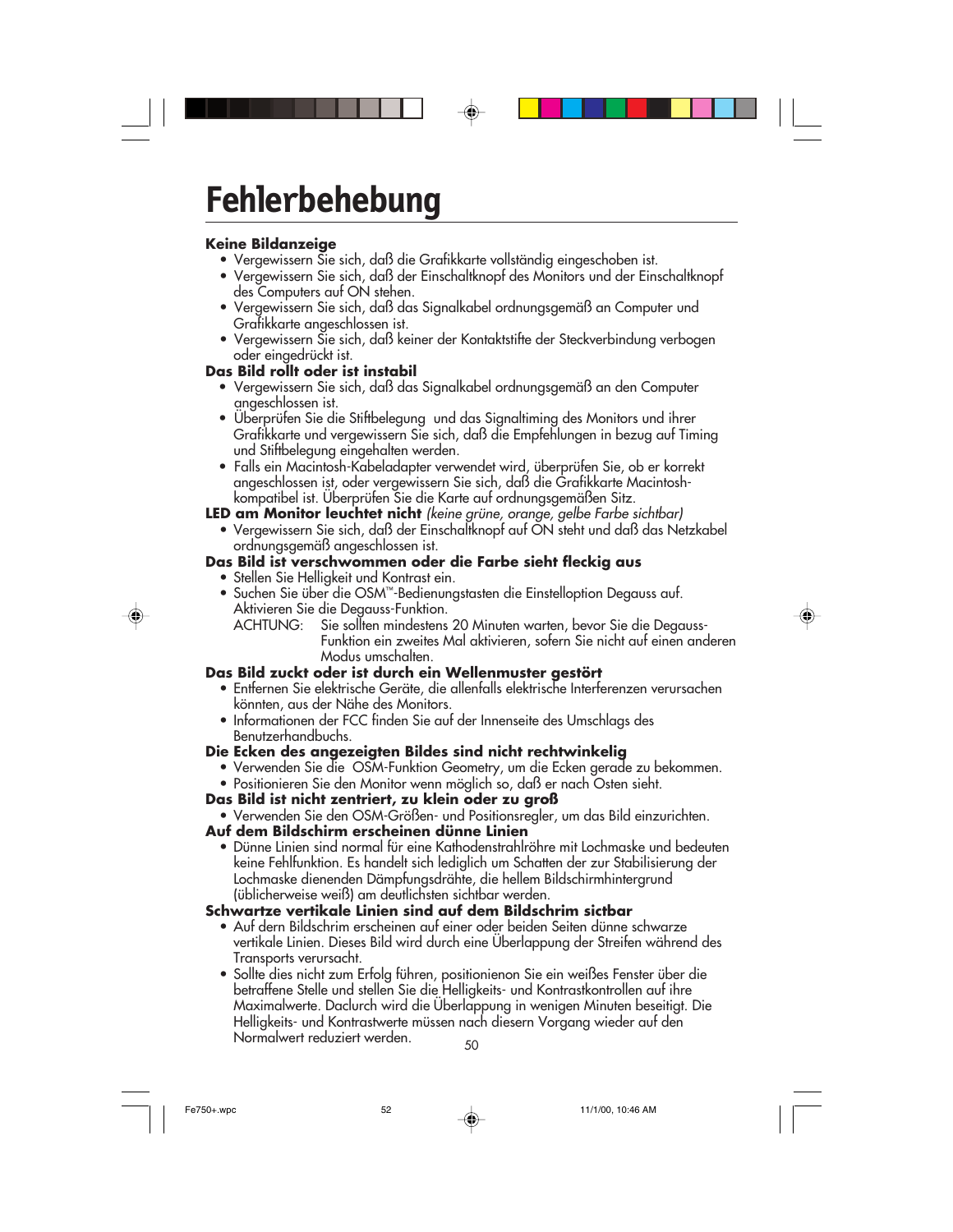# Fehlerbehebung

**Keine Bildanzeige**

- Vergewissern Sie sich, daß die Grafikkarte vollständig eingeschoben ist.
- Vergewissern Sie sich, daß der Einschaltknopf des Monitors und der Einschaltknopf des Computers auf ON stehen.
- Vergewissern Sie sich, daß das Signalkabel ordnungsgemäß an Computer und Grafikkarte angeschlossen ist.
- Vergewissern Sie sich, daß keiner der Kontaktstifte der Steckverbindung verbogen oder eingedrückt ist.

**Das Bild rollt oder ist instabil**

- Vergewissern Sie sich, daß das Signalkabel ordnungsgemäß an den Computer angeschlossen ist.
- Überprüfen Sie die Stiftbelegung und das Signaltiming des Monitors und ihrer Grafikkarte und vergewissern Sie sich, daß die Empfehlungen in bezug auf Timing und Stiftbelegung eingehalten werden.
- Falls ein Macintosh-Kabeladapter verwendet wird, überprüfen Sie, ob er korrekt angeschlossen ist, oder vergewissern Sie sich, daß die Grafikkarte Macintosh-kompatibel ist. Überprüfen Sie die Karte auf ordnungsgemäßen Sitz.

**LED am Monitor leuchtet nicht** *(keine grüne, orange, gelbe Farbe sichtbar)*

- Vergewissern Sie sich, daß der Einschaltknopf auf ON steht und daß das Netzkabel ordnungsgemäß angeschlossen ist.

**Das Bild ist verschwommen oder die Farbe sieht fleckig aus**

- Stellen Sie Helligkeit und Kontrast ein.
- Suchen Sie über die OSM™-Bedienungstasten die Einstelloption Degauss auf. Aktivieren Sie die Degauss-Funktion.
  ACHTUNG: Sie sollten mindestens 20 Minuten warten, bevor Sie die Degauss-Funktion ein zweites Mal aktivieren, sofern Sie nicht auf einen anderen Modus umschalten.

**Das Bild zuckt oder ist durch ein Wellenmuster gestört**

- Entfernen Sie elektrische Geräte, die allenfalls elektrische Interferenzen verursachen könnten, aus der Nähe des Monitors.
- Informationen der FCC finden Sie auf der Innenseite des Umschlags des Benutzerhandbuchs.

**Die Ecken des angezeigten Bildes sind nicht rechtwinkelig**

- Verwenden Sie die OSM-Funktion Geometry, um die Ecken gerade zu bekommen.
- Positionieren Sie den Monitor wenn möglich so, daß er nach Osten sieht.

**Das Bild ist nicht zentriert, zu klein oder zu groß**

- Verwenden Sie den OSM-Größen- und Positionsregler, um das Bild einzurichten.

**Auf dem Bildschirm erscheinen dünne Linien**

- Dünne Linien sind normal für eine Kathodenstrahlröhre mit Lochmaske und bedeuten keine Fehlfunktion. Es handelt sich lediglich um Schatten der zur Stabilisierung der Lochmaske dienenden Dämpfungsdrähte, die hellem Bildschirmhintergrund (üblicherweise weiß) am deutlichsten sichtbar werden.

**Schwartze vertikale Linien sind auf dem Bildschrim sictbar**

- Auf dern Bildschrim erscheinen auf einer oder beiden Seiten dünne schwarze vertikale Linien. Dieses Bild wird durch eine Überlappung der Streifen während des Transports verursacht.
- Sollte dies nicht zum Erfolg führen, positionienon Sie ein weißes Fenster über die betraffene Stelle und stellen Sie die Helligkeits- und Kontrastkontrollen auf ihre Maximalwerte. Daclurch wird die Überlappung in wenigen Minuten beseitigt. Die Helligkeits- und Kontrastwerte müssen nach diesern Vorgang wieder auf den Normalwert reduziert werden.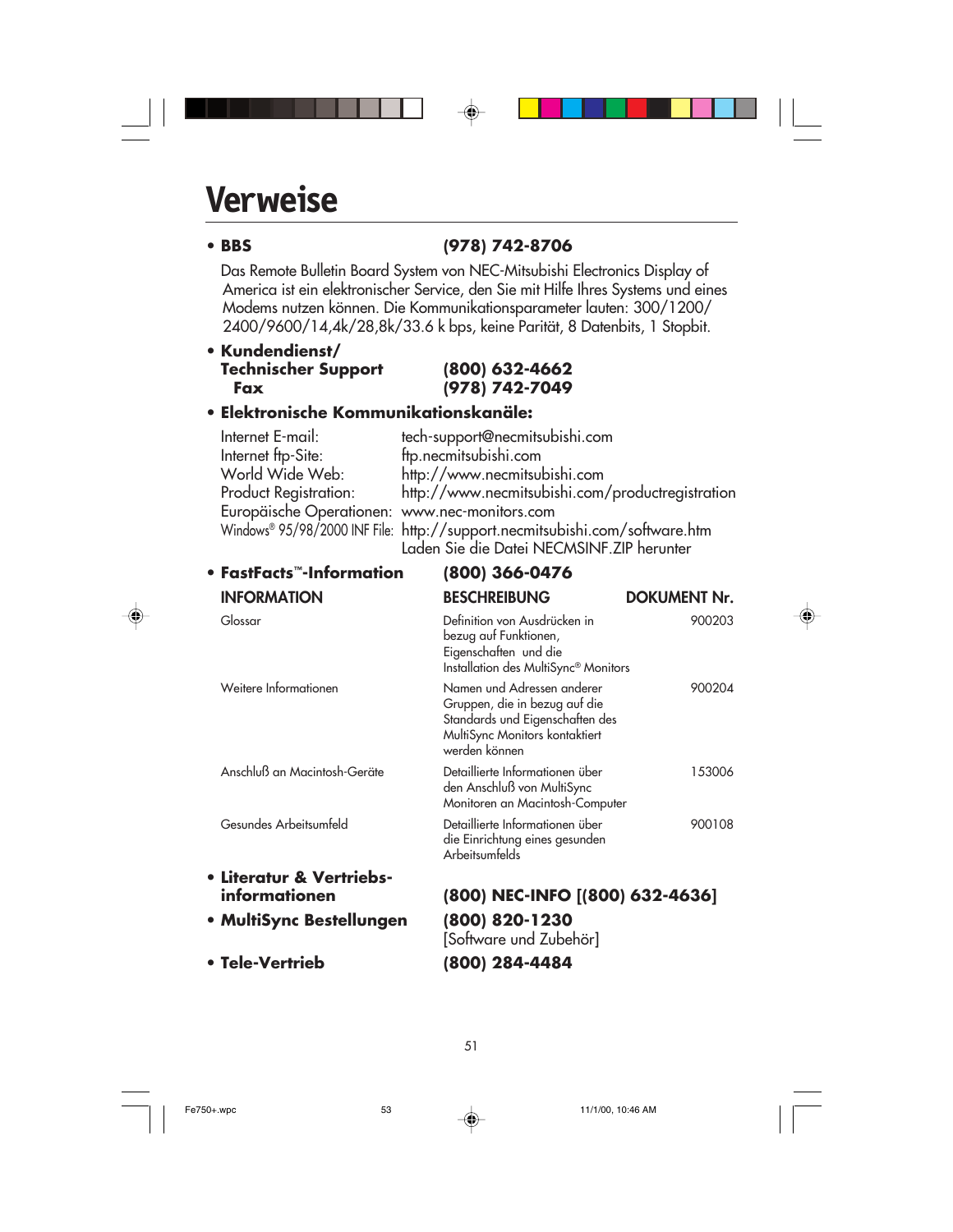# Verweise

- **BBS** **(978) 742-8706**

  Das Remote Bulletin Board System von NEC-Mitsubishi Electronics Display of America ist ein elektronischer Service, den Sie mit Hilfe Ihres Systems und eines Modems nutzen können. Die Kommunikationsparameter lauten: 300/1200/2400/9600/14,4k/28,8k/33.6 k bps, keine Parität, 8 Datenbits, 1 Stopbit.

- **Kundendienst/ Technischer Support** **(800) 632-4662**
  **Fax** **(978) 742-7049**

- **Elektronische Kommunikationskanäle:**

| | |
|---|---|
| Internet E-mail: | tech-support@necmitsubishi.com |
| Internet ftp-Site: | ftp.necmitsubishi.com |
| World Wide Web: | http://www.necmitsubishi.com |
| Product Registration: | http://www.necmitsubishi.com/productregistration |
| Europäische Operationen: | www.nec-monitors.com |
| Windows® 95/98/2000 INF File: | http://support.necmitsubishi.com/software.htm Laden Sie die Datei NECMSINF.ZIP herunter |

- **FastFacts™-Information** **(800) 366-0476**

| INFORMATION | BESCHREIBUNG | DOKUMENT Nr. |
|---|---|---|
| Glossar | Definition von Ausdrücken in bezug auf Funktionen, Eigenschaften und die Installation des MultiSync® Monitors | 900203 |
| Weitere Informationen | Namen und Adressen anderer Gruppen, die in bezug auf die Standards und Eigenschaften des MultiSync Monitors kontaktiert werden können | 900204 |
| Anschluß an Macintosh-Geräte | Detaillierte Informationen über den Anschluß von MultiSync Monitoren an Macintosh-Computer | 153006 |
| Gesundes Arbeitsumfeld | Detaillierte Informationen über die Einrichtung eines gesunden Arbeitsumfelds | 900108 |

- **Literatur & Vertriebs-informationen** **(800) NEC-INFO [(800) 632-4636]**
- **MultiSync Bestellungen** **(800) 820-1230** [Software und Zubehör]
- **Tele-Vertrieb** **(800) 284-4484**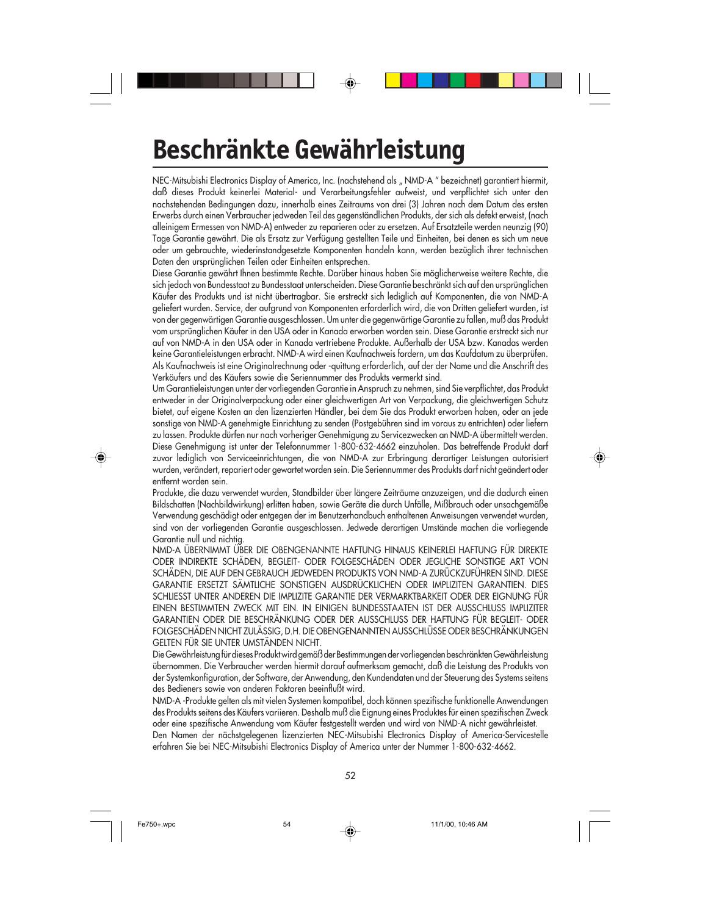# Beschränkte Gewährleistung

NEC-Mitsubishi Electronics Display of America, Inc. (nachstehend als „ NMD-A “ bezeichnet) garantiert hiermit, daß dieses Produkt keinerlei Material- und Verarbeitungsfehler aufweist, und verpflichtet sich unter den nachstehenden Bedingungen dazu, innerhalb eines Zeitraums von drei (3) Jahren nach dem Datum des ersten Erwerbs durch einen Verbraucher jedweden Teil des gegenständlichen Produkts, der sich als defekt erweist, (nach alleinigem Ermessen von NMD-A) entweder zu reparieren oder zu ersetzen. Auf Ersatzteile werden neunzig (90) Tage Garantie gewährt. Die als Ersatz zur Verfügung gestellten Teile und Einheiten, bei denen es sich um neue oder um gebrauchte, wiederinstandgesetzte Komponenten handeln kann, werden bezüglich ihrer technischen Daten den ursprünglichen Teilen oder Einheiten entsprechen.

Diese Garantie gewährt Ihnen bestimmte Rechte. Darüber hinaus haben Sie möglicherweise weitere Rechte, die sich jedoch von Bundesstaat zu Bundesstaat unterscheiden. Diese Garantie beschränkt sich auf den ursprünglichen Käufer des Produkts und ist nicht übertragbar. Sie erstreckt sich lediglich auf Komponenten, die von NMD-A geliefert wurden. Service, der aufgrund von Komponenten erforderlich wird, die von Dritten geliefert wurden, ist von der gegenwärtigen Garantie ausgeschlossen. Um unter die gegenwärtige Garantie zu fallen, muß das Produkt vom ursprünglichen Käufer in den USA oder in Kanada erworben worden sein. Diese Garantie erstreckt sich nur auf von NMD-A in den USA oder in Kanada vertriebene Produkte. Außerhalb der USA bzw. Kanadas werden keine Garantieleistungen erbracht. NMD-A wird einen Kaufnachweis fordern, um das Kaufdatum zu überprüfen. Als Kaufnachweis ist eine Originalrechnung oder -quittung erforderlich, auf der der Name und die Anschrift des Verkäufers und des Käufers sowie die Seriennummer des Produkts vermerkt sind.

Um Garantieleistungen unter der vorliegenden Garantie in Anspruch zu nehmen, sind Sie verpflichtet, das Produkt entweder in der Originalverpackung oder einer gleichwertigen Art von Verpackung, die gleichwertigen Schutz bietet, auf eigene Kosten an den lizenzierten Händler, bei dem Sie das Produkt erworben haben, oder an jede sonstige von NMD-A genehmigte Einrichtung zu senden (Postgebühren sind im voraus zu entrichten) oder liefern zu lassen. Produkte dürfen nur nach vorheriger Genehmigung zu Servicezwecken an NMD-A übermittelt werden. Diese Genehmigung ist unter der Telefonnummer 1-800-632-4662 einzuholen. Das betreffende Produkt darf zuvor lediglich von Serviceeinrichtungen, die von NMD-A zur Erbringung derartiger Leistungen autorisiert wurden, verändert, repariert oder gewartet worden sein. Die Seriennummer des Produkts darf nicht geändert oder entfernt worden sein.

Produkte, die dazu verwendet wurden, Standbilder über längere Zeiträume anzuzeigen, und die dadurch einen Bildschatten (Nachbildwirkung) erlitten haben, sowie Geräte die durch Unfälle, Mißbrauch oder unsachgemäße Verwendung geschädigt oder entgegen der im Benutzerhandbuch enthaltenen Anweisungen verwendet wurden, sind von der vorliegenden Garantie ausgeschlossen. Jedwede derartigen Umstände machen die vorliegende Garantie null und nichtig.

NMD-A ÜBERNIMMT ÜBER DIE OBENGENANNTE HAFTUNG HINAUS KEINERLEI HAFTUNG FÜR DIREKTE ODER INDIREKTE SCHÄDEN, BEGLEIT- ODER FOLGESCHÄDEN ODER JEGLICHE SONSTIGE ART VON SCHÄDEN, DIE AUF DEN GEBRAUCH JEDWEDEN PRODUKTS VON NMD-A ZURÜCKZUFÜHREN SIND. DIESE GARANTIE ERSETZT SÄMTLICHE SONSTIGEN AUSDRÜCKLICHEN ODER IMPLIZITEN GARANTIEN. DIES SCHLIESST UNTER ANDEREN DIE IMPLIZITE GARANTIE DER VERMARKTBARKEIT ODER DER EIGNUNG FÜR EINEN BESTIMMTEN ZWECK MIT EIN. IN EINIGEN BUNDESSTAATEN IST DER AUSSCHLUSS IMPLIZITER GARANTIEN ODER DIE BESCHRÄNKUNG ODER DER AUSSCHLUSS DER HAFTUNG FÜR BEGLEIT- ODER FOLGESCHÄDEN NICHT ZULÄSSIG, D.H. DIE OBENGENANNTEN AUSSCHLÜSSE ODER BESCHRÄNKUNGEN GELTEN FÜR SIE UNTER UMSTÄNDEN NICHT.

Die Gewährleistung für dieses Produkt wird gemäß der Bestimmungen der vorliegenden beschränkten Gewährleistung übernommen. Die Verbraucher werden hiermit darauf aufmerksam gemacht, daß die Leistung des Produkts von der Systemkonfiguration, der Software, der Anwendung, den Kundendaten und der Steuerung des Systems seitens des Bedieners sowie von anderen Faktoren beeinflußt wird.

NMD-A -Produkte gelten als mit vielen Systemen kompatibel, doch können spezifische funktionelle Anwendungen des Produkts seitens des Käufers variieren. Deshalb muß die Eignung eines Produktes für einen spezifischen Zweck oder eine spezifische Anwendung vom Käufer festgestellt werden und wird von NMD-A nicht gewährleistet.

Den Namen der nächstgelegenen lizenzierten NEC-Mitsubishi Electronics Display of America-Servicestelle erfahren Sie bei NEC-Mitsubishi Electronics Display of America unter der Nummer 1-800-632-4662.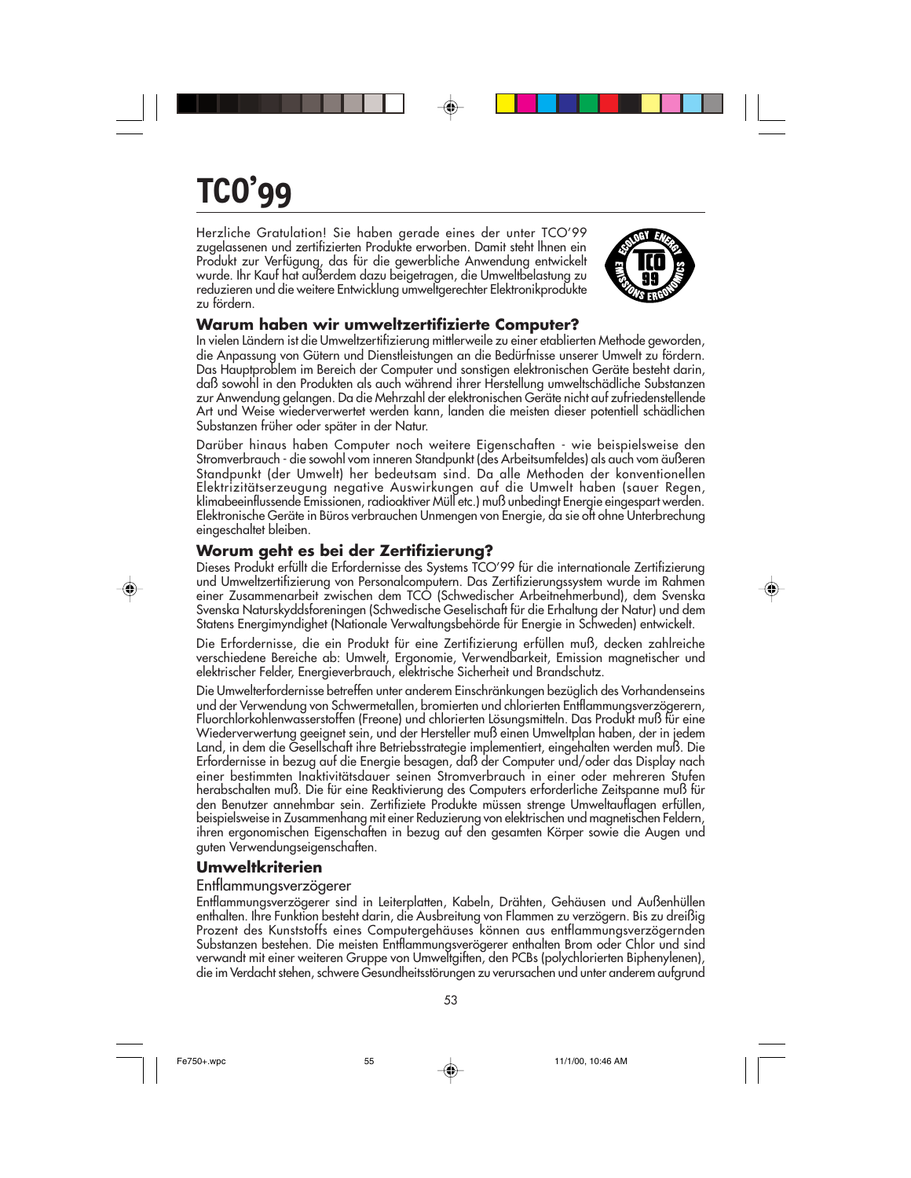# TCO'99

Herzliche Gratulation! Sie haben gerade eines der unter TCO'99 zugelassenen und zertifizierten Produkte erworben. Damit steht Ihnen ein Produkt zur Verfügung, das für die gewerbliche Anwendung entwickelt wurde. Ihr Kauf hat außerdem dazu beigetragen, die Umweltbelastung zu reduzieren und die weitere Entwicklung umweltgerechter Elektronikprodukte zu fördern.

## Warum haben wir umweltzertifizierte Computer?

In vielen Ländern ist die Umweltzertifizierung mittlerweile zu einer etablierten Methode geworden, die Anpassung von Gütern und Dienstleistungen an die Bedürfnisse unserer Umwelt zu fördern. Das Hauptproblem im Bereich der Computer und sonstigen elektronischen Geräte besteht darin, daß sowohl in den Produkten als auch während ihrer Herstellung umweltschädliche Substanzen zur Anwendung gelangen. Da die Mehrzahl der elektronischen Geräte nicht auf zufriedenstellende Art und Weise wiederverwertet werden kann, landen die meisten dieser potentiell schädlichen Substanzen früher oder später in der Natur.

Darüber hinaus haben Computer noch weitere Eigenschaften - wie beispielsweise den Stromverbrauch - die sowohl vom inneren Standpunkt (des Arbeitsumfeldes) als auch vom äußeren Standpunkt (der Umwelt) her bedeutsam sind. Da alle Methoden der konventionellen Elektrizitätserzeugung negative Auswirkungen auf die Umwelt haben (sauer Regen, klimabeeinflussende Emissionen, radioaktiver Müll etc.) muß unbedingt Energie eingespart werden. Elektronische Geräte in Büros verbrauchen Unmengen von Energie, da sie oft ohne Unterbrechung eingeschaltet bleiben.

## Worum geht es bei der Zertifizierung?

Dieses Produkt erfüllt die Erfordernisse des Systems TCO'99 für die internationale Zertifizierung und Umweltzertifizierung von Personalcomputern. Das Zertifizierungssystem wurde im Rahmen einer Zusammenarbeit zwischen dem TCO (Schwedischer Arbeitnehmerbund), dem Svenska Svenska Naturskyddsforeningen (Schwedische Geselischaft für die Erhaltung der Natur) und dem Statens Energimyndighet (Nationale Verwaltungsbehörde für Energie in Schweden) entwickelt.

Die Erfordernisse, die ein Produkt für eine Zertifizierung erfüllen muß, decken zahlreiche verschiedene Bereiche ab: Umwelt, Ergonomie, Verwendbarkeit, Emission magnetischer und elektrischer Felder, Energieverbrauch, elektrische Sicherheit und Brandschutz.

Die Umwelterfordernisse betreffen unter anderem Einschränkungen bezüglich des Vorhandenseins und der Verwendung von Schwermetallen, bromierten und chlorierten Entflammungsverzögerern, Fluorchlorkohlenwasserstoffen (Freone) und chlorierten Lösungsmitteln. Das Produkt muß für eine Wiederverwertung geeignet sein, und der Hersteller muß einen Umweltplan haben, der in jedem Land, in dem die Gesellschaft ihre Betriebsstrategie implementiert, eingehalten werden muß. Die Erfordernisse in bezug auf die Energie besagen, daß der Computer und/oder das Display nach einer bestimmten Inaktivitätsdauer seinen Stromverbrauch in einer oder mehreren Stufen herabschalten muß. Die für eine Reaktivierung des Computers erforderliche Zeitspanne muß für den Benutzer annehmbar sein. Zertifiziete Produkte müssen strenge Umweltauflagen erfüllen, beispielsweise in Zusammenhang mit einer Reduzierung von elektrischen und magnetischen Feldern, ihren ergonomischen Eigenschaften in bezug auf den gesamten Körper sowie die Augen und guten Verwendungseigenschaften.

## Umweltkriterien

### Entflammungsverzögerer

Entflammungsverzögerer sind in Leiterplatten, Kabeln, Drähten, Gehäusen und Außenhüllen enthalten. Ihre Funktion besteht darin, die Ausbreitung von Flammen zu verzögern. Bis zu dreißig Prozent des Kunststoffs eines Computergehäuses können aus entflammungsverzögernden Substanzen bestehen. Die meisten Entflammungsverögerer enthalten Brom oder Chlor und sind verwandt mit einer weiteren Gruppe von Umweltgiften, den PCBs (polychlorierten Biphenylenen), die im Verdacht stehen, schwere Gesundheitsstörungen zu verursachen und unter anderem aufgrund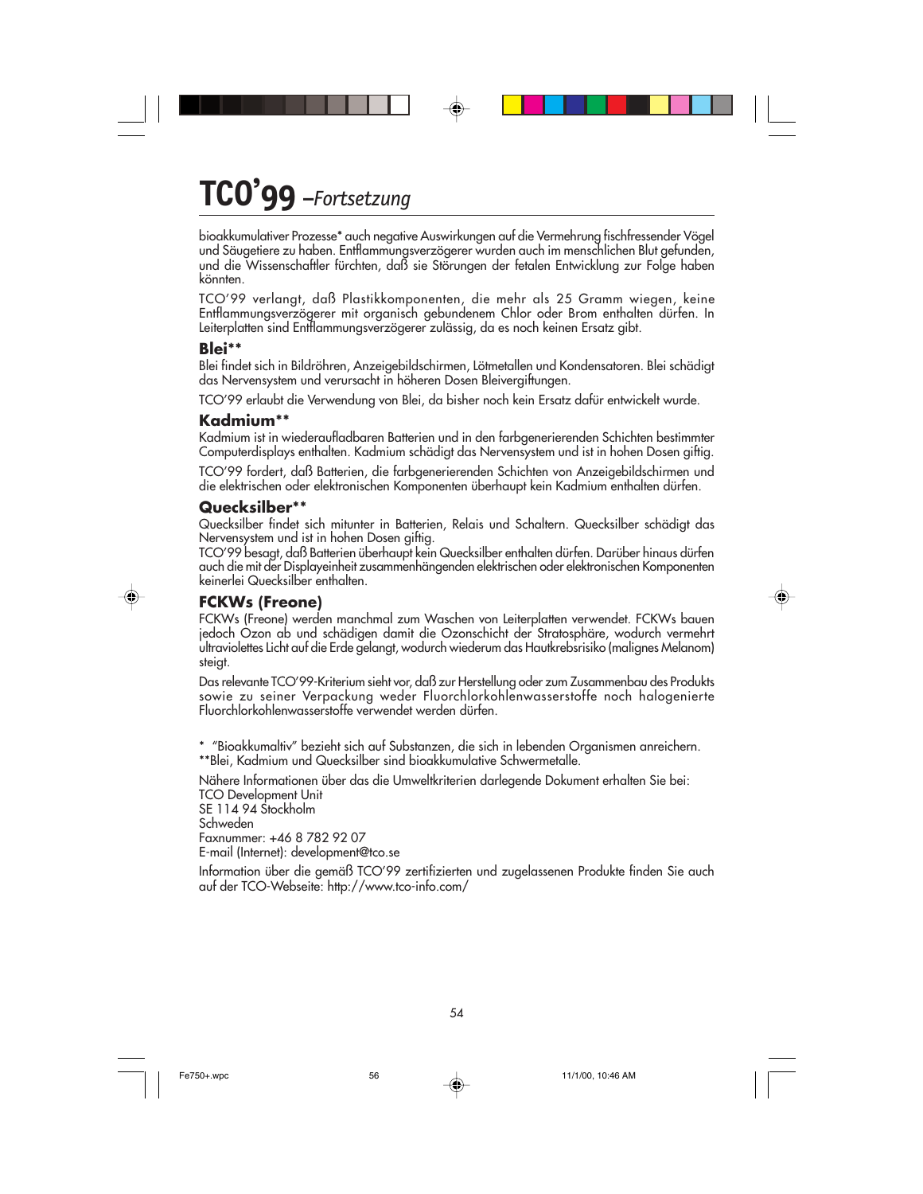# TCO'99 *–Fortsetzung*

bioakkumulativer Prozesse* auch negative Auswirkungen auf die Vermehrung fischfressender Vögel und Säugetiere zu haben. Entflammungsverzögerer wurden auch im menschlichen Blut gefunden, und die Wissenschaftler fürchten, daß sie Störungen der fetalen Entwicklung zur Folge haben könnten.

TCO'99 verlangt, daß Plastikkomponenten, die mehr als 25 Gramm wiegen, keine Entflammungsverzögerer mit organisch gebundenem Chlor oder Brom enthalten dürfen. In Leiterplatten sind Entflammungsverzögerer zulässig, da es noch keinen Ersatz gibt.

### Blei**

Blei findet sich in Bildröhren, Anzeigebildschirmen, Lötmetallen und Kondensatoren. Blei schädigt das Nervensystem und verursacht in höheren Dosen Bleivergiftungen.

TCO'99 erlaubt die Verwendung von Blei, da bisher noch kein Ersatz dafür entwickelt wurde.

### Kadmium**

Kadmium ist in wiederaufladbaren Batterien und in den farbgenerierenden Schichten bestimmter Computerdisplays enthalten. Kadmium schädigt das Nervensystem und ist in hohen Dosen giftig.

TCO'99 fordert, daß Batterien, die farbgenerierenden Schichten von Anzeigebildschirmen und die elektrischen oder elektronischen Komponenten überhaupt kein Kadmium enthalten dürfen.

### Quecksilber**

Quecksilber findet sich mitunter in Batterien, Relais und Schaltern. Quecksilber schädigt das Nervensystem und ist in hohen Dosen giftig.
TCO'99 besagt, daß Batterien überhaupt kein Quecksilber enthalten dürfen. Darüber hinaus dürfen auch die mit der Displayeinheit zusammenhängenden elektrischen oder elektronischen Komponenten keinerlei Quecksilber enthalten.

### FCKWs (Freone)

FCKWs (Freone) werden manchmal zum Waschen von Leiterplatten verwendet. FCKWs bauen jedoch Ozon ab und schädigen damit die Ozonschicht der Stratosphäre, wodurch vermehrt ultraviolettes Licht auf die Erde gelangt, wodurch wiederum das Hautkrebsrisiko (malignes Melanom) steigt.

Das relevante TCO'99-Kriterium sieht vor, daß zur Herstellung oder zum Zusammenbau des Produkts sowie zu seiner Verpackung weder Fluorchlorkohlenwasserstoffe noch halogenierte Fluorchlorkohlenwasserstoffe verwendet werden dürfen.

\* "Bioakkumaltiv" bezieht sich auf Substanzen, die sich in lebenden Organismen anreichern.
**Blei, Kadmium und Quecksilber sind bioakkumulative Schwermetalle.

Nähere Informationen über das die Umweltkriterien darlegende Dokument erhalten Sie bei:
TCO Development Unit
SE 114 94 Stockholm
Schweden
Faxnummer: +46 8 782 92 07
E-mail (Internet): development@tco.se

Information über die gemäß TCO'99 zertifizierten und zugelassenen Produkte finden Sie auch auf der TCO-Webseite: http://www.tco-info.com/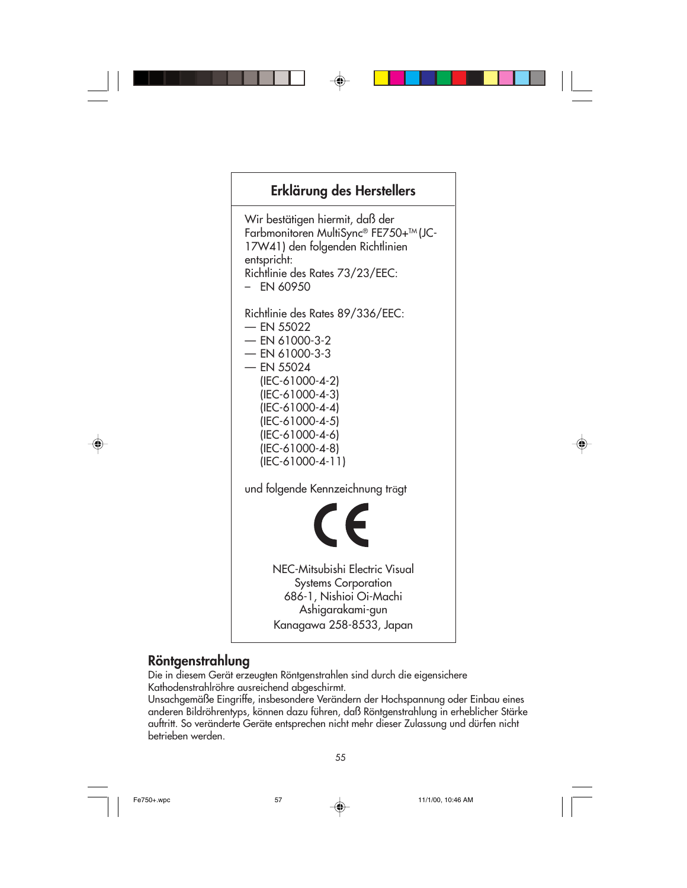## Erklärung des Herstellers

Wir bestätigen hiermit, daß der Farbmonitoren MultiSync® FE750+™ (JC-17W41) den folgenden Richtlinien entspricht:

Richtlinie des Rates 73/23/EEC:
– EN 60950

Richtlinie des Rates 89/336/EEC:
— EN 55022
— EN 61000-3-2
— EN 61000-3-3
— EN 55024
(IEC-61000-4-2)
(IEC-61000-4-3)
(IEC-61000-4-4)
(IEC-61000-4-5)
(IEC-61000-4-6)
(IEC-61000-4-8)
(IEC-61000-4-11)

und folgende Kennzeichnung trägt

CE

NEC-Mitsubishi Electric Visual Systems Corporation
686-1, Nishioi Oi-Machi
Ashigarakami-gun
Kanagawa 258-8533, Japan

## Röntgenstrahlung

Die in diesem Gerät erzeugten Röntgenstrahlen sind durch die eigensichere Kathodenstrahlröhre ausreichend abgeschirmt.
Unsachgemäße Eingriffe, insbesondere Verändern der Hochspannung oder Einbau eines anderen Bildröhrentyps, können dazu führen, daß Röntgenstrahlung in erheblicher Stärke auftritt. So veränderte Geräte entsprechen nicht mehr dieser Zulassung und dürfen nicht betrieben werden.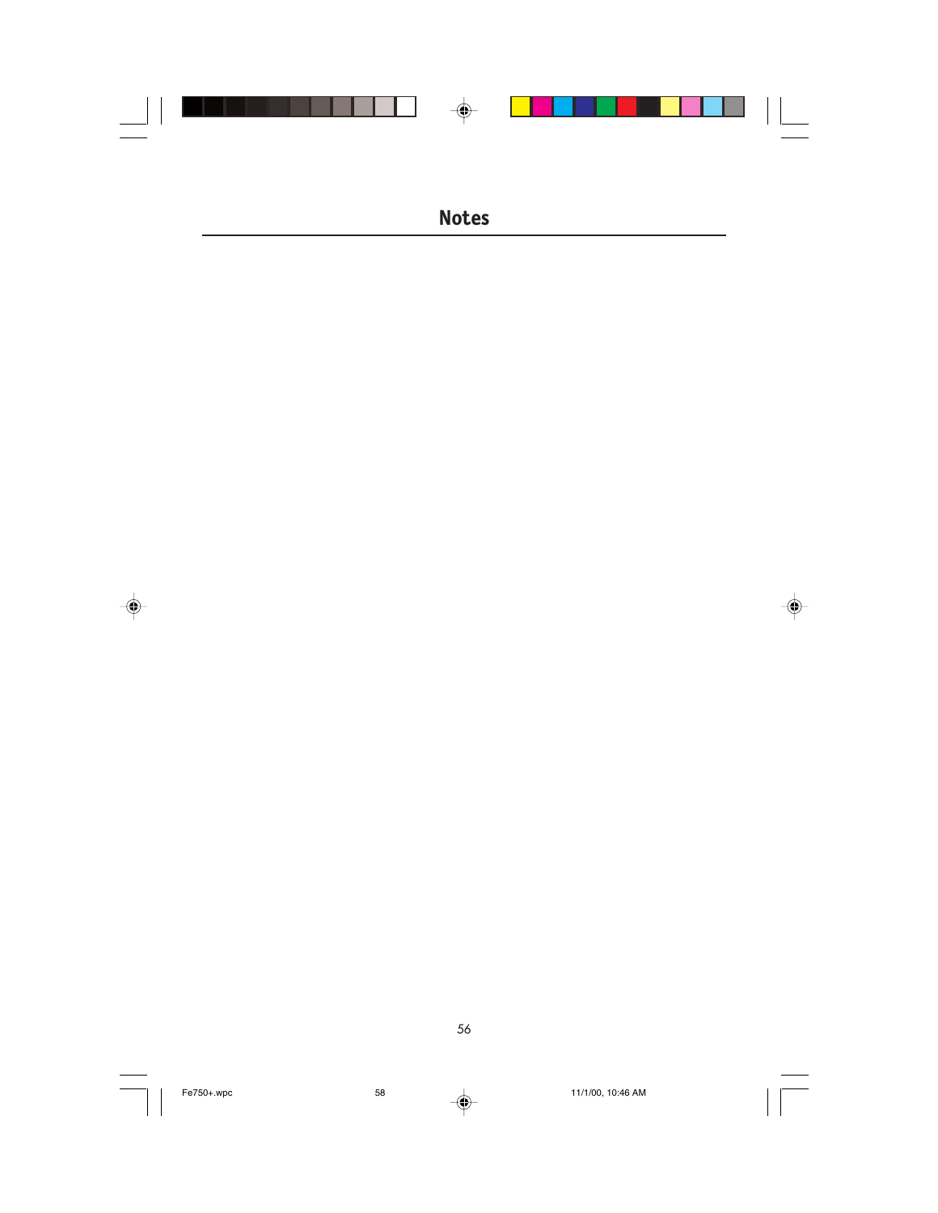# Notes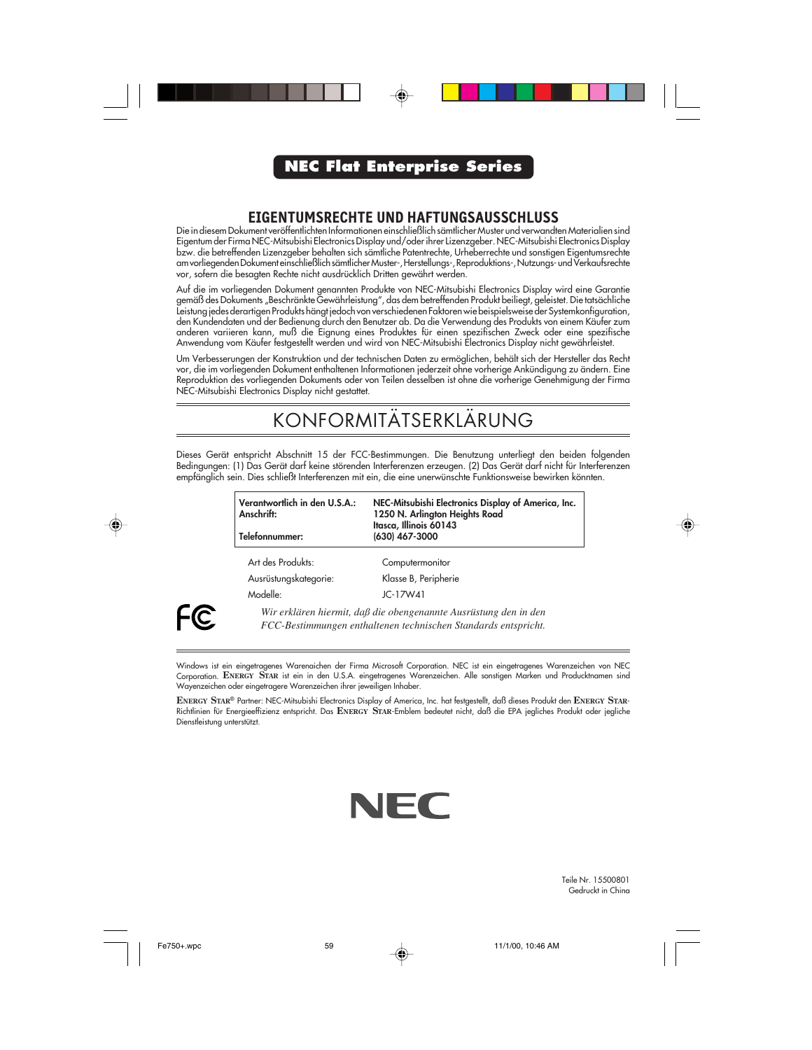**NEC Flat Enterprise Series**

## EIGENTUMSRECHTE UND HAFTUNGSAUSSCHLUSS

Die in diesem Dokument veröffentlichten Informationen einschließlich sämtlicher Muster und verwandten Materialien sind Eigentum der Firma NEC-Mitsubishi Electronics Display und/oder ihrer Lizenzgeber. NEC-Mitsubishi Electronics Display bzw. die betreffenden Lizenzgeber behalten sich sämtliche Patentrechte, Urheberrechte und sonstigen Eigentumsrechte am vorliegenden Dokument einschließlich sämtlicher Muster-, Herstellungs-, Reproduktions-, Nutzungs- und Verkaufsrechte vor, sofern die besagten Rechte nicht ausdrücklich Dritten gewährt werden.

Auf die im vorliegenden Dokument genannten Produkte von NEC-Mitsubishi Electronics Display wird eine Garantie gemäß des Dokuments „Beschränkte Gewährleistung", das dem betreffenden Produkt beiliegt, geleistet. Die tatsächliche Leistung jedes derartigen Produkts hängt jedoch von verschiedenen Faktoren wie beispielsweise der Systemkonfiguration, den Kundendaten und der Bedienung durch den Benutzer ab. Da die Verwendung des Produkts von einem Käufer zum anderen variieren kann, muß die Eignung eines Produktes für einen spezifischen Zweck oder eine spezifische Anwendung vom Käufer festgestellt werden und wird von NEC-Mitsubishi Electronics Display nicht gewährleistet.

Um Verbesserungen der Konstruktion und der technischen Daten zu ermöglichen, behält sich der Hersteller das Recht vor, die im vorliegenden Dokument enthaltenen Informationen jederzeit ohne vorherige Ankündigung zu ändern. Eine Reproduktion des vorliegenden Dokuments oder von Teilen desselben ist ohne die vorherige Genehmigung der Firma NEC-Mitsubishi Electronics Display nicht gestattet.

## KONFORMITÄTSERKLÄRUNG

Dieses Gerät entspricht Abschnitt 15 der FCC-Bestimmungen. Die Benutzung unterliegt den beiden folgenden Bedingungen: (1) Das Gerät darf keine störenden Interferenzen erzeugen. (2) Das Gerät darf nicht für Interferenzen empfänglich sein. Dies schließt Interferenzen mit ein, die eine unerwünschte Funktionsweise bewirken könnten.

| | |
|---|---|
| **Verantwortlich in den U.S.A.:** | **NEC-Mitsubishi Electronics Display of America, Inc.** |
| **Anschrift:** | **1250 N. Arlington Heights Road** |
| | **Itasca, Illinois 60143** |
| **Telefonnummer:** | **(630) 467-3000** |

| | |
|---|---|
| Art des Produkts: | Computermonitor |
| Ausrüstungskategorie: | Klasse B, Peripherie |
| Modelle: | JC-17W41 |

*Wir erklären hiermit, daß die obengenannte Ausrüstung den in den FCC-Bestimmungen enthaltenen technischen Standards entspricht.*

Windows ist ein eingetragenes Warenaichen der Firma Microsoft Corporation. NEC ist ein eingetragenes Warenzeichen von NEC Corporation. ENERGY STAR ist ein in den U.S.A. eingetragenes Warenzeichen. Alle sonstigen Marken und Producktnamen sind Wayenzeichen oder eingetragere Warenzeichen ihrer jeweiligen Inhaber.

ENERGY STAR® Partner: NEC-Mitsubishi Electronics Display of America, Inc. hat festgestellt, daß dieses Produkt den ENERGY STAR-Richtlinien für Energieeffizienz entspricht. Das ENERGY STAR-Emblem bedeutet nicht, daß die EPA jegliches Produkt oder jegliche Dienstleistung unterstützt.

NEC

Teile Nr. 15500801
Gedruckt in China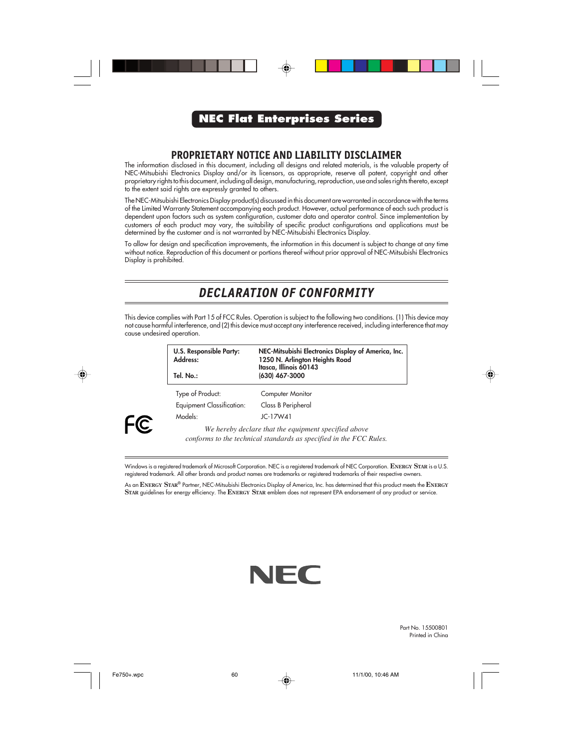## NEC Flat Enterprises Series

## PROPRIETARY NOTICE AND LIABILITY DISCLAIMER

The information disclosed in this document, including all designs and related materials, is the valuable property of NEC-Mitsubishi Electronics Display and/or its licensors, as appropriate, reserve all patent, copyright and other proprietary rights to this document, including all design, manufacturing, reproduction, use and sales rights thereto, except to the extent said rights are expressly granted to others.

The NEC-Mitsubishi Electronics Display product(s) discussed in this document are warranted in accordance with the terms of the Limited Warranty Statement accompanying each product. However, actual performance of each such product is dependent upon factors such as system configuration, customer data and operator control. Since implementation by customers of each product may vary, the suitability of specific product configurations and applications must be determined by the customer and is not warranted by NEC-Mitsubishi Electronics Display.

To allow for design and specification improvements, the information in this document is subject to change at any time without notice. Reproduction of this document or portions thereof without prior approval of NEC-Mitsubishi Electronics Display is prohibited.

## *DECLARATION OF CONFORMITY*

This device complies with Part 15 of FCC Rules. Operation is subject to the following two conditions. (1) This device may not cause harmful interference, and (2) this device must accept any interference received, including interference that may cause undesired operation.

| | |
|---|---|
| **U.S. Responsible Party:** | **NEC-Mitsubishi Electronics Display of America, Inc.** |
| **Address:** | **1250 N. Arlington Heights Road Itasca, Illinois 60143** |
| **Tel. No.:** | **(630) 467-3000** |

| | |
|---|---|
| Type of Product: | Computer Monitor |
| Equipment Classification: | Class B Peripheral |
| Models: | JC-17W41 |

*We hereby declare that the equipment specified above conforms to the technical standards as specified in the FCC Rules.*

Windows is a registered trademark of Microsoft Corporation. NEC is a registered trademark of NEC Corporation. ENERGY STAR is a U.S. registered trademark. All other brands and product names are trademarks or registered trademarks of their respective owners.

As an ENERGY STAR® Partner, NEC-Mitsubishi Electronics Display of America, Inc. has determined that this product meets the ENERGY STAR guidelines for energy efficiency. The ENERGY STAR emblem does not represent EPA endorsement of any product or service.

NEC

Part No. 15500801
Printed in China